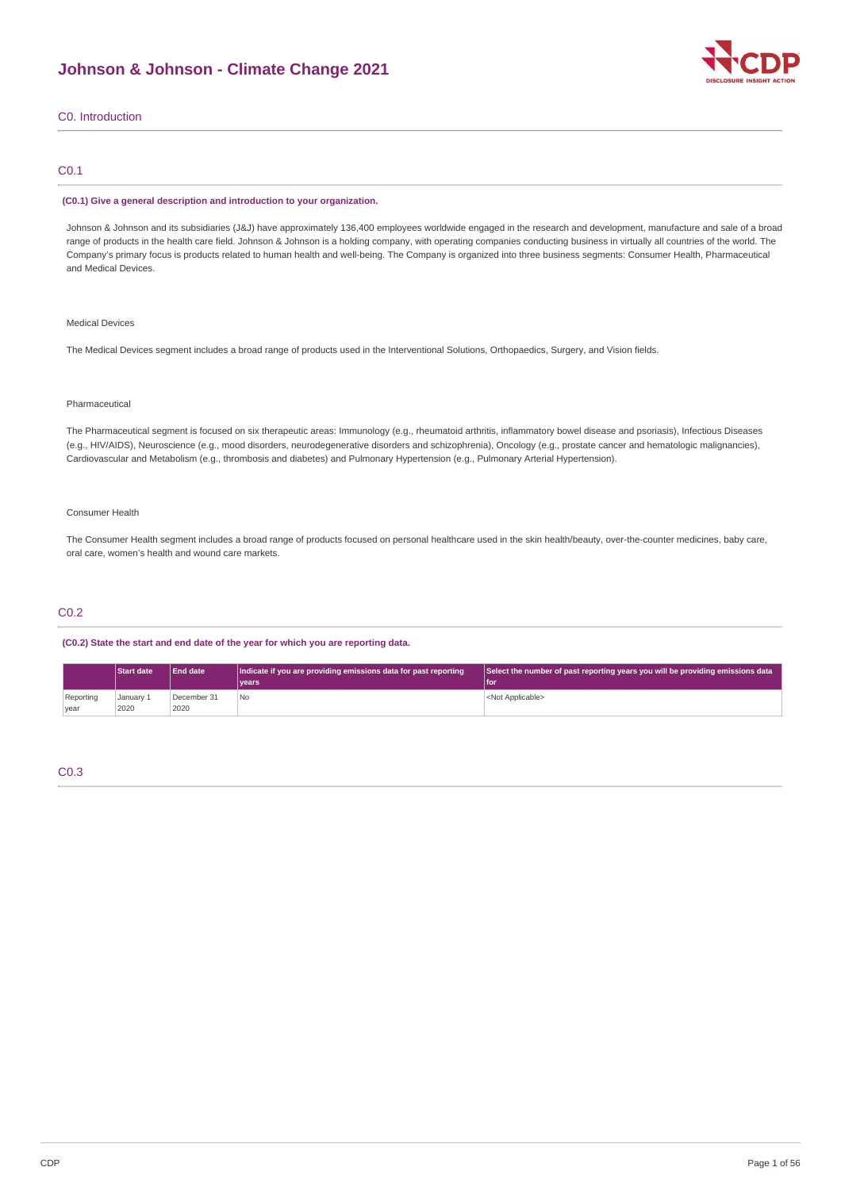# Johnson & Johnson - Climate Change 2021

## C0. Introduction

### C0.1

**(C0.1) Give a general description and introduction to your organization.**

Johnson & Johnson and its subsidiaries (J&J) have approximately 136,400 employees worldwide engaged in the research and development, manufacture and sale of a broad range of products in the health care field. Johnson & Johnson is a holding company, with operating companies conducting business in virtually all countries of the world. The Company's primary focus is products related to human health and well-being. The Company is organized into three business segments: Consumer Health, Pharmaceutical and Medical Devices.

Medical Devices

The Medical Devices segment includes a broad range of products used in the Interventional Solutions, Orthopaedics, Surgery, and Vision fields.

Pharmaceutical

The Pharmaceutical segment is focused on six therapeutic areas: Immunology (e.g., rheumatoid arthritis, inflammatory bowel disease and psoriasis), Infectious Diseases (e.g., HIV/AIDS), Neuroscience (e.g., mood disorders, neurodegenerative disorders and schizophrenia), Oncology (e.g., prostate cancer and hematologic malignancies), Cardiovascular and Metabolism (e.g., thrombosis and diabetes) and Pulmonary Hypertension (e.g., Pulmonary Arterial Hypertension).

Consumer Health

The Consumer Health segment includes a broad range of products focused on personal healthcare used in the skin health/beauty, over-the-counter medicines, baby care, oral care, women's health and wound care markets.

### C0.2

**(C0.2) State the start and end date of the year for which you are reporting data.**

| | Start date | End date | Indicate if you are providing emissions data for past reporting years | Select the number of past reporting years you will be providing emissions data for |
|---|---|---|---|---|
| Reporting year | January 1 2020 | December 31 2020 | No | <Not Applicable> |

### C0.3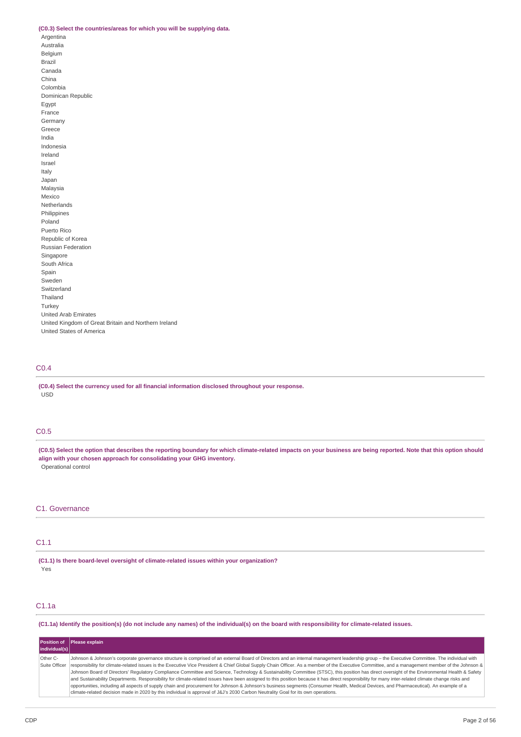**(C0.3) Select the countries/areas for which you will be supplying data.**

Argentina
Australia
Belgium
Brazil
Canada
China
Colombia
Dominican Republic
Egypt
France
Germany
Greece
India
Indonesia
Ireland
Israel
Italy
Japan
Malaysia
Mexico
Netherlands
Philippines
Poland
Puerto Rico
Republic of Korea
Russian Federation
Singapore
South Africa
Spain
Sweden
Switzerland
Thailand
Turkey
United Arab Emirates
United Kingdom of Great Britain and Northern Ireland
United States of America

## C0.4

**(C0.4) Select the currency used for all financial information disclosed throughout your response.**

USD

## C0.5

**(C0.5) Select the option that describes the reporting boundary for which climate-related impacts on your business are being reported. Note that this option should align with your chosen approach for consolidating your GHG inventory.**

Operational control

# C1. Governance

## C1.1

**(C1.1) Is there board-level oversight of climate-related issues within your organization?**

Yes

## C1.1a

**(C1.1a) Identify the position(s) (do not include any names) of the individual(s) on the board with responsibility for climate-related issues.**

| Position of individual(s) | Please explain |
|---|---|
| Other C-Suite Officer | Johnson & Johnson's corporate governance structure is comprised of an external Board of Directors and an internal management leadership group – the Executive Committee. The individual with responsibility for climate-related issues is the Executive Vice President & Chief Global Supply Chain Officer. As a member of the Executive Committee, and a management member of the Johnson & Johnson Board of Directors' Regulatory Compliance Committee and Science, Technology & Sustainability Committee (STSC), this position has direct oversight of the Environmental Health & Safety and Sustainability Departments. Responsibility for climate-related issues have been assigned to this position because it has direct responsibility for many inter-related climate change risks and opportunities, including all aspects of supply chain and procurement for Johnson & Johnson's business segments (Consumer Health, Medical Devices, and Pharmaceutical). An example of a climate-related decision made in 2020 by this individual is approval of J&J's 2030 Carbon Neutrality Goal for its own operations. |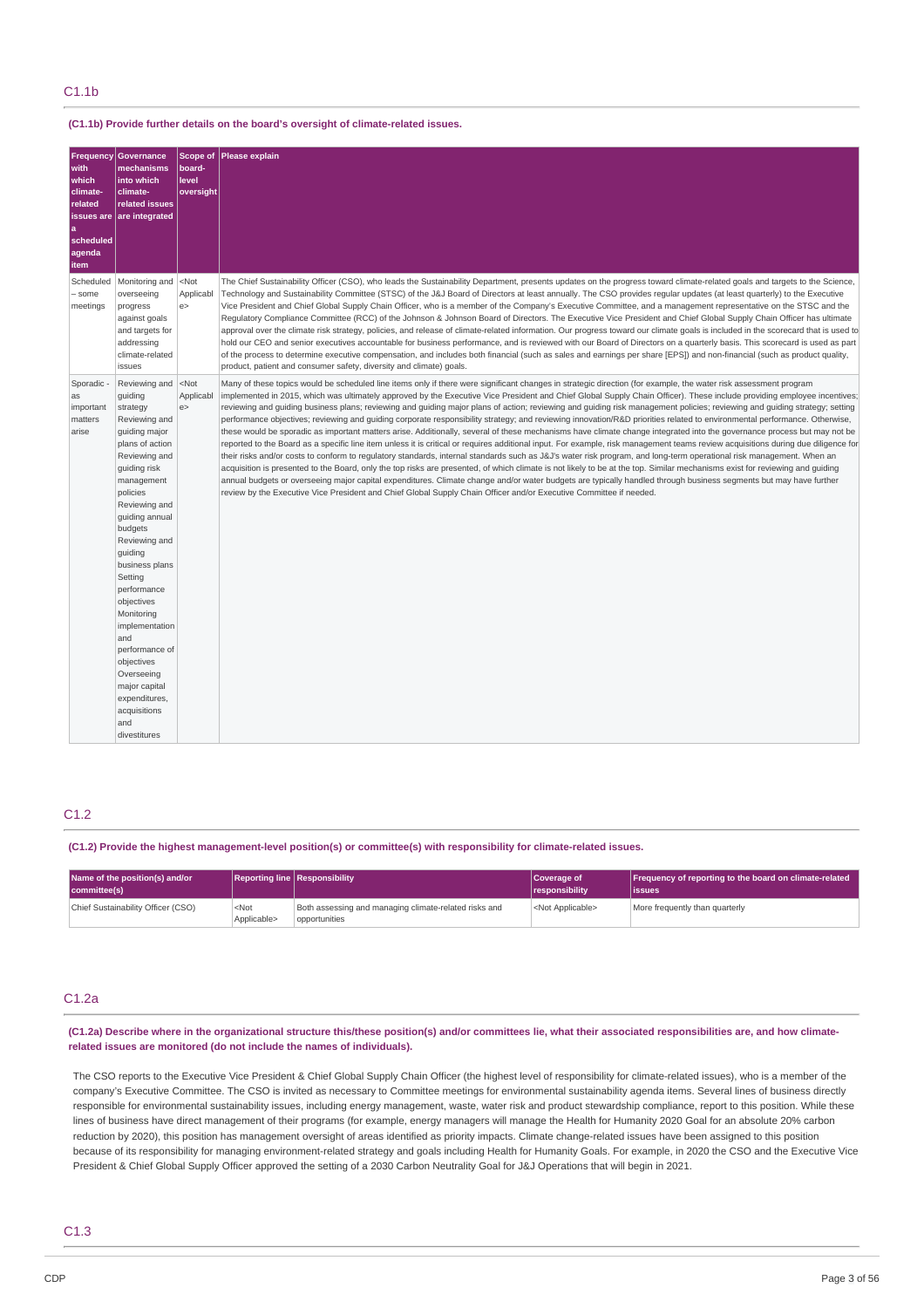## C1.1b

**(C1.1b) Provide further details on the board's oversight of climate-related issues.**

| Frequency with which climate-related issues are a scheduled agenda item | Governance mechanisms into which climate-related issues are integrated | Scope of board-level oversight | Please explain |
|---|---|---|---|
| Scheduled – some meetings | Monitoring and overseeing progress against goals and targets for addressing climate-related issues | <Not Applicable> | The Chief Sustainability Officer (CSO), who leads the Sustainability Department, presents updates on the progress toward climate-related goals and targets to the Science, Technology and Sustainability Committee (STSC) of the J&J Board of Directors at least annually. The CSO provides regular updates (at least quarterly) to the Executive Vice President and Chief Global Supply Chain Officer, who is a member of the Company's Executive Committee, and a management representative on the STSC and the Regulatory Compliance Committee (RCC) of the Johnson & Johnson Board of Directors. The Executive Vice President and Chief Global Supply Chain Officer has ultimate approval over the climate risk strategy, policies, and release of climate-related information. Our progress toward our climate goals is included in the scorecard that is used to hold our CEO and senior executives accountable for business performance, and is reviewed with our Board of Directors on a quarterly basis. This scorecard is used as part of the process to determine executive compensation, and includes both financial (such as sales and earnings per share [EPS]) and non-financial (such as product quality, product, patient and consumer safety, diversity and climate) goals. |
| Sporadic - as important matters arise | Reviewing and guiding strategy Reviewing and guiding major plans of action Reviewing and guiding risk management policies Reviewing and guiding annual budgets Reviewing and guiding business plans Setting performance objectives Monitoring implementation and performance of objectives Overseeing major capital expenditures, acquisitions and divestitures | <Not Applicable> | Many of these topics would be scheduled line items only if there were significant changes in strategic direction (for example, the water risk assessment program implemented in 2015, which was ultimately approved by the Executive Vice President and Chief Global Supply Chain Officer). These include providing employee incentives; reviewing and guiding business plans; reviewing and guiding major plans of action; reviewing and guiding risk management policies; reviewing and guiding strategy; setting performance objectives; reviewing and guiding corporate responsibility strategy; and reviewing innovation/R&D priorities related to environmental performance. Otherwise, these would be sporadic as important matters arise. Additionally, several of these mechanisms have climate change integrated into the governance process but may not be reported to the Board as a specific line item unless it is critical or requires additional input. For example, risk management teams review acquisitions during due diligence for their risks and/or costs to conform to regulatory standards, internal standards such as J&J's water risk program, and long-term operational risk management. When an acquisition is presented to the Board, only the top risks are presented, of which climate is not likely to be at the top. Similar mechanisms exist for reviewing and guiding annual budgets or overseeing major capital expenditures. Climate change and/or water budgets are typically handled through business segments but may have further review by the Executive Vice President and Chief Global Supply Chain Officer and/or Executive Committee if needed. |

## C1.2

**(C1.2) Provide the highest management-level position(s) or committee(s) with responsibility for climate-related issues.**

| Name of the position(s) and/or committee(s) | Reporting line | Responsibility | Coverage of responsibility | Frequency of reporting to the board on climate-related issues |
|---|---|---|---|---|
| Chief Sustainability Officer (CSO) | <Not Applicable> | Both assessing and managing climate-related risks and opportunities | <Not Applicable> | More frequently than quarterly |

## C1.2a

**(C1.2a) Describe where in the organizational structure this/these position(s) and/or committees lie, what their associated responsibilities are, and how climate-related issues are monitored (do not include the names of individuals).**

The CSO reports to the Executive Vice President & Chief Global Supply Chain Officer (the highest level of responsibility for climate-related issues), who is a member of the company's Executive Committee. The CSO is invited as necessary to Committee meetings for environmental sustainability agenda items. Several lines of business directly responsible for environmental sustainability issues, including energy management, waste, water risk and product stewardship compliance, report to this position. While these lines of business have direct management of their programs (for example, energy managers will manage the Health for Humanity 2020 Goal for an absolute 20% carbon reduction by 2020), this position has management oversight of areas identified as priority impacts. Climate change-related issues have been assigned to this position because of its responsibility for managing environment-related strategy and goals including Health for Humanity Goals. For example, in 2020 the CSO and the Executive Vice President & Chief Global Supply Officer approved the setting of a 2030 Carbon Neutrality Goal for J&J Operations that will begin in 2021.

## C1.3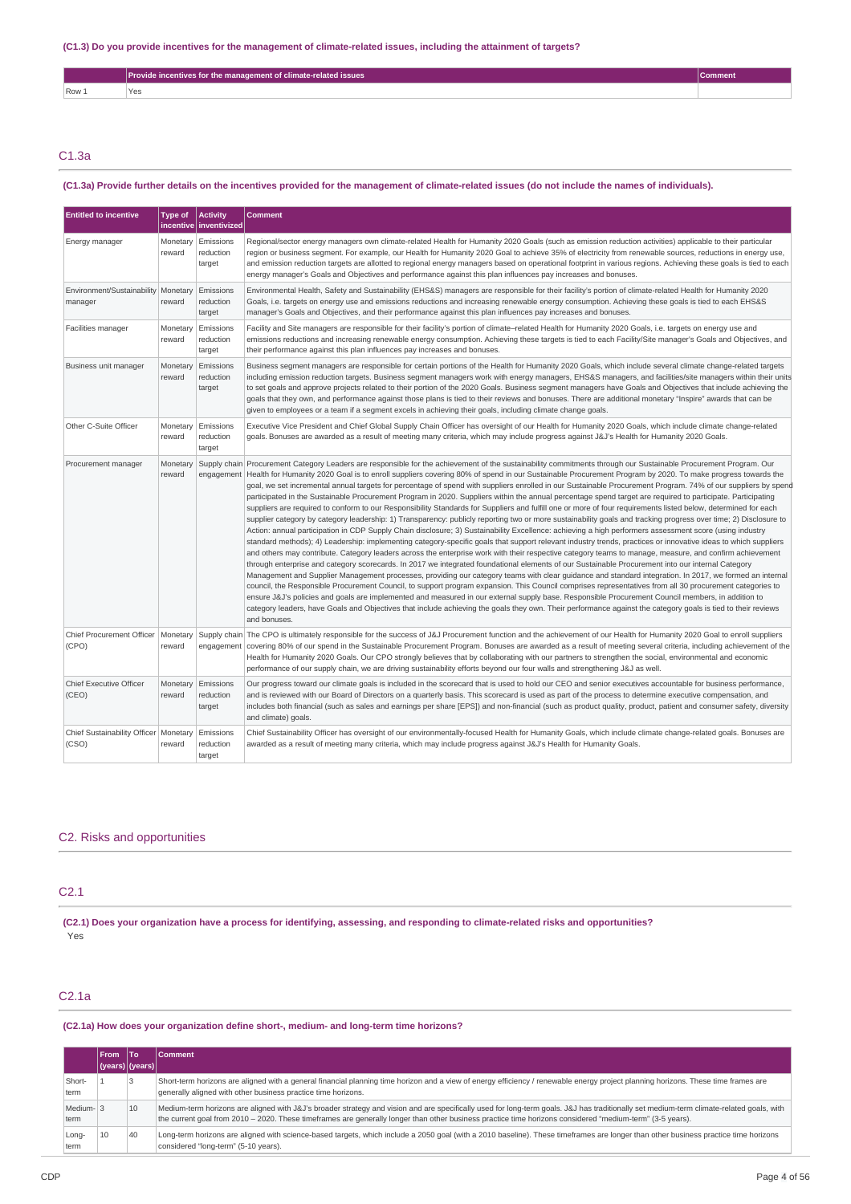### (C1.3) Do you provide incentives for the management of climate-related issues, including the attainment of targets?

| | Provide incentives for the management of climate-related issues | Comment |
|---|---|---|
| Row 1 | Yes | |

## C1.3a

### (C1.3a) Provide further details on the incentives provided for the management of climate-related issues (do not include the names of individuals).

| Entitled to incentive | Type of incentive | Activity inventivized | Comment |
|---|---|---|---|
| Energy manager | Monetary reward | Emissions reduction target | Regional/sector energy managers own climate-related Health for Humanity 2020 Goals (such as emission reduction activities) applicable to their particular region or business segment. For example, our Health for Humanity 2020 Goal to achieve 35% of electricity from renewable sources, reductions in energy use, and emission reduction targets are allotted to regional energy managers based on operational footprint in various regions. Achieving these goals is tied to each energy manager's Goals and Objectives and performance against this plan influences pay increases and bonuses. |
| Environment/Sustainability manager | Monetary reward | Emissions reduction target | Environmental Health, Safety and Sustainability (EHS&S) managers are responsible for their facility's portion of climate-related Health for Humanity 2020 Goals, i.e. targets on energy use and emissions reductions and increasing renewable energy consumption. Achieving these goals is tied to each EHS&S manager's Goals and Objectives, and their performance against this plan influences pay increases and bonuses. |
| Facilities manager | Monetary reward | Emissions reduction target | Facility and Site managers are responsible for their facility's portion of climate–related Health for Humanity 2020 Goals, i.e. targets on energy use and emissions reductions and increasing renewable energy consumption. Achieving these targets is tied to each Facility/Site manager's Goals and Objectives, and their performance against this plan influences pay increases and bonuses. |
| Business unit manager | Monetary reward | Emissions reduction target | Business segment managers are responsible for certain portions of the Health for Humanity 2020 Goals, which include several climate change-related targets including emission reduction targets. Business segment managers work with energy managers, EHS&S managers, and facilities/site managers within their units to set goals and approve projects related to their portion of the 2020 Goals. Business segment managers have Goals and Objectives that include achieving the goals that they own, and performance against those plans is tied to their reviews and bonuses. There are additional monetary "Inspire" awards that can be given to employees or a team if a segment excels in achieving their goals, including climate change goals. |
| Other C-Suite Officer | Monetary reward | Emissions reduction target | Executive Vice President and Chief Global Supply Chain Officer has oversight of our Health for Humanity 2020 Goals, which include climate change-related goals. Bonuses are awarded as a result of meeting many criteria, which may include progress against J&J's Health for Humanity 2020 Goals. |
| Procurement manager | Monetary reward | Supply chain engagement | Procurement Category Leaders are responsible for the achievement of the sustainability commitments through our Sustainable Procurement Program. Our Health for Humanity 2020 Goal is to enroll suppliers covering 80% of spend in our Sustainable Procurement Program by 2020. To make progress towards the goal, we set incremental annual targets for percentage of spend with suppliers enrolled in our Sustainable Procurement Program. 74% of our suppliers by spend participated in the Sustainable Procurement Program in 2020. Suppliers within the annual percentage spend target are required to participate. Participating suppliers are required to conform to our Responsibility Standards for Suppliers and fulfill one or more of four requirements listed below, determined for each supplier category by category leadership: 1) Transparency: publicly reporting two or more sustainability goals and tracking progress over time; 2) Disclosure to Action: annual participation in CDP Supply Chain disclosure; 3) Sustainability Excellence: achieving a high performers assessment score (using industry standard methods); 4) Leadership: implementing category-specific goals that support relevant industry trends, practices or innovative ideas to which suppliers and others may contribute. Category leaders across the enterprise work with their respective category teams to manage, measure, and confirm achievement through enterprise and category scorecards. In 2017 we integrated foundational elements of our Sustainable Procurement into our internal Category Management and Supplier Management processes, providing our category teams with clear guidance and standard integration. In 2017, we formed an internal council, the Responsible Procurement Council, to support program expansion. This Council comprises representatives from all 30 procurement categories to ensure J&J's policies and goals are implemented and measured in our external supply base. Responsible Procurement Council members, in addition to category leaders, have Goals and Objectives that include achieving the goals they own. Their performance against the category goals is tied to their reviews and bonuses. |
| Chief Procurement Officer (CPO) | Monetary reward | Supply chain engagement | The CPO is ultimately responsible for the success of J&J Procurement function and the achievement of our Health for Humanity 2020 Goal to enroll suppliers covering 80% of our spend in the Sustainable Procurement Program. Bonuses are awarded as a result of meeting several criteria, including achievement of the Health for Humanity 2020 Goals. Our CPO strongly believes that by collaborating with our partners to strengthen the social, environmental and economic performance of our supply chain, we are driving sustainability efforts beyond our four walls and strengthening J&J as well. |
| Chief Executive Officer (CEO) | Monetary reward | Emissions reduction target | Our progress toward our climate goals is included in the scorecard that is used to hold our CEO and senior executives accountable for business performance, and is reviewed with our Board of Directors on a quarterly basis. This scorecard is used as part of the process to determine executive compensation, and includes both financial (such as sales and earnings per share [EPS]) and non-financial (such as product quality, product, patient and consumer safety, diversity and climate) goals. |
| Chief Sustainability Officer (CSO) | Monetary reward | Emissions reduction target | Chief Sustainability Officer has oversight of our environmentally-focused Health for Humanity Goals, which include climate change-related goals. Bonuses are awarded as a result of meeting many criteria, which may include progress against J&J's Health for Humanity Goals. |

## C2. Risks and opportunities

## C2.1

### (C2.1) Does your organization have a process for identifying, assessing, and responding to climate-related risks and opportunities?

Yes

## C2.1a

### (C2.1a) How does your organization define short-, medium- and long-term time horizons?

| | From (years) | To (years) | Comment |
|---|---|---|---|
| Short-term | 1 | 3 | Short-term horizons are aligned with a general financial planning time horizon and a view of energy efficiency / renewable energy project planning horizons. These time frames are generally aligned with other business practice time horizons. |
| Medium-term | 3 | 10 | Medium-term horizons are aligned with J&J's broader strategy and vision and are specifically used for long-term goals. J&J has traditionally set medium-term climate-related goals, with the current goal from 2010 – 2020. These timeframes are generally longer than other business practice time horizons considered "medium-term" (3-5 years). |
| Long-term | 10 | 40 | Long-term horizons are aligned with science-based targets, which include a 2050 goal (with a 2010 baseline). These timeframes are longer than other business practice time horizons considered "long-term" (5-10 years). |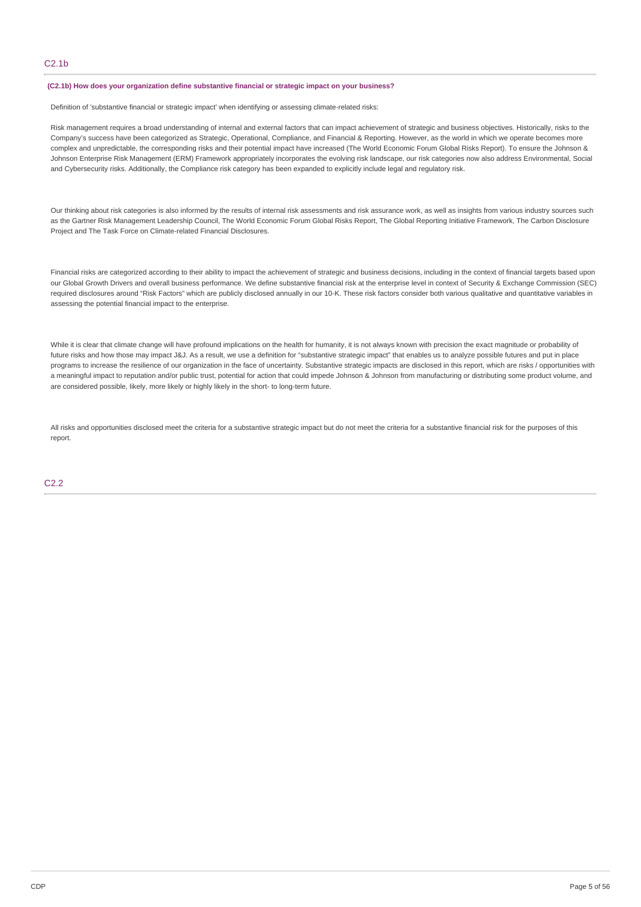## C2.1b

**(C2.1b) How does your organization define substantive financial or strategic impact on your business?**

Definition of 'substantive financial or strategic impact' when identifying or assessing climate-related risks:

Risk management requires a broad understanding of internal and external factors that can impact achievement of strategic and business objectives. Historically, risks to the Company's success have been categorized as Strategic, Operational, Compliance, and Financial & Reporting. However, as the world in which we operate becomes more complex and unpredictable, the corresponding risks and their potential impact have increased (The World Economic Forum Global Risks Report). To ensure the Johnson & Johnson Enterprise Risk Management (ERM) Framework appropriately incorporates the evolving risk landscape, our risk categories now also address Environmental, Social and Cybersecurity risks. Additionally, the Compliance risk category has been expanded to explicitly include legal and regulatory risk.

Our thinking about risk categories is also informed by the results of internal risk assessments and risk assurance work, as well as insights from various industry sources such as the Gartner Risk Management Leadership Council, The World Economic Forum Global Risks Report, The Global Reporting Initiative Framework, The Carbon Disclosure Project and The Task Force on Climate-related Financial Disclosures.

Financial risks are categorized according to their ability to impact the achievement of strategic and business decisions, including in the context of financial targets based upon our Global Growth Drivers and overall business performance. We define substantive financial risk at the enterprise level in context of Security & Exchange Commission (SEC) required disclosures around "Risk Factors" which are publicly disclosed annually in our 10-K. These risk factors consider both various qualitative and quantitative variables in assessing the potential financial impact to the enterprise.

While it is clear that climate change will have profound implications on the health for humanity, it is not always known with precision the exact magnitude or probability of future risks and how those may impact J&J. As a result, we use a definition for "substantive strategic impact" that enables us to analyze possible futures and put in place programs to increase the resilience of our organization in the face of uncertainty. Substantive strategic impacts are disclosed in this report, which are risks / opportunities with a meaningful impact to reputation and/or public trust, potential for action that could impede Johnson & Johnson from manufacturing or distributing some product volume, and are considered possible, likely, more likely or highly likely in the short- to long-term future.

All risks and opportunities disclosed meet the criteria for a substantive strategic impact but do not meet the criteria for a substantive financial risk for the purposes of this report.

## C2.2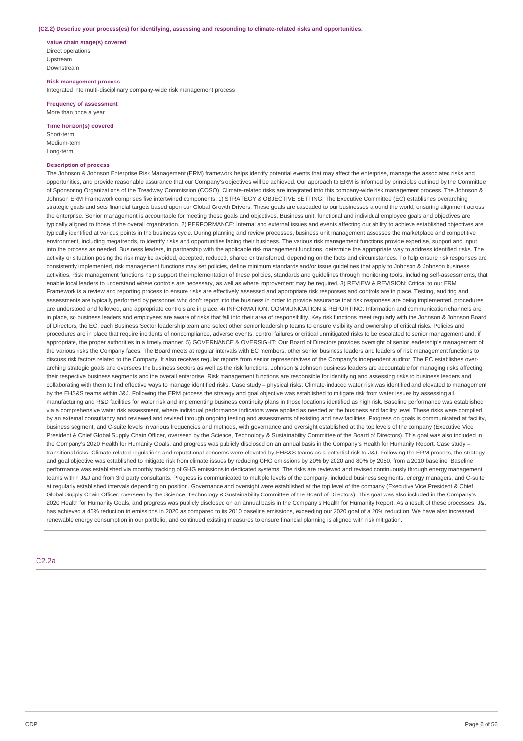**(C2.2) Describe your process(es) for identifying, assessing and responding to climate-related risks and opportunities.**

**Value chain stage(s) covered**

Direct operations
Upstream
Downstream

**Risk management process**

Integrated into multi-disciplinary company-wide risk management process

**Frequency of assessment**

More than once a year

**Time horizon(s) covered**

Short-term
Medium-term
Long-term

**Description of process**

The Johnson & Johnson Enterprise Risk Management (ERM) framework helps identify potential events that may affect the enterprise, manage the associated risks and opportunities, and provide reasonable assurance that our Company's objectives will be achieved. Our approach to ERM is informed by principles outlined by the Committee of Sponsoring Organizations of the Treadway Commission (COSO). Climate-related risks are integrated into this company-wide risk management process. The Johnson & Johnson ERM Framework comprises five intertwined components: 1) STRATEGY & OBJECTIVE SETTING: The Executive Committee (EC) establishes overarching strategic goals and sets financial targets based upon our Global Growth Drivers. These goals are cascaded to our businesses around the world, ensuring alignment across the enterprise. Senior management is accountable for meeting these goals and objectives. Business unit, functional and individual employee goals and objectives are typically aligned to those of the overall organization. 2) PERFORMANCE: Internal and external issues and events affecting our ability to achieve established objectives are typically identified at various points in the business cycle. During planning and review processes, business unit management assesses the marketplace and competitive environment, including megatrends, to identify risks and opportunities facing their business. The various risk management functions provide expertise, support and input into the process as needed. Business leaders, in partnership with the applicable risk management functions, determine the appropriate way to address identified risks. The activity or situation posing the risk may be avoided, accepted, reduced, shared or transferred, depending on the facts and circumstances. To help ensure risk responses are consistently implemented, risk management functions may set policies, define minimum standards and/or issue guidelines that apply to Johnson & Johnson business activities. Risk management functions help support the implementation of these policies, standards and guidelines through monitoring tools, including self-assessments, that enable local leaders to understand where controls are necessary, as well as where improvement may be required. 3) REVIEW & REVISION: Critical to our ERM Framework is a review and reporting process to ensure risks are effectively assessed and appropriate risk responses and controls are in place. Testing, auditing and assessments are typically performed by personnel who don't report into the business in order to provide assurance that risk responses are being implemented, procedures are understood and followed, and appropriate controls are in place. 4) INFORMATION, COMMUNICATION & REPORTING: Information and communication channels are in place, so business leaders and employees are aware of risks that fall into their area of responsibility. Key risk functions meet regularly with the Johnson & Johnson Board of Directors, the EC, each Business Sector leadership team and select other senior leadership teams to ensure visibility and ownership of critical risks. Policies and procedures are in place that require incidents of noncompliance, adverse events, control failures or critical unmitigated risks to be escalated to senior management and, if appropriate, the proper authorities in a timely manner. 5) GOVERNANCE & OVERSIGHT: Our Board of Directors provides oversight of senior leadership's management of the various risks the Company faces. The Board meets at regular intervals with EC members, other senior business leaders and leaders of risk management functions to discuss risk factors related to the Company. It also receives regular reports from senior representatives of the Company's independent auditor. The EC establishes over-arching strategic goals and oversees the business sectors as well as the risk functions. Johnson & Johnson business leaders are accountable for managing risks affecting their respective business segments and the overall enterprise. Risk management functions are responsible for identifying and assessing risks to business leaders and collaborating with them to find effective ways to manage identified risks. Case study – physical risks: Climate-induced water risk was identified and elevated to management by the EHS&S teams within J&J. Following the ERM process the strategy and goal objective was established to mitigate risk from water issues by assessing all manufacturing and R&D facilities for water risk and implementing business continuity plans in those locations identified as high risk. Baseline performance was established via a comprehensive water risk assessment, where individual performance indicators were applied as needed at the business and facility level. These risks were compiled by an external consultancy and reviewed and revised through ongoing testing and assessments of existing and new facilities. Progress on goals is communicated at facility, business segment, and C-suite levels in various frequencies and methods, with governance and oversight established at the top levels of the company (Executive Vice President & Chief Global Supply Chain Officer, overseen by the Science, Technology & Sustainability Committee of the Board of Directors). This goal was also included in the Company's 2020 Health for Humanity Goals, and progress was publicly disclosed on an annual basis in the Company's Health for Humanity Report. Case study – transitional risks: Climate-related regulations and reputational concerns were elevated by EHS&S teams as a potential risk to J&J. Following the ERM process, the strategy and goal objective was established to mitigate risk from climate issues by reducing GHG emissions by 20% by 2020 and 80% by 2050, from a 2010 baseline. Baseline performance was established via monthly tracking of GHG emissions in dedicated systems. The risks are reviewed and revised continuously through energy management teams within J&J and from 3rd party consultants. Progress is communicated to multiple levels of the company, included business segments, energy managers, and C-suite at regularly established intervals depending on position. Governance and oversight were established at the top level of the company (Executive Vice President & Chief Global Supply Chain Officer, overseen by the Science, Technology & Sustainability Committee of the Board of Directors). This goal was also included in the Company's 2020 Health for Humanity Goals, and progress was publicly disclosed on an annual basis in the Company's Health for Humanity Report. As a result of these processes, J&J has achieved a 45% reduction in emissions in 2020 as compared to its 2010 baseline emissions, exceeding our 2020 goal of a 20% reduction. We have also increased renewable energy consumption in our portfolio, and continued existing measures to ensure financial planning is aligned with risk mitigation.

## C2.2a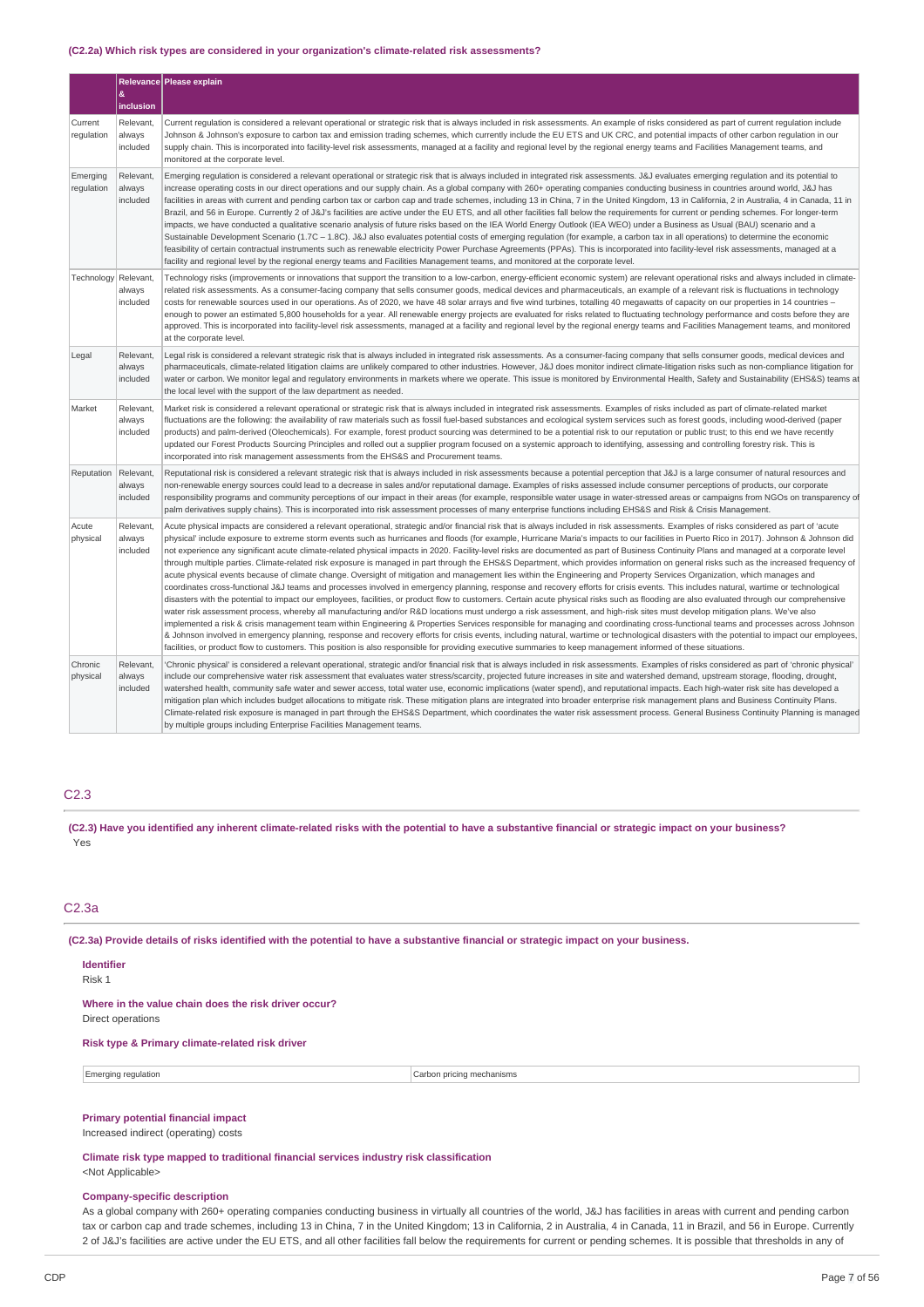#### (C2.2a) Which risk types are considered in your organization's climate-related risk assessments?

| | Relevance & inclusion | Please explain |
|---|---|---|
| Current regulation | Relevant, always included | Current regulation is considered a relevant operational or strategic risk that is always included in risk assessments. An example of risks considered as part of current regulation include Johnson & Johnson's exposure to carbon tax and emission trading schemes, which currently include the EU ETS and UK CRC, and potential impacts of other carbon regulation in our supply chain. This is incorporated into facility-level risk assessments, managed at a facility and regional level by the regional energy teams and Facilities Management teams, and monitored at the corporate level. |
| Emerging regulation | Relevant, always included | Emerging regulation is considered a relevant operational or strategic risk that is always included in integrated risk assessments. J&J evaluates emerging regulation and its potential to increase operating costs in our direct operations and our supply chain. As a global company with 260+ operating companies conducting business in countries around world, J&J has facilities in areas with current and pending carbon tax or carbon cap and trade schemes, including 13 in China, 7 in the United Kingdom, 13 in California, 2 in Australia, 4 in Canada, 11 in Brazil, and 56 in Europe. Currently 2 of J&J's facilities are active under the EU ETS, and all other facilities fall below the requirements for current or pending schemes. For longer-term impacts, we have conducted a qualitative scenario analysis of future risks based on the IEA World Energy Outlook (IEA WEO) under a Business as Usual (BAU) scenario and a Sustainable Development Scenario (1.7C – 1.8C). J&J also evaluates potential costs of emerging regulation (for example, a carbon tax in all operations) to determine the economic feasibility of certain contractual instruments such as renewable electricity Power Purchase Agreements (PPAs). This is incorporated into facility-level risk assessments, managed at a facility and regional level by the regional energy teams and Facilities Management teams, and monitored at the corporate level. |
| Technology | Relevant, always included | Technology risks (improvements or innovations that support the transition to a low-carbon, energy-efficient economic system) are relevant operational risks and always included in climate-related risk assessments. As a consumer-facing company that sells consumer goods, medical devices and pharmaceuticals, an example of a relevant risk is fluctuations in technology costs for renewable sources used in our operations. As of 2020, we have 48 solar arrays and five wind turbines, totalling 40 megawatts of capacity on our properties in 14 countries – enough to power an estimated 5,800 households for a year. All renewable energy projects are evaluated for risks related to fluctuating technology performance and costs before they are approved. This is incorporated into facility-level risk assessments, managed at a facility and regional level by the regional energy teams and Facilities Management teams, and monitored at the corporate level. |
| Legal | Relevant, always included | Legal risk is considered a relevant strategic risk that is always included in integrated risk assessments. As a consumer-facing company that sells consumer goods, medical devices and pharmaceuticals, climate-related litigation claims are unlikely compared to other industries. However, J&J does monitor indirect climate-litigation risks such as non-compliance litigation for water or carbon. We monitor legal and regulatory environments in markets where we operate. This issue is monitored by Environmental Health, Safety and Sustainability (EHS&S) teams at the local level with the support of the law department as needed. |
| Market | Relevant, always included | Market risk is considered a relevant operational or strategic risk that is always included in integrated risk assessments. Examples of risks included as part of climate-related market fluctuations are the following: the availability of raw materials such as fossil fuel-based substances and ecological system services such as forest goods, including wood-derived (paper products) and palm-derived (Oleochemicals). For example, forest product sourcing was determined to be a potential risk to our reputation or public trust; to this end we have recently updated our Forest Products Sourcing Principles and rolled out a supplier program focused on a systemic approach to identifying, assessing and controlling forestry risk. This is incorporated into risk management assessments from the EHS&S and Procurement teams. |
| Reputation | Relevant, always included | Reputational risk is considered a relevant strategic risk that is always included in risk assessments because a potential perception that J&J is a large consumer of natural resources and non-renewable energy sources could lead to a decrease in sales and/or reputational damage. Examples of risks assessed include consumer perceptions of products, our corporate responsibility programs and community perceptions of our impact in their areas (for example, responsible water usage in water-stressed areas or campaigns from NGOs on transparency of palm derivatives supply chains). This is incorporated into risk assessment processes of many enterprise functions including EHS&S and Risk & Crisis Management. |
| Acute physical | Relevant, always included | Acute physical impacts are considered a relevant operational, strategic and/or financial risk that is always included in risk assessments. Examples of risks considered as part of 'acute physical' include exposure to extreme storm events such as hurricanes and floods (for example, Hurricane Maria's impacts to our facilities in Puerto Rico in 2017). Johnson & Johnson did not experience any significant acute climate-related physical impacts in 2020. Facility-level risks are documented as part of Business Continuity Plans and managed at a corporate level through multiple parties. Climate-related risk exposure is managed in part through the EHS&S Department, which provides information on general risks such as the increased frequency of acute physical events because of climate change. Oversight of mitigation and management lies within the Engineering and Property Services Organization, which manages and coordinates cross-functional J&J teams and processes involved in emergency planning, response and recovery efforts for crisis events. This includes natural, wartime or technological disasters with the potential to impact our employees, facilities, or product flow to customers. Certain acute physical risks such as flooding are also evaluated through our comprehensive water risk assessment process, whereby all manufacturing and/or R&D locations must undergo a risk assessment, and high-risk sites must develop mitigation plans. We've also implemented a risk & crisis management team within Engineering & Properties Services responsible for managing and coordinating cross-functional teams and processes across Johnson & Johnson involved in emergency planning, response and recovery efforts for crisis events, including natural, wartime or technological disasters with the potential to impact our employees, facilities, or product flow to customers. This position is also responsible for providing executive summaries to keep management informed of these situations. |
| Chronic physical | Relevant, always included | 'Chronic physical' is considered a relevant operational, strategic and/or financial risk that is always included in risk assessments. Examples of risks considered as part of 'chronic physical' include our comprehensive water risk assessment that evaluates water stress/scarcity, projected future increases in site and watershed demand, upstream storage, flooding, drought, watershed health, community safe water and sewer access, total water use, economic implications (water spend), and reputational impacts. Each high-water risk site has developed a mitigation plan which includes budget allocations to mitigate risk. These mitigation plans are integrated into broader enterprise risk management plans and Business Continuity Plans. Climate-related risk exposure is managed in part through the EHS&S Department, which coordinates the water risk assessment process. General Business Continuity Planning is managed by multiple groups including Enterprise Facilities Management teams. |

## C2.3

**(C2.3) Have you identified any inherent climate-related risks with the potential to have a substantive financial or strategic impact on your business?**

Yes

## C2.3a

**(C2.3a) Provide details of risks identified with the potential to have a substantive financial or strategic impact on your business.**

**Identifier**

Risk 1

**Where in the value chain does the risk driver occur?**

Direct operations

**Risk type & Primary climate-related risk driver**

| | |
|---|---|
| Emerging regulation | Carbon pricing mechanisms |

**Primary potential financial impact**

Increased indirect (operating) costs

**Climate risk type mapped to traditional financial services industry risk classification**

<Not Applicable>

**Company-specific description**

As a global company with 260+ operating companies conducting business in virtually all countries of the world, J&J has facilities in areas with current and pending carbon tax or carbon cap and trade schemes, including 13 in China, 7 in the United Kingdom; 13 in California, 2 in Australia, 4 in Canada, 11 in Brazil, and 56 in Europe. Currently 2 of J&J's facilities are active under the EU ETS, and all other facilities fall below the requirements for current or pending schemes. It is possible that thresholds in any of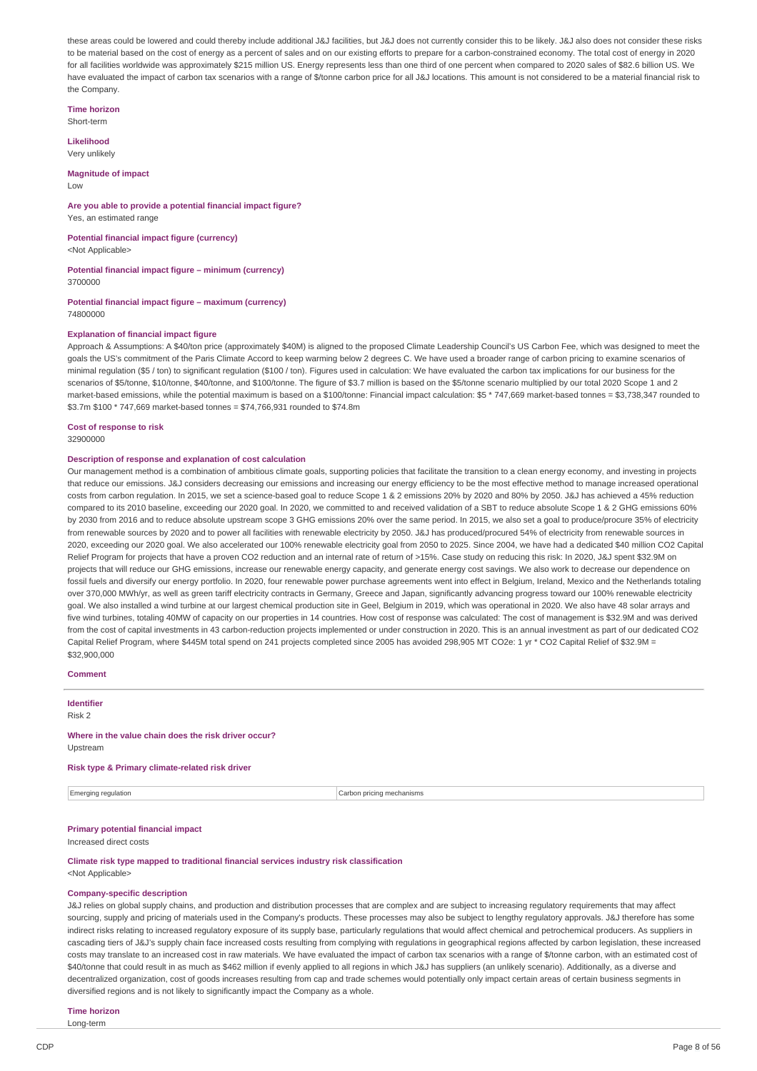these areas could be lowered and could thereby include additional J&J facilities, but J&J does not currently consider this to be likely. J&J also does not consider these risks to be material based on the cost of energy as a percent of sales and on our existing efforts to prepare for a carbon-constrained economy. The total cost of energy in 2020 for all facilities worldwide was approximately $215 million US. Energy represents less than one third of one percent when compared to 2020 sales of $82.6 billion US. We have evaluated the impact of carbon tax scenarios with a range of $/tonne carbon price for all J&J locations. This amount is not considered to be a material financial risk to the Company.

**Time horizon**
Short-term

**Likelihood**
Very unlikely

**Magnitude of impact**
Low

**Are you able to provide a potential financial impact figure?**
Yes, an estimated range

**Potential financial impact figure (currency)**
<Not Applicable>

**Potential financial impact figure – minimum (currency)**
3700000

**Potential financial impact figure – maximum (currency)**
74800000

**Explanation of financial impact figure**
Approach & Assumptions: A $40/ton price (approximately $40M) is aligned to the proposed Climate Leadership Council's US Carbon Fee, which was designed to meet the goals the US's commitment of the Paris Climate Accord to keep warming below 2 degrees C. We have used a broader range of carbon pricing to examine scenarios of minimal regulation ($5 / ton) to significant regulation ($100 / ton). Figures used in calculation: We have evaluated the carbon tax implications for our business for the scenarios of $5/tonne, $10/tonne, $40/tonne, and $100/tonne. The figure of $3.7 million is based on the $5/tonne scenario multiplied by our total 2020 Scope 1 and 2 market-based emissions, while the potential maximum is based on a $100/tonne: Financial impact calculation: $5 * 747,669 market-based tonnes = $3,738,347 rounded to $3.7m $100 * 747,669 market-based tonnes = $74,766,931 rounded to $74.8m

**Cost of response to risk**
32900000

**Description of response and explanation of cost calculation**
Our management method is a combination of ambitious climate goals, supporting policies that facilitate the transition to a clean energy economy, and investing in projects that reduce our emissions. J&J considers decreasing our emissions and increasing our energy efficiency to be the most effective method to manage increased operational costs from carbon regulation. In 2015, we set a science-based goal to reduce Scope 1 & 2 emissions 20% by 2020 and 80% by 2050. J&J has achieved a 45% reduction compared to its 2010 baseline, exceeding our 2020 goal. In 2020, we committed to and received validation of a SBT to reduce absolute Scope 1 & 2 GHG emissions 60% by 2030 from 2016 and to reduce absolute upstream scope 3 GHG emissions 20% over the same period. In 2015, we also set a goal to produce/procure 35% of electricity from renewable sources by 2020 and to power all facilities with renewable electricity by 2050. J&J has produced/procured 54% of electricity from renewable sources in 2020, exceeding our 2020 goal. We also accelerated our 100% renewable electricity goal from 2050 to 2025. Since 2004, we have had a dedicated $40 million CO2 Capital Relief Program for projects that have a proven CO2 reduction and an internal rate of return of >15%. Case study on reducing this risk: In 2020, J&J spent $32.9M on projects that will reduce our GHG emissions, increase our renewable energy capacity, and generate energy cost savings. We also work to decrease our dependence on fossil fuels and diversify our energy portfolio. In 2020, four renewable power purchase agreements went into effect in Belgium, Ireland, Mexico and the Netherlands totaling over 370,000 MWh/yr, as well as green tariff electricity contracts in Germany, Greece and Japan, significantly advancing progress toward our 100% renewable electricity goal. We also installed a wind turbine at our largest chemical production site in Geel, Belgium in 2019, which was operational in 2020. We also have 48 solar arrays and five wind turbines, totaling 40MW of capacity on our properties in 14 countries. How cost of response was calculated: The cost of management is $32.9M and was derived from the cost of capital investments in 43 carbon-reduction projects implemented or under construction in 2020. This is an annual investment as part of our dedicated CO2 Capital Relief Program, where $445M total spend on 241 projects completed since 2005 has avoided 298,905 MT CO2e: 1 yr * CO2 Capital Relief of $32.9M = $32,900,000

**Comment**

---

**Identifier**
Risk 2

**Where in the value chain does the risk driver occur?**
Upstream

**Risk type & Primary climate-related risk driver**

| Emerging regulation | Carbon pricing mechanisms |
|---|---|

**Primary potential financial impact**
Increased direct costs

**Climate risk type mapped to traditional financial services industry risk classification**
<Not Applicable>

**Company-specific description**
J&J relies on global supply chains, and production and distribution processes that are complex and are subject to increasing regulatory requirements that may affect sourcing, supply and pricing of materials used in the Company's products. These processes may also be subject to lengthy regulatory approvals. J&J therefore has some indirect risks relating to increased regulatory exposure of its supply base, particularly regulations that would affect chemical and petrochemical producers. As suppliers in cascading tiers of J&J's supply chain face increased costs resulting from complying with regulations in geographical regions affected by carbon legislation, these increased costs may translate to an increased cost in raw materials. We have evaluated the impact of carbon tax scenarios with a range of $/tonne carbon, with an estimated cost of $40/tonne that could result in as much as $462 million if evenly applied to all regions in which J&J has suppliers (an unlikely scenario). Additionally, as a diverse and decentralized organization, cost of goods increases resulting from cap and trade schemes would potentially only impact certain areas of certain business segments in diversified regions and is not likely to significantly impact the Company as a whole.

**Time horizon**
Long-term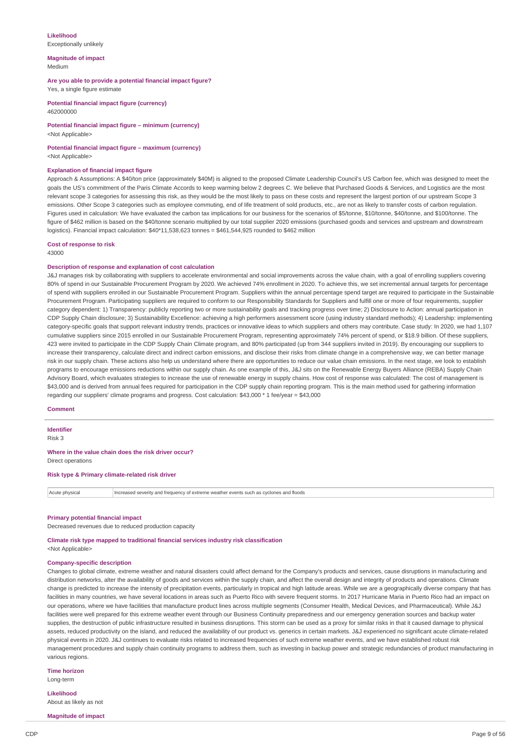**Likelihood**
Exceptionally unlikely

**Magnitude of impact**
Medium

**Are you able to provide a potential financial impact figure?**
Yes, a single figure estimate

**Potential financial impact figure (currency)**
462000000

**Potential financial impact figure – minimum (currency)**
<Not Applicable>

**Potential financial impact figure – maximum (currency)**
<Not Applicable>

**Explanation of financial impact figure**
Approach & Assumptions: A $40/ton price (approximately $40M) is aligned to the proposed Climate Leadership Council's US Carbon fee, which was designed to meet the goals the US's commitment of the Paris Climate Accords to keep warming below 2 degrees C. We believe that Purchased Goods & Services, and Logistics are the most relevant scope 3 categories for assessing this risk, as they would be the most likely to pass on these costs and represent the largest portion of our upstream Scope 3 emissions. Other Scope 3 categories such as employee commuting, end of life treatment of sold products, etc., are not as likely to transfer costs of carbon regulation. Figures used in calculation: We have evaluated the carbon tax implications for our business for the scenarios of $5/tonne, $10/tonne, $40/tonne, and $100/tonne. The figure of $462 million is based on the $40/tonne scenario multiplied by our total supplier 2020 emissions (purchased goods and services and upstream and downstream logistics). Financial impact calculation: $40*11,538,623 tonnes = $461,544,925 rounded to $462 million

**Cost of response to risk**
43000

**Description of response and explanation of cost calculation**
J&J manages risk by collaborating with suppliers to accelerate environmental and social improvements across the value chain, with a goal of enrolling suppliers covering 80% of spend in our Sustainable Procurement Program by 2020. We achieved 74% enrollment in 2020. To achieve this, we set incremental annual targets for percentage of spend with suppliers enrolled in our Sustainable Procurement Program. Suppliers within the annual percentage spend target are required to participate in the Sustainable Procurement Program. Participating suppliers are required to conform to our Responsibility Standards for Suppliers and fulfill one or more of four requirements, supplier category dependent: 1) Transparency: publicly reporting two or more sustainability goals and tracking progress over time; 2) Disclosure to Action: annual participation in CDP Supply Chain disclosure; 3) Sustainability Excellence: achieving a high performers assessment score (using industry standard methods); 4) Leadership: implementing category-specific goals that support relevant industry trends, practices or innovative ideas to which suppliers and others may contribute. Case study: In 2020, we had 1,107 cumulative suppliers since 2015 enrolled in our Sustainable Procurement Program, representing approximately 74% percent of spend, or $18.9 billion. Of these suppliers, 423 were invited to participate in the CDP Supply Chain Climate program, and 80% participated (up from 344 suppliers invited in 2019). By encouraging our suppliers to increase their transparency, calculate direct and indirect carbon emissions, and disclose their risks from climate change in a comprehensive way, we can better manage risk in our supply chain. These actions also help us understand where there are opportunities to reduce our value chain emissions. In the next stage, we look to establish programs to encourage emissions reductions within our supply chain. As one example of this, J&J sits on the Renewable Energy Buyers Alliance (REBA) Supply Chain Advisory Board, which evaluates strategies to increase the use of renewable energy in supply chains. How cost of response was calculated: The cost of management is $43,000 and is derived from annual fees required for participation in the CDP supply chain reporting program. This is the main method used for gathering information regarding our suppliers' climate programs and progress. Cost calculation: $43,000 * 1 fee/year = $43,000

**Comment**

---

**Identifier**
Risk 3

**Where in the value chain does the risk driver occur?**
Direct operations

**Risk type & Primary climate-related risk driver**

| | |
|---|---|
| Acute physical | Increased severity and frequency of extreme weather events such as cyclones and floods |

**Primary potential financial impact**
Decreased revenues due to reduced production capacity

**Climate risk type mapped to traditional financial services industry risk classification**
<Not Applicable>

**Company-specific description**
Changes to global climate, extreme weather and natural disasters could affect demand for the Company's products and services, cause disruptions in manufacturing and distribution networks, alter the availability of goods and services within the supply chain, and affect the overall design and integrity of products and operations. Climate change is predicted to increase the intensity of precipitation events, particularly in tropical and high latitude areas. While we are a geographically diverse company that has facilities in many countries, we have several locations in areas such as Puerto Rico with severe frequent storms. In 2017 Hurricane Maria in Puerto Rico had an impact on our operations, where we have facilities that manufacture product lines across multiple segments (Consumer Health, Medical Devices, and Pharmaceutical). While J&J facilities were well prepared for this extreme weather event through our Business Continuity preparedness and our emergency generation sources and backup water supplies, the destruction of public infrastructure resulted in business disruptions. This storm can be used as a proxy for similar risks in that it caused damage to physical assets, reduced productivity on the island, and reduced the availability of our product vs. generics in certain markets. J&J experienced no significant acute climate-related physical events in 2020. J&J continues to evaluate risks related to increased frequencies of such extreme weather events, and we have established robust risk management procedures and supply chain continuity programs to address them, such as investing in backup power and strategic redundancies of product manufacturing in various regions.

**Time horizon**
Long-term

**Likelihood**
About as likely as not

**Magnitude of impact**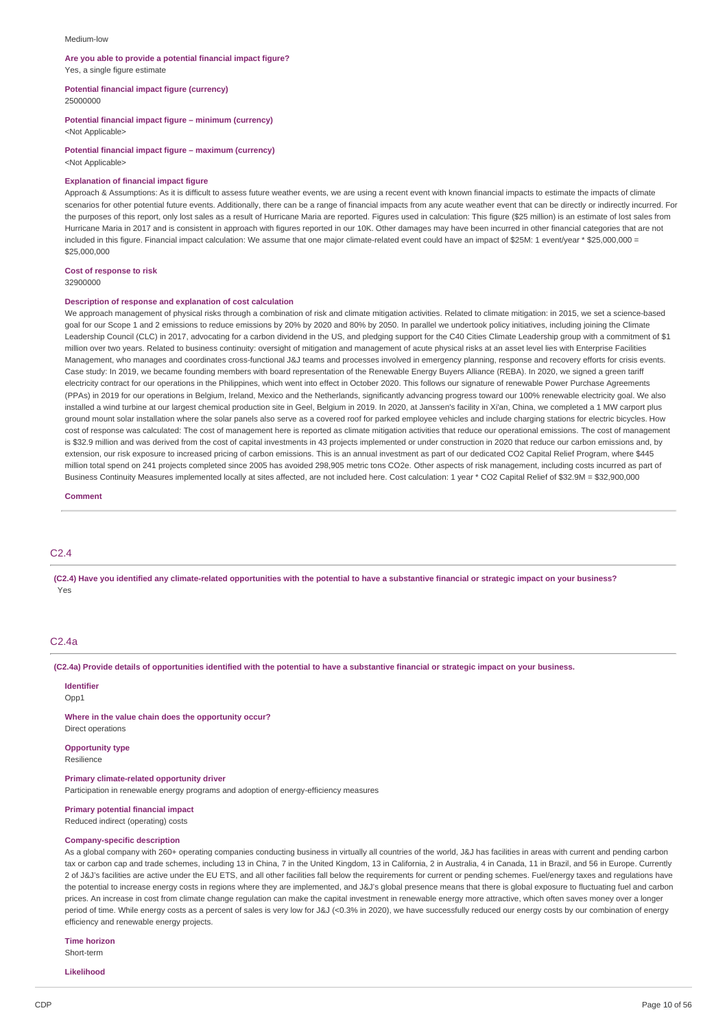Medium-low

**Are you able to provide a potential financial impact figure?**
Yes, a single figure estimate

**Potential financial impact figure (currency)**
25000000

**Potential financial impact figure – minimum (currency)**
<Not Applicable>

**Potential financial impact figure – maximum (currency)**
<Not Applicable>

**Explanation of financial impact figure**
Approach & Assumptions: As it is difficult to assess future weather events, we are using a recent event with known financial impacts to estimate the impacts of climate scenarios for other potential future events. Additionally, there can be a range of financial impacts from any acute weather event that can be directly or indirectly incurred. For the purposes of this report, only lost sales as a result of Hurricane Maria are reported. Figures used in calculation: This figure ($25 million) is an estimate of lost sales from Hurricane Maria in 2017 and is consistent in approach with figures reported in our 10K. Other damages may have been incurred in other financial categories that are not included in this figure. Financial impact calculation: We assume that one major climate-related event could have an impact of $25M: 1 event/year * $25,000,000 = $25,000,000

**Cost of response to risk**
32900000

**Description of response and explanation of cost calculation**
We approach management of physical risks through a combination of risk and climate mitigation activities. Related to climate mitigation: in 2015, we set a science-based goal for our Scope 1 and 2 emissions to reduce emissions by 20% by 2020 and 80% by 2050. In parallel we undertook policy initiatives, including joining the Climate Leadership Council (CLC) in 2017, advocating for a carbon dividend in the US, and pledging support for the C40 Cities Climate Leadership group with a commitment of $1 million over two years. Related to business continuity: oversight of mitigation and management of acute physical risks at an asset level lies with Enterprise Facilities Management, who manages and coordinates cross-functional J&J teams and processes involved in emergency planning, response and recovery efforts for crisis events. Case study: In 2019, we became founding members with board representation of the Renewable Energy Buyers Alliance (REBA). In 2020, we signed a green tariff electricity contract for our operations in the Philippines, which went into effect in October 2020. This follows our signature of renewable Power Purchase Agreements (PPAs) in 2019 for our operations in Belgium, Ireland, Mexico and the Netherlands, significantly advancing progress toward our 100% renewable electricity goal. We also installed a wind turbine at our largest chemical production site in Geel, Belgium in 2019. In 2020, at Janssen's facility in Xi'an, China, we completed a 1 MW carport plus ground mount solar installation where the solar panels also serve as a covered roof for parked employee vehicles and include charging stations for electric bicycles. How cost of response was calculated: The cost of management here is reported as climate mitigation activities that reduce our operational emissions. The cost of management is $32.9 million and was derived from the cost of capital investments in 43 projects implemented or under construction in 2020 that reduce our carbon emissions and, by extension, our risk exposure to increased pricing of carbon emissions. This is an annual investment as part of our dedicated CO2 Capital Relief Program, where $445 million total spend on 241 projects completed since 2005 has avoided 298,905 metric tons CO2e. Other aspects of risk management, including costs incurred as part of Business Continuity Measures implemented locally at sites affected, are not included here. Cost calculation: 1 year * CO2 Capital Relief of $32.9M = $32,900,000

**Comment**

## C2.4

**(C2.4) Have you identified any climate-related opportunities with the potential to have a substantive financial or strategic impact on your business?**
Yes

## C2.4a

**(C2.4a) Provide details of opportunities identified with the potential to have a substantive financial or strategic impact on your business.**

**Identifier**
Opp1

**Where in the value chain does the opportunity occur?**
Direct operations

**Opportunity type**
Resilience

**Primary climate-related opportunity driver**
Participation in renewable energy programs and adoption of energy-efficiency measures

**Primary potential financial impact**
Reduced indirect (operating) costs

**Company-specific description**
As a global company with 260+ operating companies conducting business in virtually all countries of the world, J&J has facilities in areas with current and pending carbon tax or carbon cap and trade schemes, including 13 in China, 7 in the United Kingdom, 13 in California, 2 in Australia, 4 in Canada, 11 in Brazil, and 56 in Europe. Currently 2 of J&J's facilities are active under the EU ETS, and all other facilities fall below the requirements for current or pending schemes. Fuel/energy taxes and regulations have the potential to increase energy costs in regions where they are implemented, and J&J's global presence means that there is global exposure to fluctuating fuel and carbon prices. An increase in cost from climate change regulation can make the capital investment in renewable energy more attractive, which often saves money over a longer period of time. While energy costs as a percent of sales is very low for J&J (<0.3% in 2020), we have successfully reduced our energy costs by our combination of energy efficiency and renewable energy projects.

**Time horizon**
Short-term

**Likelihood**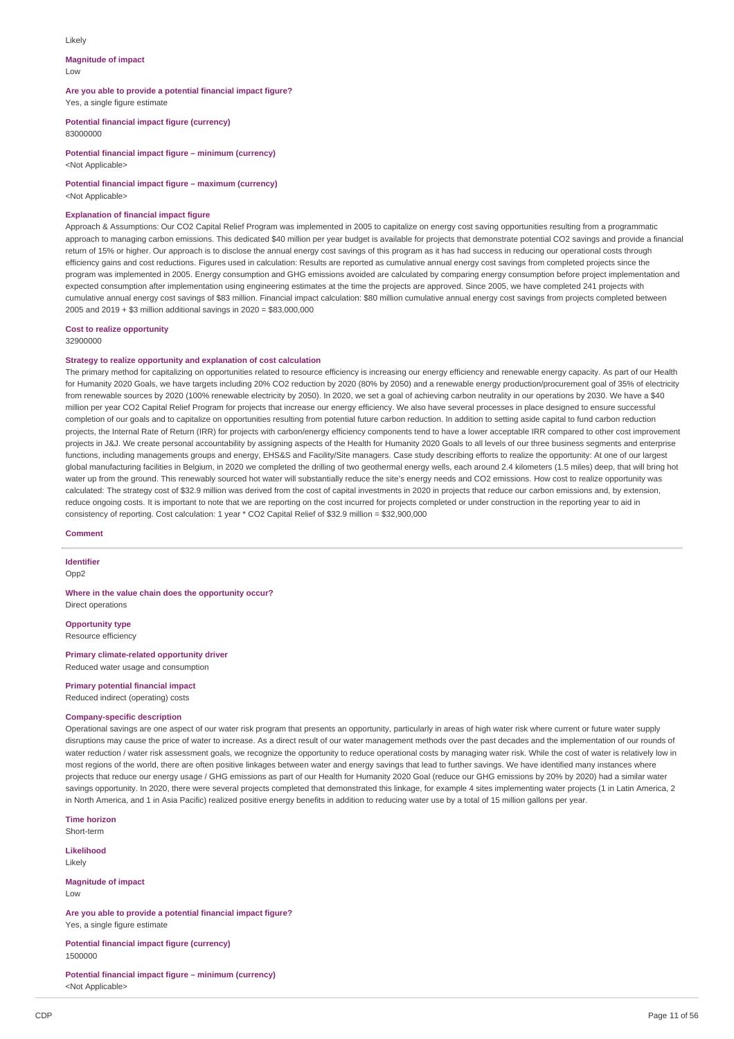Likely

**Magnitude of impact**
Low

**Are you able to provide a potential financial impact figure?**
Yes, a single figure estimate

**Potential financial impact figure (currency)**
83000000

**Potential financial impact figure – minimum (currency)**
<Not Applicable>

**Potential financial impact figure – maximum (currency)**
<Not Applicable>

**Explanation of financial impact figure**
Approach & Assumptions: Our $CO_2$ Capital Relief Program was implemented in 2005 to capitalize on energy cost saving opportunities resulting from a programmatic approach to managing carbon emissions. This dedicated $40 million per year budget is available for projects that demonstrate potential $CO_2$ savings and provide a financial return of 15% or higher. Our approach is to disclose the annual energy cost savings of this program as it has had success in reducing our operational costs through efficiency gains and cost reductions. Figures used in calculation: Results are reported as cumulative annual energy cost savings from completed projects since the program was implemented in 2005. Energy consumption and GHG emissions avoided are calculated by comparing energy consumption before project implementation and expected consumption after implementation using engineering estimates at the time the projects are approved. Since 2005, we have completed 241 projects with cumulative annual energy cost savings of $83 million. Financial impact calculation: $80 million cumulative annual energy cost savings from projects completed between 2005 and 2019 + $3 million additional savings in 2020 = $83,000,000

**Cost to realize opportunity**
32900000

**Strategy to realize opportunity and explanation of cost calculation**
The primary method for capitalizing on opportunities related to resource efficiency is increasing our energy efficiency and renewable energy capacity. As part of our Health for Humanity 2020 Goals, we have targets including 20% $CO_2$ reduction by 2020 (80% by 2050) and a renewable energy production/procurement goal of 35% of electricity from renewable sources by 2020 (100% renewable electricity by 2050). In 2020, we set a goal of achieving carbon neutrality in our operations by 2030. We have a $40 million per year $CO_2$ Capital Relief Program for projects that increase our energy efficiency. We also have several processes in place designed to ensure successful completion of our goals and to capitalize on opportunities resulting from potential future carbon reduction. In addition to setting aside capital to fund carbon reduction projects, the Internal Rate of Return (IRR) for projects with carbon/energy efficiency components tend to have a lower acceptable IRR compared to other cost improvement projects in J&J. We create personal accountability by assigning aspects of the Health for Humanity 2020 Goals to all levels of our three business segments and enterprise functions, including managements groups and energy, EHS&S and Facility/Site managers. Case study describing efforts to realize the opportunity: At one of our largest global manufacturing facilities in Belgium, in 2020 we completed the drilling of two geothermal energy wells, each around 2.4 kilometers (1.5 miles) deep, that will bring hot water up from the ground. This renewably sourced hot water will substantially reduce the site's energy needs and $CO_2$ emissions. How cost to realize opportunity was calculated: The strategy cost of $32.9 million was derived from the cost of capital investments in 2020 in projects that reduce our carbon emissions and, by extension, reduce ongoing costs. It is important to note that we are reporting on the cost incurred for projects completed or under construction in the reporting year to aid in consistency of reporting. Cost calculation: 1 year * $CO_2$ Capital Relief of $32.9 million = $32,900,000

**Comment**

---

**Identifier**
Opp2

**Where in the value chain does the opportunity occur?**
Direct operations

**Opportunity type**
Resource efficiency

**Primary climate-related opportunity driver**
Reduced water usage and consumption

**Primary potential financial impact**
Reduced indirect (operating) costs

**Company-specific description**
Operational savings are one aspect of our water risk program that presents an opportunity, particularly in areas of high water risk where current or future water supply disruptions may cause the price of water to increase. As a direct result of our water management methods over the past decades and the implementation of our rounds of water reduction / water risk assessment goals, we recognize the opportunity to reduce operational costs by managing water risk. While the cost of water is relatively low in most regions of the world, there are often positive linkages between water and energy savings that lead to further savings. We have identified many instances where projects that reduce our energy usage / GHG emissions as part of our Health for Humanity 2020 Goal (reduce our GHG emissions by 20% by 2020) had a similar water savings opportunity. In 2020, there were several projects completed that demonstrated this linkage, for example 4 sites implementing water projects (1 in Latin America, 2 in North America, and 1 in Asia Pacific) realized positive energy benefits in addition to reducing water use by a total of 15 million gallons per year.

**Time horizon**
Short-term

**Likelihood**
Likely

**Magnitude of impact**
Low

**Are you able to provide a potential financial impact figure?**
Yes, a single figure estimate

**Potential financial impact figure (currency)**
1500000

**Potential financial impact figure – minimum (currency)**
<Not Applicable>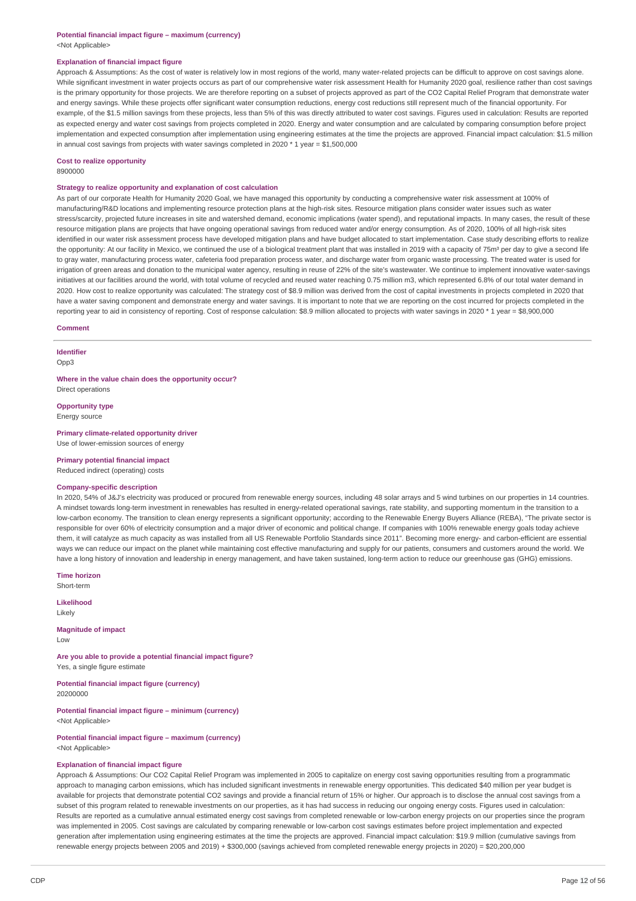**Potential financial impact figure – maximum (currency)**
<Not Applicable>

**Explanation of financial impact figure**
Approach & Assumptions: As the cost of water is relatively low in most regions of the world, many water-related projects can be difficult to approve on cost savings alone. While significant investment in water projects occurs as part of our comprehensive water risk assessment Health for Humanity 2020 goal, resilience rather than cost savings is the primary opportunity for those projects. We are therefore reporting on a subset of projects approved as part of the $CO_2$ Capital Relief Program that demonstrate water and energy savings. While these projects offer significant water consumption reductions, energy cost reductions still represent much of the financial opportunity. For example, of the $1.5 million savings from these projects, less than 5% of this was directly attributed to water cost savings. Figures used in calculation: Results are reported as expected energy and water cost savings from projects completed in 2020. Energy and water consumption and are calculated by comparing consumption before project implementation and expected consumption after implementation using engineering estimates at the time the projects are approved. Financial impact calculation: $1.5 million in annual cost savings from projects with water savings completed in 2020 * 1 year = $1,500,000

**Cost to realize opportunity**
8900000

**Strategy to realize opportunity and explanation of cost calculation**
As part of our corporate Health for Humanity 2020 Goal, we have managed this opportunity by conducting a comprehensive water risk assessment at 100% of manufacturing/R&D locations and implementing resource protection plans at the high-risk sites. Resource mitigation plans consider water issues such as water stress/scarcity, projected future increases in site and watershed demand, economic implications (water spend), and reputational impacts. In many cases, the result of these resource mitigation plans are projects that have ongoing operational savings from reduced water and/or energy consumption. As of 2020, 100% of all high-risk sites identified in our water risk assessment process have developed mitigation plans and have budget allocated to start implementation. Case study describing efforts to realize the opportunity: At our facility in Mexico, we continued the use of a biological treatment plant that was installed in 2019 with a capacity of 75m³ per day to give a second life to gray water, manufacturing process water, cafeteria food preparation process water, and discharge water from organic waste processing. The treated water is used for irrigation of green areas and donation to the municipal water agency, resulting in reuse of 22% of the site's wastewater. We continue to implement innovative water-savings initiatives at our facilities around the world, with total volume of recycled and reused water reaching 0.75 million m3, which represented 6.8% of our total water demand in 2020. How cost to realize opportunity was calculated: The strategy cost of $8.9 million was derived from the cost of capital investments in projects completed in 2020 that have a water saving component and demonstrate energy and water savings. It is important to note that we are reporting on the cost incurred for projects completed in the reporting year to aid in consistency of reporting. Cost of response calculation: $8.9 million allocated to projects with water savings in 2020 * 1 year = $8,900,000

**Comment**

---

**Identifier**
Opp3

**Where in the value chain does the opportunity occur?**
Direct operations

**Opportunity type**
Energy source

**Primary climate-related opportunity driver**
Use of lower-emission sources of energy

**Primary potential financial impact**
Reduced indirect (operating) costs

**Company-specific description**
In 2020, 54% of J&J's electricity was produced or procured from renewable energy sources, including 48 solar arrays and 5 wind turbines on our properties in 14 countries. A mindset towards long-term investment in renewables has resulted in energy-related operational savings, rate stability, and supporting momentum in the transition to a low-carbon economy. The transition to clean energy represents a significant opportunity; according to the Renewable Energy Buyers Alliance (REBA), "The private sector is responsible for over 60% of electricity consumption and a major driver of economic and political change. If companies with 100% renewable energy goals today achieve them, it will catalyze as much capacity as was installed from all US Renewable Portfolio Standards since 2011". Becoming more energy- and carbon-efficient are essential ways we can reduce our impact on the planet while maintaining cost effective manufacturing and supply for our patients, consumers and customers around the world. We have a long history of innovation and leadership in energy management, and have taken sustained, long-term action to reduce our greenhouse gas (GHG) emissions.

**Time horizon**
Short-term

**Likelihood**
Likely

**Magnitude of impact**
Low

**Are you able to provide a potential financial impact figure?**
Yes, a single figure estimate

**Potential financial impact figure (currency)**
20200000

**Potential financial impact figure – minimum (currency)**
<Not Applicable>

**Potential financial impact figure – maximum (currency)**
<Not Applicable>

**Explanation of financial impact figure**
Approach & Assumptions: Our $CO_2$ Capital Relief Program was implemented in 2005 to capitalize on energy cost saving opportunities resulting from a programmatic approach to managing carbon emissions, which has included significant investments in renewable energy opportunities. This dedicated $40 million per year budget is available for projects that demonstrate potential $CO_2$ savings and provide a financial return of 15% or higher. Our approach is to disclose the annual cost savings from a subset of this program related to renewable investments on our properties, as it has had success in reducing our ongoing energy costs. Figures used in calculation: Results are reported as a cumulative annual estimated energy cost savings from completed renewable or low-carbon energy projects on our properties since the program was implemented in 2005. Cost savings are calculated by comparing renewable or low-carbon cost savings estimates before project implementation and expected generation after implementation using engineering estimates at the time the projects are approved. Financial impact calculation: $19.9 million (cumulative savings from renewable energy projects between 2005 and 2019) + $300,000 (savings achieved from completed renewable energy projects in 2020) = $20,200,000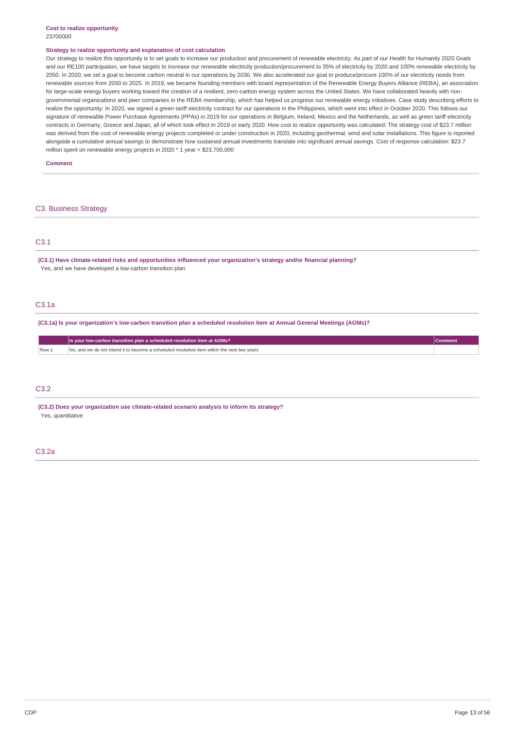**Cost to realize opportunity**
23700000

**Strategy to realize opportunity and explanation of cost calculation**
Our strategy to realize this opportunity is to set goals to increase our production and procurement of renewable electricity. As part of our Health for Humanity 2020 Goals and our RE100 participation, we have targets to increase our renewable electricity production/procurement to 35% of electricity by 2020 and 100% renewable electricity by 2050. In 2020, we set a goal to become carbon neutral in our operations by 2030. We also accelerated our goal to produce/procure 100% of our electricity needs from renewable sources from 2050 to 2025. In 2019, we became founding members with board representation of the Renewable Energy Buyers Alliance (REBA), an association for large-scale energy buyers working toward the creation of a resilient, zero-carbon energy system across the United States. We have collaborated heavily with non-governmental organizations and peer companies in the REBA membership, which has helped us progress our renewable energy initiatives. Case study describing efforts to realize the opportunity: In 2020, we signed a green tariff electricity contract for our operations in the Philippines, which went into effect in October 2020. This follows our signature of renewable Power Purchase Agreements (PPAs) in 2019 for our operations in Belgium, Ireland, Mexico and the Netherlands, as well as green tariff electricity contracts in Germany, Greece and Japan, all of which took effect in 2019 or early 2020. How cost to realize opportunity was calculated: The strategy cost of $23.7 million was derived from the cost of renewable energy projects completed or under construction in 2020, including geothermal, wind and solar installations. This figure is reported alongside a cumulative annual savings to demonstrate how sustained annual investments translate into significant annual savings. Cost of response calculation: $23.7 million spent on renewable energy projects in 2020 * 1 year = $23,700,000

**Comment**

## C3. Business Strategy

### C3.1

**(C3.1) Have climate-related risks and opportunities influenced your organization's strategy and/or financial planning?**
Yes, and we have developed a low-carbon transition plan

### C3.1a

**(C3.1a) Is your organization's low-carbon transition plan a scheduled resolution item at Annual General Meetings (AGMs)?**

| | Is your low-carbon transition plan a scheduled resolution item at AGMs? | Comment |
|---|---|---|
| Row 1 | No, and we do not intend it to become a scheduled resolution item within the next two years | |

### C3.2

**(C3.2) Does your organization use climate-related scenario analysis to inform its strategy?**
Yes, quantitative

### C3.2a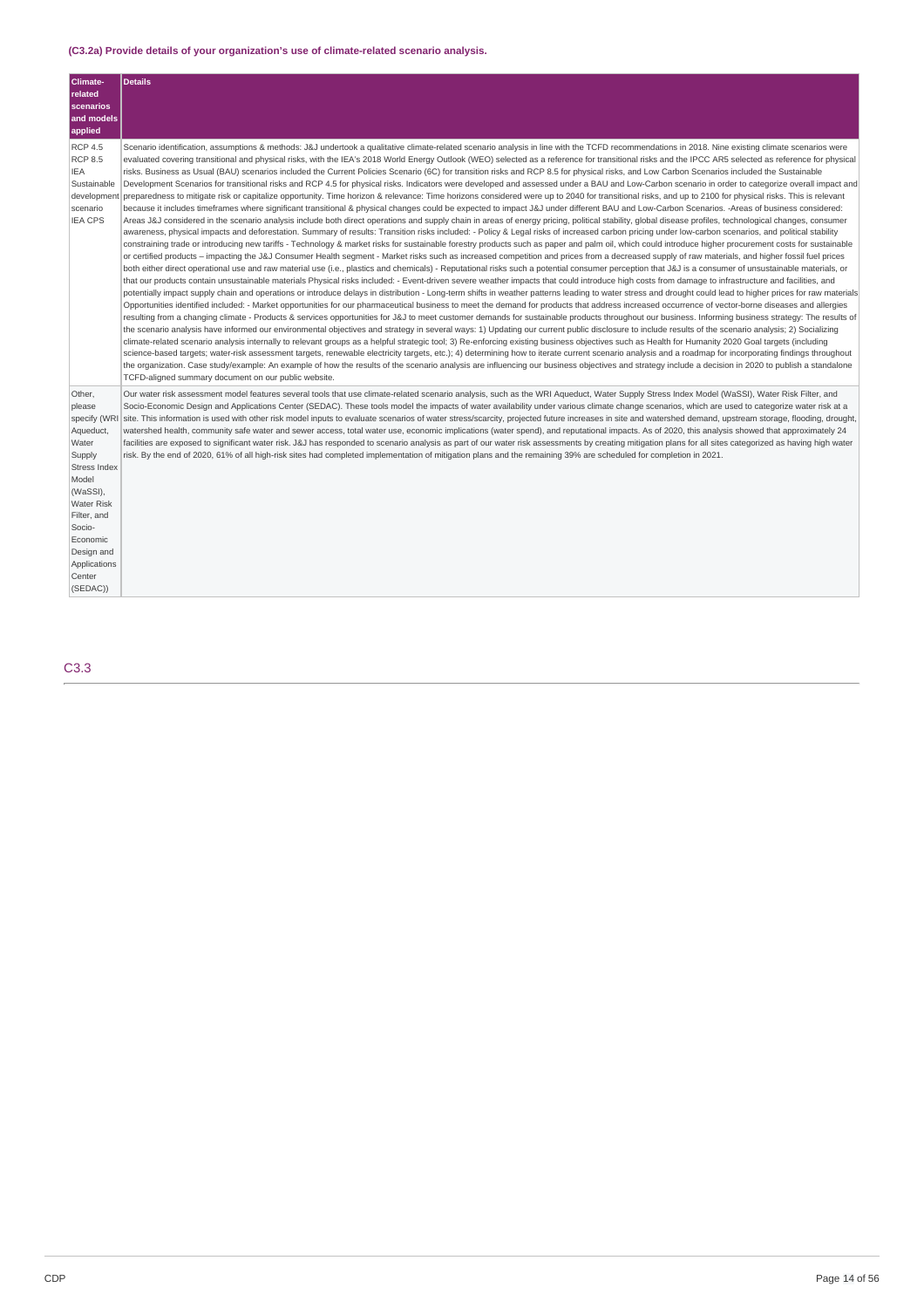### (C3.2a) Provide details of your organization's use of climate-related scenario analysis.

| Climate-related scenarios and models applied | Details |
|---|---|
| RCP 4.5<br>RCP 8.5<br>IEA Sustainable development scenario<br>IEA CPS | Scenario identification, assumptions & methods: J&J undertook a qualitative climate-related scenario analysis in line with the TCFD recommendations in 2018. Nine existing climate scenarios were evaluated covering transitional and physical risks, with the IEA's 2018 World Energy Outlook (WEO) selected as a reference for transitional risks and the IPCC AR5 selected as reference for physical risks. Business as Usual (BAU) scenarios included the Current Policies Scenario (6C) for transition risks and RCP 8.5 for physical risks, and Low Carbon Scenarios included the Sustainable Development Scenarios for transitional risks and RCP 4.5 for physical risks. Indicators were developed and assessed under a BAU and Low-Carbon scenario in order to categorize overall impact and preparedness to mitigate risk or capitalize opportunity. Time horizon & relevance: Time horizons considered were up to 2040 for transitional risks, and up to 2100 for physical risks. This is relevant because it includes timeframes where significant transitional & physical changes could be expected to impact J&J under different BAU and Low-Carbon Scenarios. -Areas of business considered: Areas J&J considered in the scenario analysis include both direct operations and supply chain in areas of energy pricing, political stability, global disease profiles, technological changes, consumer awareness, physical impacts and deforestation. Summary of results: Transition risks included: - Policy & Legal risks of increased carbon pricing under low-carbon scenarios, and political stability constraining trade or introducing new tariffs - Technology & market risks for sustainable forestry products such as paper and palm oil, which could introduce higher procurement costs for sustainable or certified products – impacting the J&J Consumer Health segment - Market risks such as increased competition and prices from a decreased supply of raw materials, and higher fossil fuel prices both either direct operational use and raw material use (i.e., plastics and chemicals) - Reputational risks such a potential consumer perception that J&J is a consumer of unsustainable materials, or that our products contain unsustainable materials Physical risks included: - Event-driven severe weather impacts that could introduce high costs from damage to infrastructure and facilities, and potentially impact supply chain and operations or introduce delays in distribution - Long-term shifts in weather patterns leading to water stress and drought could lead to higher prices for raw materials Opportunities identified included: - Market opportunities for our pharmaceutical business to meet the demand for products that address increased occurrence of vector-borne diseases and allergies resulting from a changing climate - Products & services opportunities for J&J to meet customer demands for sustainable products throughout our business. Informing business strategy: The results of the scenario analysis have informed our environmental objectives and strategy in several ways: 1) Updating our current public disclosure to include results of the scenario analysis; 2) Socializing climate-related scenario analysis internally to relevant groups as a helpful strategic tool; 3) Re-enforcing existing business objectives such as Health for Humanity 2020 Goal targets (including science-based targets; water-risk assessment targets, renewable electricity targets, etc.); 4) determining how to iterate current scenario analysis and a roadmap for incorporating findings throughout the organization. Case study/example: An example of how the results of the scenario analysis are influencing our business objectives and strategy include a decision in 2020 to publish a standalone TCFD-aligned summary document on our public website. |
| Other, please specify (WRI Aqueduct, Water Supply Stress Index Model (WaSSI), Water Risk Filter, and Socio-Economic Design and Applications Center (SEDAC)) | Our water risk assessment model features several tools that use climate-related scenario analysis, such as the WRI Aqueduct, Water Supply Stress Index Model (WaSSI), Water Risk Filter, and Socio-Economic Design and Applications Center (SEDAC). These tools model the impacts of water availability under various climate change scenarios, which are used to categorize water risk at a site. This information is used with other risk model inputs to evaluate scenarios of water stress/scarcity, projected future increases in site and watershed demand, upstream storage, flooding, drought, watershed health, community safe water and sewer access, total water use, economic implications (water spend), and reputational impacts. As of 2020, this analysis showed that approximately 24 facilities are exposed to significant water risk. J&J has responded to scenario analysis as part of our water risk assessments by creating mitigation plans for all sites categorized as having high water risk. By the end of 2020, 61% of all high-risk sites had completed implementation of mitigation plans and the remaining 39% are scheduled for completion in 2021. |

## C3.3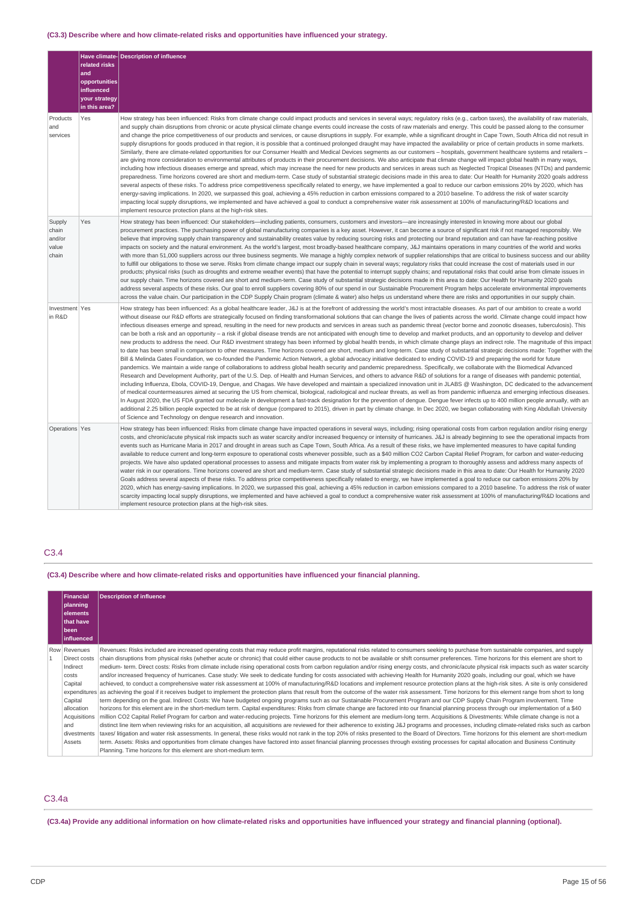(C3.3) Describe where and how climate-related risks and opportunities have influenced your strategy.

| | Have climate-related risks and opportunities influenced your strategy in this area? | Description of influence |
|---|---|---|
| Products and services | Yes | How strategy has been influenced: Risks from climate change could impact products and services in several ways; regulatory risks (e.g., carbon taxes), the availability of raw materials, and supply chain disruptions from chronic or acute physical climate change events could increase the costs of raw materials and energy. This could be passed along to the consumer and change the price competitiveness of our products and services, or cause disruptions in supply. For example, while a significant drought in Cape Town, South Africa did not result in supply disruptions for goods produced in that region, it is possible that a continued prolonged draught may have impacted the availability or price of certain products in some markets. Similarly, there are climate-related opportunities for our Consumer Health and Medical Devices segments as our customers – hospitals, government healthcare systems and retailers – are giving more consideration to environmental attributes of products in their procurement decisions. We also anticipate that climate change will impact global health in many ways, including how infectious diseases emerge and spread, which may increase the need for new products and services in areas such as Neglected Tropical Diseases (NTDs) and pandemic preparedness. Time horizons covered are short and medium-term. Case study of substantial strategic decisions made in this area to date: Our Health for Humanity 2020 goals address several aspects of these risks. To address price competitiveness specifically related to energy, we have implemented a goal to reduce our carbon emissions 20% by 2020, which has energy-saving implications. In 2020, we surpassed this goal, achieving a 45% reduction in carbon emissions compared to a 2010 baseline. To address the risk of water scarcity impacting local supply disruptions, we implemented and have achieved a goal to conduct a comprehensive water risk assessment at 100% of manufacturing/R&D locations and implement resource protection plans at the high-risk sites. |
| Supply chain and/or value chain | Yes | How strategy has been influenced: Our stakeholders—including patients, consumers, customers and investors—are increasingly interested in knowing more about our global procurement practices. The purchasing power of global manufacturing companies is a key asset. However, it can become a source of significant risk if not managed responsibly. We believe that improving supply chain transparency and sustainability creates value by reducing sourcing risks and protecting our brand reputation and can have far-reaching positive impacts on society and the natural environment. As the world's largest, most broadly-based healthcare company, J&J maintains operations in many countries of the world and works with more than 51,000 suppliers across our three business segments. We manage a highly complex network of supplier relationships that are critical to business success and our ability to fulfill our obligations to those we serve. Risks from climate change impact our supply chain in several ways; regulatory risks that could increase the cost of materials used in our products; physical risks (such as droughts and extreme weather events) that have the potential to interrupt supply chains; and reputational risks that could arise from climate issues in our supply chain. Time horizons covered are short and medium-term. Case study of substantial strategic decisions made in this area to date: Our Health for Humanity 2020 goals address several aspects of these risks. Our goal to enroll suppliers covering 80% of our spend in our Sustainable Procurement Program helps accelerate environmental improvements across the value chain. Our participation in the CDP Supply Chain program (climate & water) also helps us understand where there are risks and opportunities in our supply chain. |
| Investment in R&D | Yes | How strategy has been influenced: As a global healthcare leader, J&J is at the forefront of addressing the world's most intractable diseases. As part of our ambition to create a world without disease our R&D efforts are strategically focused on finding transformational solutions that can change the lives of patients across the world. Climate change could impact how infectious diseases emerge and spread, resulting in the need for new products and services in areas such as pandemic threat (vector borne and zoonotic diseases, tuberculosis). This can be both a risk and an opportunity – a risk if global disease trends are not anticipated with enough time to develop and market products, and an opportunity to develop and deliver new products to address the need. Our R&D investment strategy has been informed by global health trends, in which climate change plays an indirect role. The magnitude of this impact to date has been small in comparison to other measures. Time horizons covered are short, medium and long-term. Case study of substantial strategic decisions made: Together with the Bill & Melinda Gates Foundation, we co-founded the Pandemic Action Network, a global advocacy initiative dedicated to ending COVID-19 and preparing the world for future pandemics. We maintain a wide range of collaborations to address global health security and pandemic preparedness. Specifically, we collaborate with the Biomedical Advanced Research and Development Authority, part of the U.S. Dep. of Health and Human Services, and others to advance R&D of solutions for a range of diseases with pandemic potential, including Influenza, Ebola, COVID-19, Dengue, and Chagas. We have developed and maintain a specialized innovation unit in JLABS @ Washington, DC dedicated to the advancement of medical countermeasures aimed at securing the US from chemical, biological, radiological and nuclear threats, as well as from pandemic influenza and emerging infectious diseases. In August 2020, the US FDA granted our molecule in development a fast-track designation for the prevention of dengue. Dengue fever infects up to 400 million people annually, with an additional 2.25 billion people expected to be at risk of dengue (compared to 2015), driven in part by climate change. In Dec 2020, we began collaborating with King Abdullah University of Science and Technology on dengue research and innovation. |
| Operations | Yes | How strategy has been influenced: Risks from climate change have impacted operations in several ways, including; rising operational costs from carbon regulation and/or rising energy costs, and chronic/acute physical risk impacts such as water scarcity and/or increased frequency or intensity of hurricanes. J&J is already beginning to see the operational impacts from events such as Hurricane Maria in 2017 and drought in areas such as Cape Town, South Africa. As a result of these risks, we have implemented measures to have capital funding available to reduce current and long-term exposure to operational costs whenever possible, such as a $40 million CO2 Carbon Capital Relief Program, for carbon and water-reducing projects. We have also updated operational processes to assess and mitigate impacts from water risk by implementing a program to thoroughly assess and address many aspects of water risk in our operations. Time horizons covered are short and medium-term. Case study of substantial strategic decisions made in this area to date: Our Health for Humanity 2020 Goals address several aspects of these risks. To address price competitiveness specifically related to energy, we have implemented a goal to reduce our carbon emissions 20% by 2020, which has energy-saving implications. In 2020, we surpassed this goal, achieving a 45% reduction in carbon emissions compared to a 2010 baseline. To address the risk of water scarcity impacting local supply disruptions, we implemented and have achieved a goal to conduct a comprehensive water risk assessment at 100% of manufacturing/R&D locations and implement resource protection plans at the high-risk sites. |

## C3.4

**(C3.4) Describe where and how climate-related risks and opportunities have influenced your financial planning.**

| | Financial planning elements that have been influenced | Description of influence |
|---|---|---|
| Row 1 | Revenues<br>Direct costs<br>Indirect costs<br>Capital expenditures<br>Capital allocation<br>Acquisitions and divestments<br>Assets | Revenues: Risks included are increased operating costs that may reduce profit margins, reputational risks related to consumers seeking to purchase from sustainable companies, and supply chain disruptions from physical risks (whether acute or chronic) that could either cause products to not be available or shift consumer preferences. Time horizons for this element are short to medium- term. Direct costs: Risks from climate include rising operational costs from carbon regulation and/or rising energy costs, and chronic/acute physical risk impacts such as water scarcity and/or increased frequency of hurricanes. Case study: We seek to dedicate funding for costs associated with achieving Health for Humanity 2020 goals, including our goal, which we have achieved, to conduct a comprehensive water risk assessment at 100% of manufacturing/R&D locations and implement resource protection plans at the high-risk sites. A site is only considered as achieving the goal if it receives budget to implement the protection plans that result from the outcome of the water risk assessment. Time horizons for this element range from short to long term depending on the goal. Indirect Costs: We have budgeted ongoing programs such as our Sustainable Procurement Program and our CDP Supply Chain Program involvement. Time horizons for this element are in the short-medium term. Capital expenditures: Risks from climate change are factored into our financial planning process through our implementation of a $40 million CO2 Capital Relief Program for carbon and water-reducing projects. Time horizons for this element are medium-long term. Acquisitions & Divestments: While climate change is not a distinct line item when reviewing risks for an acquisition, all acquisitions are reviewed for their adherence to existing J&J programs and processes, including climate-related risks such as carbon taxes/ litigation and water risk assessments. In general, these risks would not rank in the top 20% of risks presented to the Board of Directors. Time horizons for this element are short-medium term. Assets: Risks and opportunities from climate changes have factored into asset financial planning processes through existing processes for capital allocation and Business Continuity Planning. Time horizons for this element are short-medium term. |

## C3.4a

**(C3.4a) Provide any additional information on how climate-related risks and opportunities have influenced your strategy and financial planning (optional).**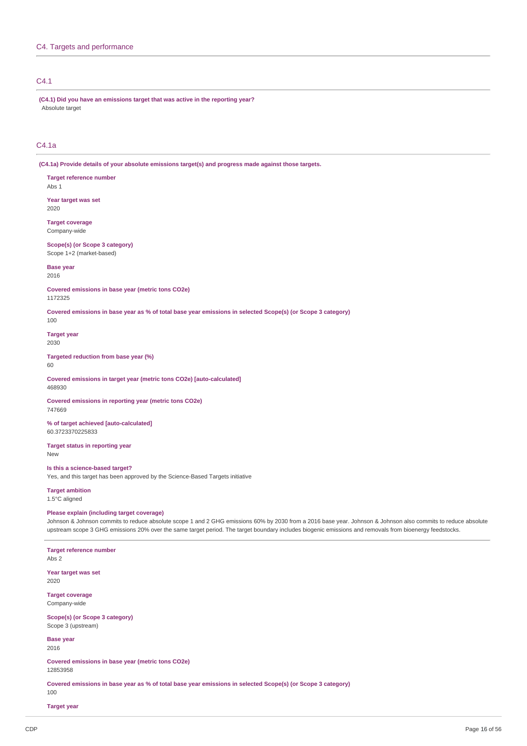## C4. Targets and performance

### C4.1

**(C4.1) Did you have an emissions target that was active in the reporting year?**

Absolute target

### C4.1a

**(C4.1a) Provide details of your absolute emissions target(s) and progress made against those targets.**

**Target reference number**
Abs 1

**Year target was set**
2020

**Target coverage**
Company-wide

**Scope(s) (or Scope 3 category)**
Scope 1+2 (market-based)

**Base year**
2016

**Covered emissions in base year (metric tons CO2e)**
1172325

**Covered emissions in base year as % of total base year emissions in selected Scope(s) (or Scope 3 category)**
100

**Target year**
2030

**Targeted reduction from base year (%)**
60

**Covered emissions in target year (metric tons CO2e) [auto-calculated]**
468930

**Covered emissions in reporting year (metric tons CO2e)**
747669

**% of target achieved [auto-calculated]**
60.3723370225833

**Target status in reporting year**
New

**Is this a science-based target?**
Yes, and this target has been approved by the Science-Based Targets initiative

**Target ambition**
1.5°C aligned

**Please explain (including target coverage)**
Johnson & Johnson commits to reduce absolute scope 1 and 2 GHG emissions 60% by 2030 from a 2016 base year. Johnson & Johnson also commits to reduce absolute upstream scope 3 GHG emissions 20% over the same target period. The target boundary includes biogenic emissions and removals from bioenergy feedstocks.

---

**Target reference number**
Abs 2

**Year target was set**
2020

**Target coverage**
Company-wide

**Scope(s) (or Scope 3 category)**
Scope 3 (upstream)

**Base year**
2016

**Covered emissions in base year (metric tons CO2e)**
12853958

**Covered emissions in base year as % of total base year emissions in selected Scope(s) (or Scope 3 category)**
100

**Target year**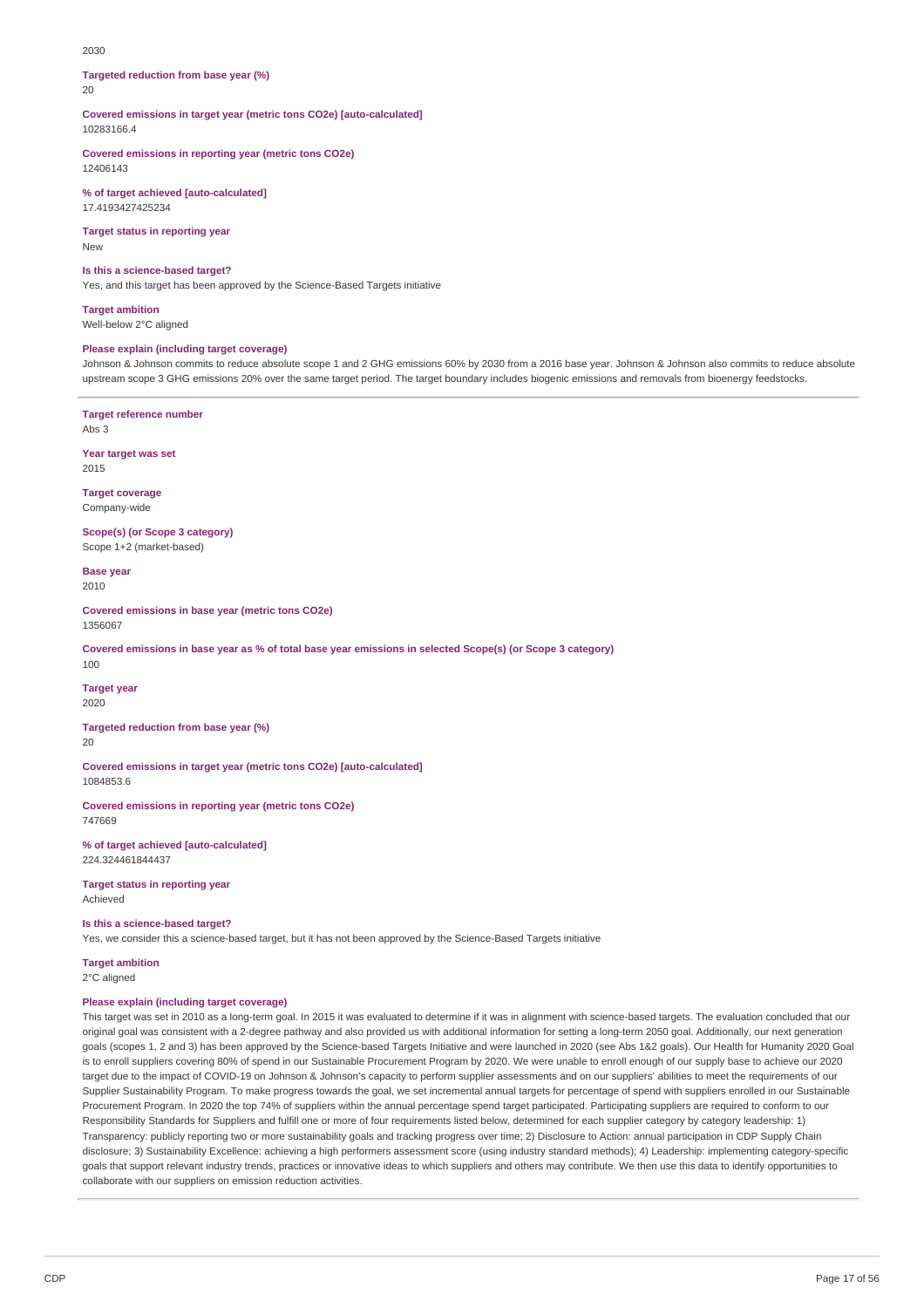2030

**Targeted reduction from base year (%)**
20

**Covered emissions in target year (metric tons CO2e) [auto-calculated]**
10283166.4

**Covered emissions in reporting year (metric tons CO2e)**
12406143

**% of target achieved [auto-calculated]**
17.4193427425234

**Target status in reporting year**
New

**Is this a science-based target?**
Yes, and this target has been approved by the Science-Based Targets initiative

**Target ambition**
Well-below 2°C aligned

**Please explain (including target coverage)**
Johnson & Johnson commits to reduce absolute scope 1 and 2 GHG emissions 60% by 2030 from a 2016 base year. Johnson & Johnson also commits to reduce absolute upstream scope 3 GHG emissions 20% over the same target period. The target boundary includes biogenic emissions and removals from bioenergy feedstocks.

---

**Target reference number**
Abs 3

**Year target was set**
2015

**Target coverage**
Company-wide

**Scope(s) (or Scope 3 category)**
Scope 1+2 (market-based)

**Base year**
2010

**Covered emissions in base year (metric tons CO2e)**
1356067

**Covered emissions in base year as % of total base year emissions in selected Scope(s) (or Scope 3 category)**
100

**Target year**
2020

**Targeted reduction from base year (%)**
20

**Covered emissions in target year (metric tons CO2e) [auto-calculated]**
1084853.6

**Covered emissions in reporting year (metric tons CO2e)**
747669

**% of target achieved [auto-calculated]**
224.324461844437

**Target status in reporting year**
Achieved

**Is this a science-based target?**
Yes, we consider this a science-based target, but it has not been approved by the Science-Based Targets initiative

**Target ambition**
2°C aligned

**Please explain (including target coverage)**
This target was set in 2010 as a long-term goal. In 2015 it was evaluated to determine if it was in alignment with science-based targets. The evaluation concluded that our original goal was consistent with a 2-degree pathway and also provided us with additional information for setting a long-term 2050 goal. Additionally, our next generation goals (scopes 1, 2 and 3) has been approved by the Science-based Targets Initiative and were launched in 2020 (see Abs 1&2 goals). Our Health for Humanity 2020 Goal is to enroll suppliers covering 80% of spend in our Sustainable Procurement Program by 2020. We were unable to enroll enough of our supply base to achieve our 2020 target due to the impact of COVID-19 on Johnson & Johnson's capacity to perform supplier assessments and on our suppliers' abilities to meet the requirements of our Supplier Sustainability Program. To make progress towards the goal, we set incremental annual targets for percentage of spend with suppliers enrolled in our Sustainable Procurement Program. In 2020 the top 74% of suppliers within the annual percentage spend target participated. Participating suppliers are required to conform to our Responsibility Standards for Suppliers and fulfill one or more of four requirements listed below, determined for each supplier category by category leadership: 1) Transparency: publicly reporting two or more sustainability goals and tracking progress over time; 2) Disclosure to Action: annual participation in CDP Supply Chain disclosure; 3) Sustainability Excellence: achieving a high performers assessment score (using industry standard methods); 4) Leadership: implementing category-specific goals that support relevant industry trends, practices or innovative ideas to which suppliers and others may contribute. We then use this data to identify opportunities to collaborate with our suppliers on emission reduction activities.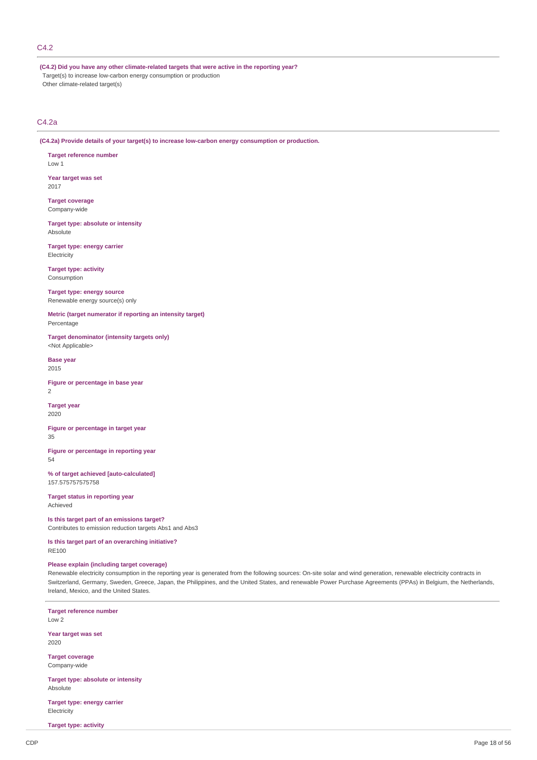## C4.2

**(C4.2) Did you have any other climate-related targets that were active in the reporting year?**

Target(s) to increase low-carbon energy consumption or production

Other climate-related target(s)

## C4.2a

**(C4.2a) Provide details of your target(s) to increase low-carbon energy consumption or production.**

**Target reference number**

Low 1

**Year target was set**

2017

**Target coverage**

Company-wide

**Target type: absolute or intensity**

Absolute

**Target type: energy carrier**

Electricity

**Target type: activity**

Consumption

**Target type: energy source**

Renewable energy source(s) only

**Metric (target numerator if reporting an intensity target)**

Percentage

**Target denominator (intensity targets only)**

<Not Applicable>

**Base year**

2015

**Figure or percentage in base year**

2

**Target year**

2020

**Figure or percentage in target year**

35

**Figure or percentage in reporting year**

54

**% of target achieved [auto-calculated]**

157.575757575758

**Target status in reporting year**

Achieved

**Is this target part of an emissions target?**

Contributes to emission reduction targets Abs1 and Abs3

**Is this target part of an overarching initiative?**

RE100

**Please explain (including target coverage)**

Renewable electricity consumption in the reporting year is generated from the following sources: On-site solar and wind generation, renewable electricity contracts in Switzerland, Germany, Sweden, Greece, Japan, the Philippines, and the United States, and renewable Power Purchase Agreements (PPAs) in Belgium, the Netherlands, Ireland, Mexico, and the United States.

---

**Target reference number**

Low 2

**Year target was set**

2020

**Target coverage**

Company-wide

**Target type: absolute or intensity**

Absolute

**Target type: energy carrier**

Electricity

**Target type: activity**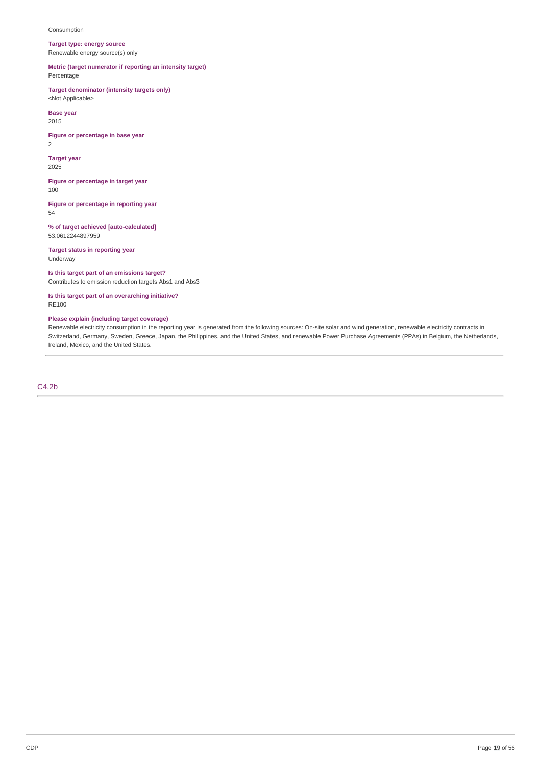Consumption

**Target type: energy source**
Renewable energy source(s) only

**Metric (target numerator if reporting an intensity target)**
Percentage

**Target denominator (intensity targets only)**
<Not Applicable>

**Base year**
2015

**Figure or percentage in base year**
2

**Target year**
2025

**Figure or percentage in target year**
100

**Figure or percentage in reporting year**
54

**% of target achieved [auto-calculated]**
53.0612244897959

**Target status in reporting year**
Underway

**Is this target part of an emissions target?**
Contributes to emission reduction targets Abs1 and Abs3

**Is this target part of an overarching initiative?**
RE100

**Please explain (including target coverage)**
Renewable electricity consumption in the reporting year is generated from the following sources: On-site solar and wind generation, renewable electricity contracts in Switzerland, Germany, Sweden, Greece, Japan, the Philippines, and the United States, and renewable Power Purchase Agreements (PPAs) in Belgium, the Netherlands, Ireland, Mexico, and the United States.

## C4.2b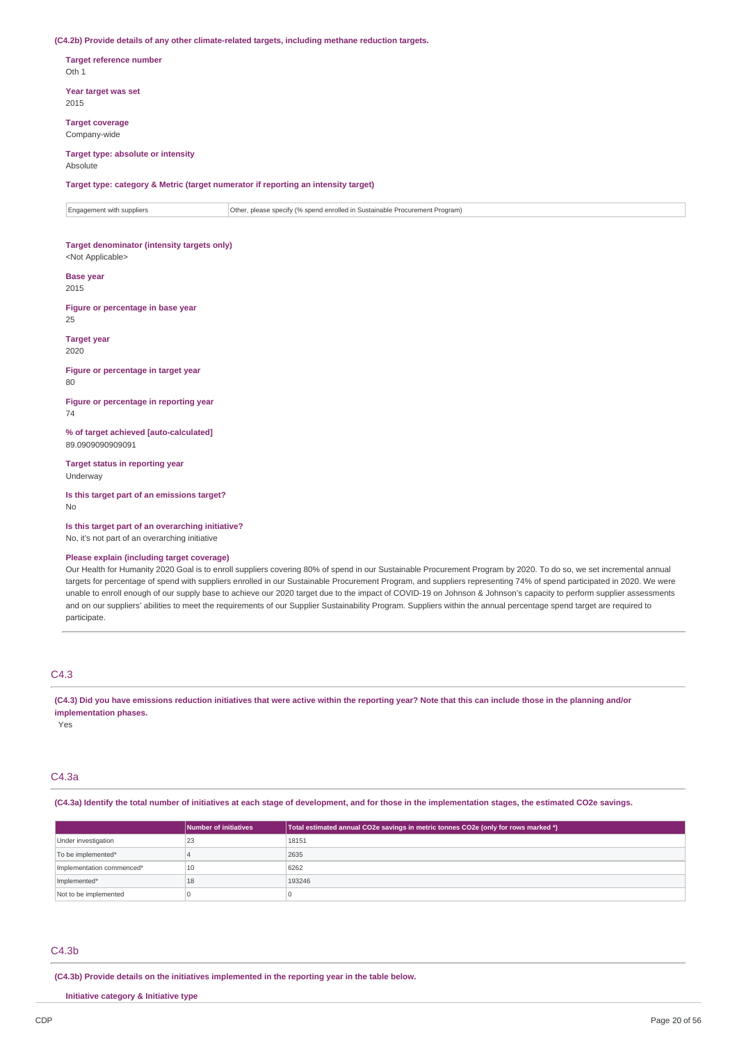**(C4.2b) Provide details of any other climate-related targets, including methane reduction targets.**

**Target reference number**
Oth 1

**Year target was set**
2015

**Target coverage**
Company-wide

**Target type: absolute or intensity**
Absolute

**Target type: category & Metric (target numerator if reporting an intensity target)**

| | |
|---|---|
| Engagement with suppliers | Other, please specify (% spend enrolled in Sustainable Procurement Program) |

**Target denominator (intensity targets only)**
<Not Applicable>

**Base year**
2015

**Figure or percentage in base year**
25

**Target year**
2020

**Figure or percentage in target year**
80

**Figure or percentage in reporting year**
74

**% of target achieved [auto-calculated]**
89.0909090909091

**Target status in reporting year**
Underway

**Is this target part of an emissions target?**
No

**Is this target part of an overarching initiative?**
No, it's not part of an overarching initiative

**Please explain (including target coverage)**
Our Health for Humanity 2020 Goal is to enroll suppliers covering 80% of spend in our Sustainable Procurement Program by 2020. To do so, we set incremental annual targets for percentage of spend with suppliers enrolled in our Sustainable Procurement Program, and suppliers representing 74% of spend participated in 2020. We were unable to enroll enough of our supply base to achieve our 2020 target due to the impact of COVID-19 on Johnson & Johnson's capacity to perform supplier assessments and on our suppliers' abilities to meet the requirements of our Supplier Sustainability Program. Suppliers within the annual percentage spend target are required to participate.

## C4.3

**(C4.3) Did you have emissions reduction initiatives that were active within the reporting year? Note that this can include those in the planning and/or implementation phases.**
Yes

## C4.3a

**(C4.3a) Identify the total number of initiatives at each stage of development, and for those in the implementation stages, the estimated CO2e savings.**

| | Number of initiatives | Total estimated annual CO2e savings in metric tonnes CO2e (only for rows marked *) |
|---|---|---|
| Under investigation | 23 | 18151 |
| To be implemented* | 4 | 2635 |
| Implementation commenced* | 10 | 6262 |
| Implemented* | 18 | 193246 |
| Not to be implemented | 0 | 0 |

## C4.3b

**(C4.3b) Provide details on the initiatives implemented in the reporting year in the table below.**

**Initiative category & Initiative type**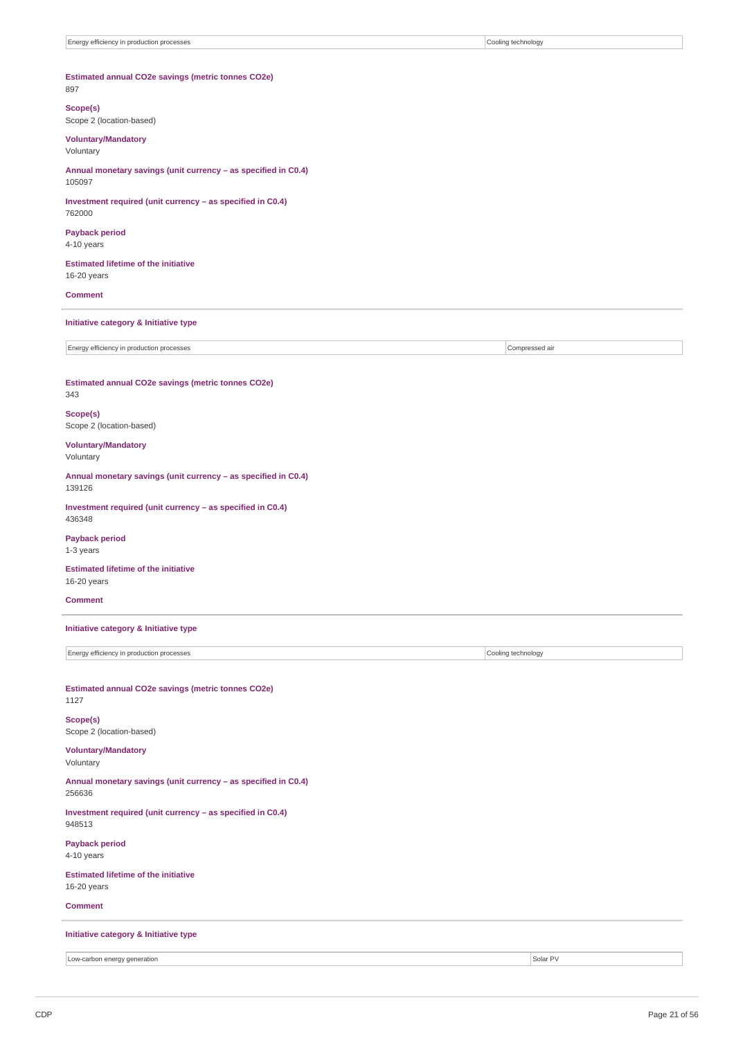| Energy efficiency in production processes | Cooling technology |
|---|---|

**Estimated annual CO2e savings (metric tonnes CO2e)**
897

**Scope(s)**
Scope 2 (location-based)

**Voluntary/Mandatory**
Voluntary

**Annual monetary savings (unit currency – as specified in C0.4)**
105097

**Investment required (unit currency – as specified in C0.4)**
762000

**Payback period**
4-10 years

**Estimated lifetime of the initiative**
16-20 years

**Comment**

---

**Initiative category & Initiative type**

| Energy efficiency in production processes | Compressed air |
|---|---|

**Estimated annual CO2e savings (metric tonnes CO2e)**
343

**Scope(s)**
Scope 2 (location-based)

**Voluntary/Mandatory**
Voluntary

**Annual monetary savings (unit currency – as specified in C0.4)**
139126

**Investment required (unit currency – as specified in C0.4)**
436348

**Payback period**
1-3 years

**Estimated lifetime of the initiative**
16-20 years

**Comment**

---

**Initiative category & Initiative type**

| Energy efficiency in production processes | Cooling technology |
|---|---|

**Estimated annual CO2e savings (metric tonnes CO2e)**
1127

**Scope(s)**
Scope 2 (location-based)

**Voluntary/Mandatory**
Voluntary

**Annual monetary savings (unit currency – as specified in C0.4)**
256636

**Investment required (unit currency – as specified in C0.4)**
948513

**Payback period**
4-10 years

**Estimated lifetime of the initiative**
16-20 years

**Comment**

---

**Initiative category & Initiative type**

| Low-carbon energy generation | Solar PV |
|---|---|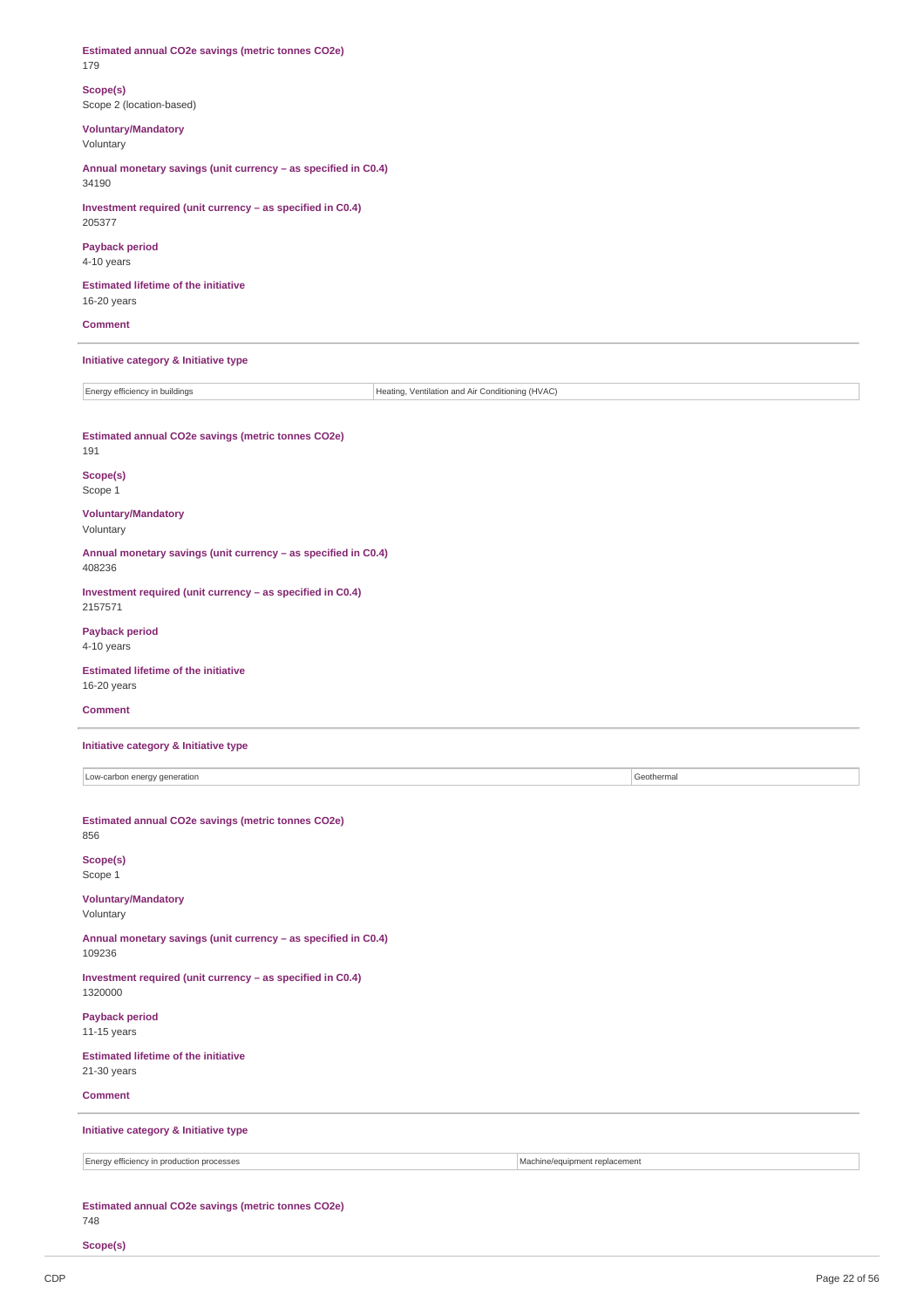**Estimated annual CO2e savings (metric tonnes CO2e)**
179

**Scope(s)**
Scope 2 (location-based)

**Voluntary/Mandatory**
Voluntary

**Annual monetary savings (unit currency – as specified in C0.4)**
34190

**Investment required (unit currency – as specified in C0.4)**
205377

**Payback period**
4-10 years

**Estimated lifetime of the initiative**
16-20 years

**Comment**

---

**Initiative category & Initiative type**

| Energy efficiency in buildings | Heating, Ventilation and Air Conditioning (HVAC) |
|---|---|

**Estimated annual CO2e savings (metric tonnes CO2e)**
191

**Scope(s)**
Scope 1

**Voluntary/Mandatory**
Voluntary

**Annual monetary savings (unit currency – as specified in C0.4)**
408236

**Investment required (unit currency – as specified in C0.4)**
2157571

**Payback period**
4-10 years

**Estimated lifetime of the initiative**
16-20 years

**Comment**

---

**Initiative category & Initiative type**

| Low-carbon energy generation | Geothermal |
|---|---|

**Estimated annual CO2e savings (metric tonnes CO2e)**
856

**Scope(s)**
Scope 1

**Voluntary/Mandatory**
Voluntary

**Annual monetary savings (unit currency – as specified in C0.4)**
109236

**Investment required (unit currency – as specified in C0.4)**
1320000

**Payback period**
11-15 years

**Estimated lifetime of the initiative**
21-30 years

**Comment**

---

**Initiative category & Initiative type**

| Energy efficiency in production processes | Machine/equipment replacement |
|---|---|

**Estimated annual CO2e savings (metric tonnes CO2e)**
748

**Scope(s)**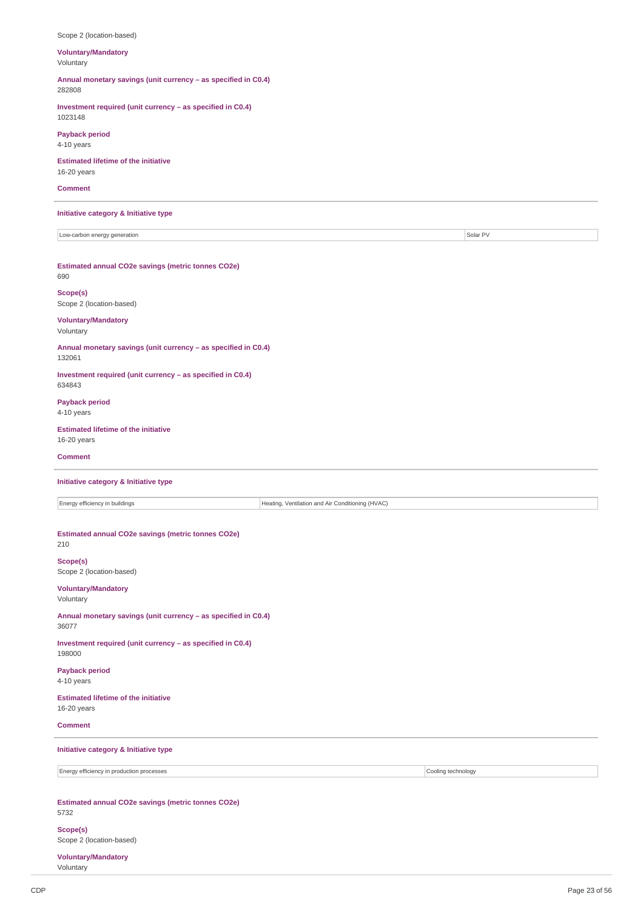Scope 2 (location-based)

**Voluntary/Mandatory**
Voluntary

**Annual monetary savings (unit currency – as specified in C0.4)**
282808

**Investment required (unit currency – as specified in C0.4)**
1023148

**Payback period**
4-10 years

**Estimated lifetime of the initiative**
16-20 years

**Comment**

---

**Initiative category & Initiative type**

| Low-carbon energy generation | Solar PV |
|---|---|

**Estimated annual CO2e savings (metric tonnes CO2e)**
690

**Scope(s)**
Scope 2 (location-based)

**Voluntary/Mandatory**
Voluntary

**Annual monetary savings (unit currency – as specified in C0.4)**
132061

**Investment required (unit currency – as specified in C0.4)**
634843

**Payback period**
4-10 years

**Estimated lifetime of the initiative**
16-20 years

**Comment**

---

**Initiative category & Initiative type**

| Energy efficiency in buildings | Heating, Ventilation and Air Conditioning (HVAC) |
|---|---|

**Estimated annual CO2e savings (metric tonnes CO2e)**
210

**Scope(s)**
Scope 2 (location-based)

**Voluntary/Mandatory**
Voluntary

**Annual monetary savings (unit currency – as specified in C0.4)**
36077

**Investment required (unit currency – as specified in C0.4)**
198000

**Payback period**
4-10 years

**Estimated lifetime of the initiative**
16-20 years

**Comment**

---

**Initiative category & Initiative type**

| Energy efficiency in production processes | Cooling technology |
|---|---|

**Estimated annual CO2e savings (metric tonnes CO2e)**
5732

**Scope(s)**
Scope 2 (location-based)

**Voluntary/Mandatory**
Voluntary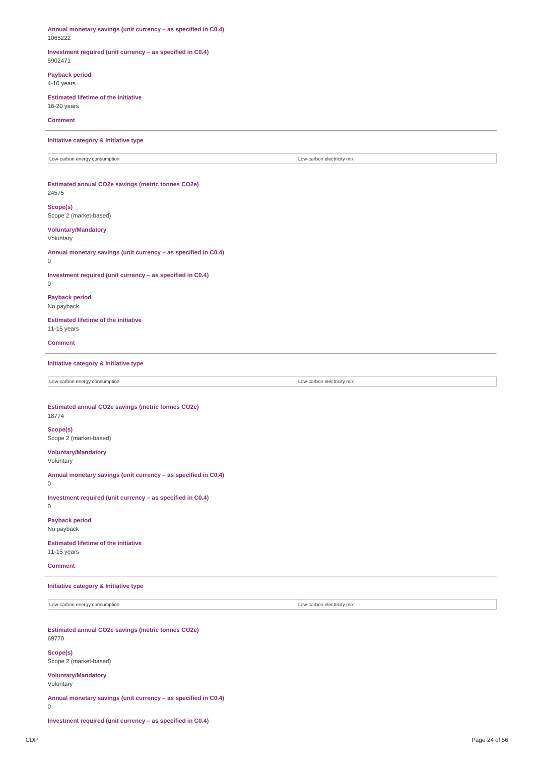**Annual monetary savings (unit currency – as specified in C0.4)**
1065222

**Investment required (unit currency – as specified in C0.4)**
5902471

**Payback period**
4-10 years

**Estimated lifetime of the initiative**
16-20 years

**Comment**

---

**Initiative category & Initiative type**

| Low-carbon energy consumption | Low-carbon electricity mix |
|---|---|

**Estimated annual CO2e savings (metric tonnes CO2e)**
24575

**Scope(s)**
Scope 2 (market-based)

**Voluntary/Mandatory**
Voluntary

**Annual monetary savings (unit currency – as specified in C0.4)**
0

**Investment required (unit currency – as specified in C0.4)**
0

**Payback period**
No payback

**Estimated lifetime of the initiative**
11-15 years

**Comment**

---

**Initiative category & Initiative type**

| Low-carbon energy consumption | Low-carbon electricity mix |
|---|---|

**Estimated annual CO2e savings (metric tonnes CO2e)**
18774

**Scope(s)**
Scope 2 (market-based)

**Voluntary/Mandatory**
Voluntary

**Annual monetary savings (unit currency – as specified in C0.4)**
0

**Investment required (unit currency – as specified in C0.4)**
0

**Payback period**
No payback

**Estimated lifetime of the initiative**
11-15 years

**Comment**

---

**Initiative category & Initiative type**

| Low-carbon energy consumption | Low-carbon electricity mix |
|---|---|

**Estimated annual CO2e savings (metric tonnes CO2e)**
69770

**Scope(s)**
Scope 2 (market-based)

**Voluntary/Mandatory**
Voluntary

**Annual monetary savings (unit currency – as specified in C0.4)**
0

**Investment required (unit currency – as specified in C0.4)**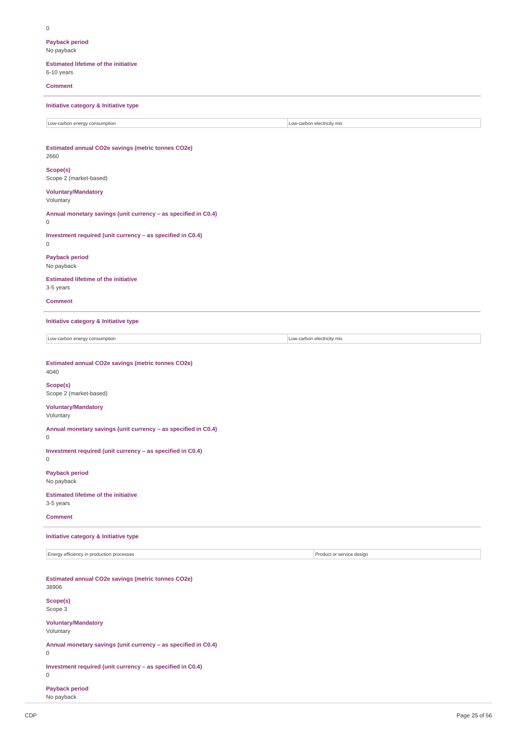0

**Payback period**
No payback

**Estimated lifetime of the initiative**
6-10 years

**Comment**

---

**Initiative category & Initiative type**

| Low-carbon energy consumption | Low-carbon electricity mix |
|---|---|

**Estimated annual CO2e savings (metric tonnes CO2e)**
2660

**Scope(s)**
Scope 2 (market-based)

**Voluntary/Mandatory**
Voluntary

**Annual monetary savings (unit currency – as specified in C0.4)**
0

**Investment required (unit currency – as specified in C0.4)**
0

**Payback period**
No payback

**Estimated lifetime of the initiative**
3-5 years

**Comment**

---

**Initiative category & Initiative type**

| Low-carbon energy consumption | Low-carbon electricity mix |
|---|---|

**Estimated annual CO2e savings (metric tonnes CO2e)**
4040

**Scope(s)**
Scope 2 (market-based)

**Voluntary/Mandatory**
Voluntary

**Annual monetary savings (unit currency – as specified in C0.4)**
0

**Investment required (unit currency – as specified in C0.4)**
0

**Payback period**
No payback

**Estimated lifetime of the initiative**
3-5 years

**Comment**

---

**Initiative category & Initiative type**

| Energy efficiency in production processes | Product or service design |
|---|---|

**Estimated annual CO2e savings (metric tonnes CO2e)**
38906

**Scope(s)**
Scope 3

**Voluntary/Mandatory**
Voluntary

**Annual monetary savings (unit currency – as specified in C0.4)**
0

**Investment required (unit currency – as specified in C0.4)**
0

**Payback period**
No payback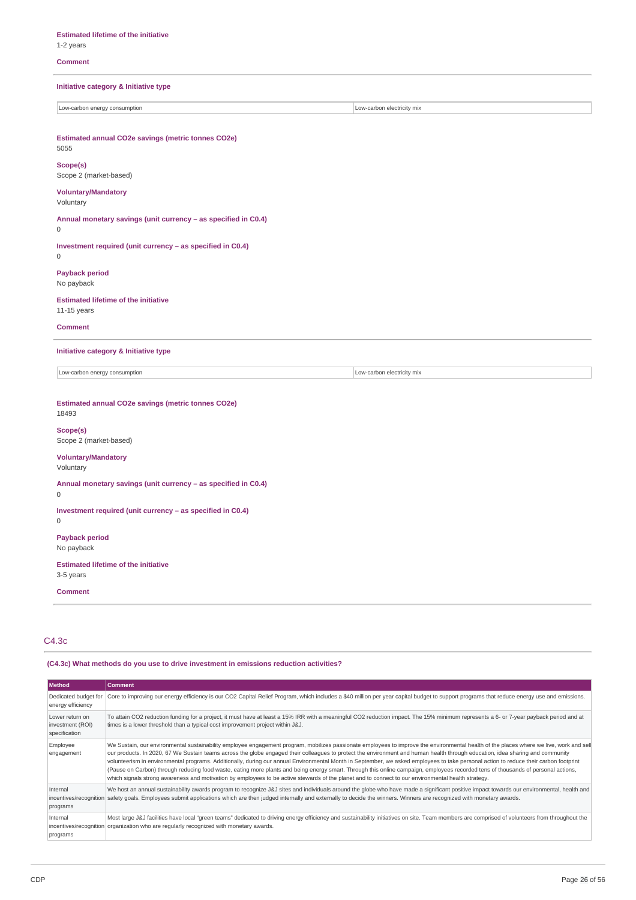**Estimated lifetime of the initiative**
1-2 years

**Comment**

**Initiative category & Initiative type**

| | |
|---|---|
| Low-carbon energy consumption | Low-carbon electricity mix |

**Estimated annual CO2e savings (metric tonnes CO2e)**
5055

**Scope(s)**
Scope 2 (market-based)

**Voluntary/Mandatory**
Voluntary

**Annual monetary savings (unit currency – as specified in C0.4)**
0

**Investment required (unit currency – as specified in C0.4)**
0

**Payback period**
No payback

**Estimated lifetime of the initiative**
11-15 years

**Comment**

**Initiative category & Initiative type**

| | |
|---|---|
| Low-carbon energy consumption | Low-carbon electricity mix |

**Estimated annual CO2e savings (metric tonnes CO2e)**
18493

**Scope(s)**
Scope 2 (market-based)

**Voluntary/Mandatory**
Voluntary

**Annual monetary savings (unit currency – as specified in C0.4)**
0

**Investment required (unit currency – as specified in C0.4)**
0

**Payback period**
No payback

**Estimated lifetime of the initiative**
3-5 years

**Comment**

## C4.3c

**(C4.3c) What methods do you use to drive investment in emissions reduction activities?**

| Method | Comment |
|---|---|
| Dedicated budget for energy efficiency | Core to improving our energy efficiency is our CO2 Capital Relief Program, which includes a $40 million per year capital budget to support programs that reduce energy use and emissions. |
| Lower return on investment (ROI) specification | To attain CO2 reduction funding for a project, it must have at least a 15% IRR with a meaningful CO2 reduction impact. The 15% minimum represents a 6- or 7-year payback period and at times is a lower threshold than a typical cost improvement project within J&J. |
| Employee engagement | We Sustain, our environmental sustainability employee engagement program, mobilizes passionate employees to improve the environmental health of the places where we live, work and sell our products. In 2020, 67 We Sustain teams across the globe engaged their colleagues to protect the environment and human health through education, idea sharing and community volunteerism in environmental programs. Additionally, during our annual Environmental Month in September, we asked employees to take personal action to reduce their carbon footprint (Pause on Carbon) through reducing food waste, eating more plants and being energy smart. Through this online campaign, employees recorded tens of thousands of personal actions, which signals strong awareness and motivation by employees to be active stewards of the planet and to connect to our environmental health strategy. |
| Internal incentives/recognition programs | We host an annual sustainability awards program to recognize J&J sites and individuals around the globe who have made a significant positive impact towards our environmental, health and safety goals. Employees submit applications which are then judged internally and externally to decide the winners. Winners are recognized with monetary awards. |
| Internal incentives/recognition programs | Most large J&J facilities have local "green teams" dedicated to driving energy efficiency and sustainability initiatives on site. Team members are comprised of volunteers from throughout the organization who are regularly recognized with monetary awards. |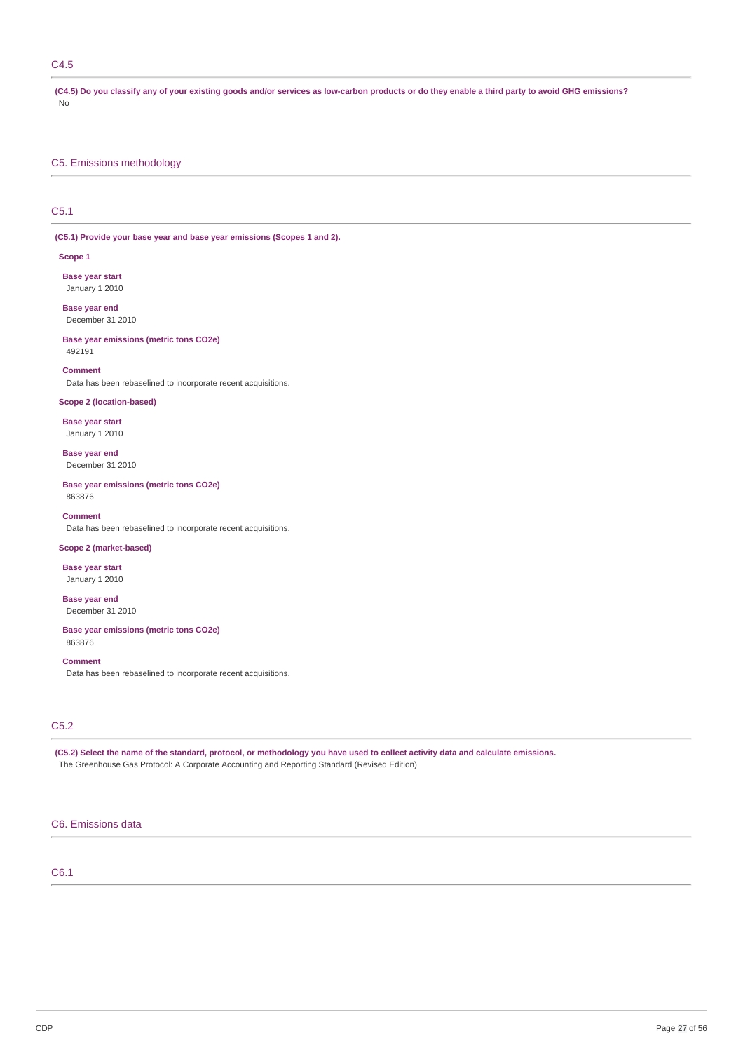## C4.5

**(C4.5) Do you classify any of your existing goods and/or services as low-carbon products or do they enable a third party to avoid GHG emissions?**

No

# C5. Emissions methodology

## C5.1

**(C5.1) Provide your base year and base year emissions (Scopes 1 and 2).**

**Scope 1**

**Base year start**

January 1 2010

**Base year end**

December 31 2010

**Base year emissions (metric tons CO2e)**

492191

**Comment**

Data has been rebaselined to incorporate recent acquisitions.

**Scope 2 (location-based)**

**Base year start**

January 1 2010

**Base year end**

December 31 2010

**Base year emissions (metric tons CO2e)**

863876

**Comment**

Data has been rebaselined to incorporate recent acquisitions.

**Scope 2 (market-based)**

**Base year start**

January 1 2010

**Base year end**

December 31 2010

**Base year emissions (metric tons CO2e)**

863876

**Comment**

Data has been rebaselined to incorporate recent acquisitions.

## C5.2

**(C5.2) Select the name of the standard, protocol, or methodology you have used to collect activity data and calculate emissions.**

The Greenhouse Gas Protocol: A Corporate Accounting and Reporting Standard (Revised Edition)

# C6. Emissions data

## C6.1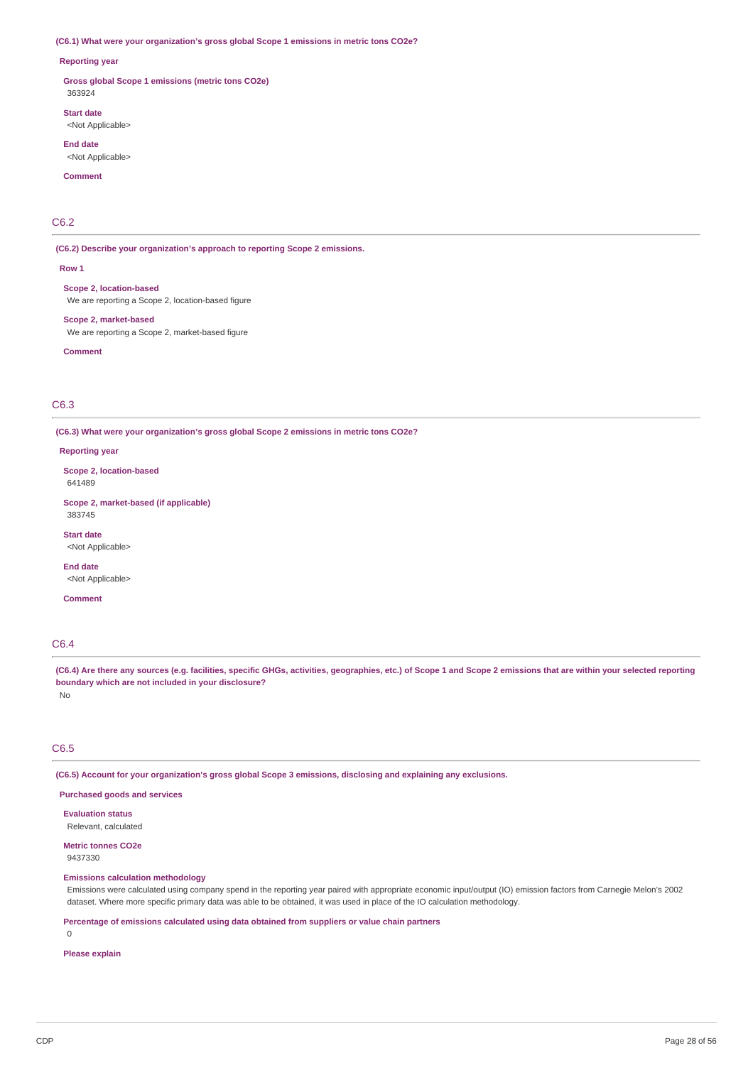**(C6.1) What were your organization's gross global Scope 1 emissions in metric tons CO2e?**

**Reporting year**

**Gross global Scope 1 emissions (metric tons CO2e)**
363924

**Start date**
<Not Applicable>

**End date**
<Not Applicable>

**Comment**

## C6.2

**(C6.2) Describe your organization's approach to reporting Scope 2 emissions.**

**Row 1**

**Scope 2, location-based**
We are reporting a Scope 2, location-based figure

**Scope 2, market-based**
We are reporting a Scope 2, market-based figure

**Comment**

## C6.3

**(C6.3) What were your organization's gross global Scope 2 emissions in metric tons CO2e?**

**Reporting year**

**Scope 2, location-based**
641489

**Scope 2, market-based (if applicable)**
383745

**Start date**
<Not Applicable>

**End date**
<Not Applicable>

**Comment**

## C6.4

**(C6.4) Are there any sources (e.g. facilities, specific GHGs, activities, geographies, etc.) of Scope 1 and Scope 2 emissions that are within your selected reporting boundary which are not included in your disclosure?**

No

## C6.5

**(C6.5) Account for your organization's gross global Scope 3 emissions, disclosing and explaining any exclusions.**

**Purchased goods and services**

**Evaluation status**
Relevant, calculated

**Metric tonnes CO2e**
9437330

**Emissions calculation methodology**
Emissions were calculated using company spend in the reporting year paired with appropriate economic input/output (IO) emission factors from Carnegie Melon's 2002 dataset. Where more specific primary data was able to be obtained, it was used in place of the IO calculation methodology.

**Percentage of emissions calculated using data obtained from suppliers or value chain partners**
0

**Please explain**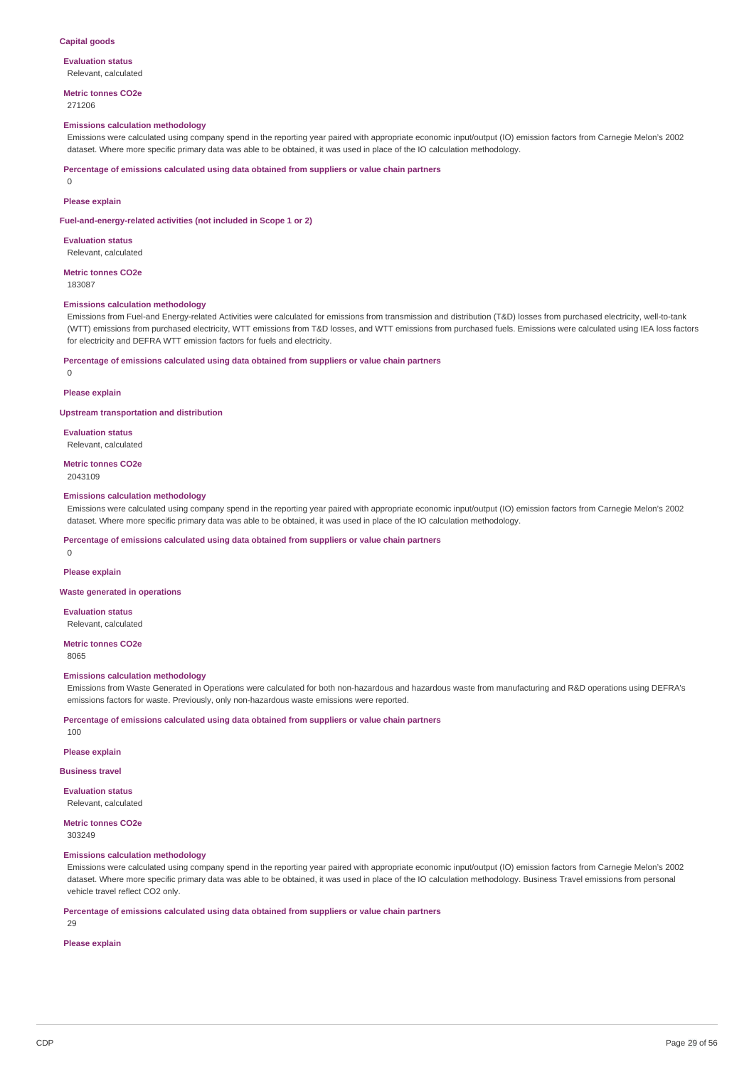### Capital goods

**Evaluation status**

Relevant, calculated

**Metric tonnes CO2e**

271206

**Emissions calculation methodology**

Emissions were calculated using company spend in the reporting year paired with appropriate economic input/output (IO) emission factors from Carnegie Melon's 2002 dataset. Where more specific primary data was able to be obtained, it was used in place of the IO calculation methodology.

**Percentage of emissions calculated using data obtained from suppliers or value chain partners**

0

**Please explain**

### Fuel-and-energy-related activities (not included in Scope 1 or 2)

**Evaluation status**

Relevant, calculated

**Metric tonnes CO2e**

183087

**Emissions calculation methodology**

Emissions from Fuel-and Energy-related Activities were calculated for emissions from transmission and distribution (T&D) losses from purchased electricity, well-to-tank (WTT) emissions from purchased electricity, WTT emissions from T&D losses, and WTT emissions from purchased fuels. Emissions were calculated using IEA loss factors for electricity and DEFRA WTT emission factors for fuels and electricity.

**Percentage of emissions calculated using data obtained from suppliers or value chain partners**

0

**Please explain**

### Upstream transportation and distribution

**Evaluation status**

Relevant, calculated

**Metric tonnes CO2e**

2043109

**Emissions calculation methodology**

Emissions were calculated using company spend in the reporting year paired with appropriate economic input/output (IO) emission factors from Carnegie Melon's 2002 dataset. Where more specific primary data was able to be obtained, it was used in place of the IO calculation methodology.

**Percentage of emissions calculated using data obtained from suppliers or value chain partners**

0

**Please explain**

### Waste generated in operations

**Evaluation status**

Relevant, calculated

**Metric tonnes CO2e**

8065

**Emissions calculation methodology**

Emissions from Waste Generated in Operations were calculated for both non-hazardous and hazardous waste from manufacturing and R&D operations using DEFRA's emissions factors for waste. Previously, only non-hazardous waste emissions were reported.

**Percentage of emissions calculated using data obtained from suppliers or value chain partners**

100

**Please explain**

### Business travel

**Evaluation status**

Relevant, calculated

**Metric tonnes CO2e**

303249

**Emissions calculation methodology**

Emissions were calculated using company spend in the reporting year paired with appropriate economic input/output (IO) emission factors from Carnegie Melon's 2002 dataset. Where more specific primary data was able to be obtained, it was used in place of the IO calculation methodology. Business Travel emissions from personal vehicle travel reflect CO2 only.

**Percentage of emissions calculated using data obtained from suppliers or value chain partners**

29

**Please explain**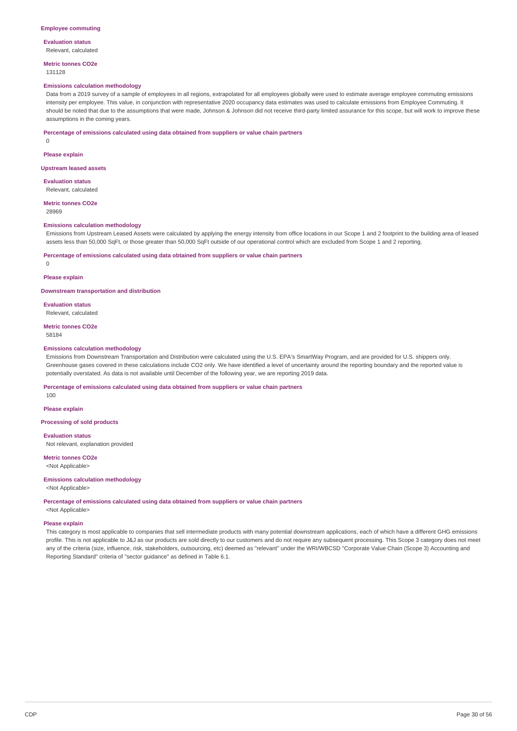**Employee commuting**

**Evaluation status**
Relevant, calculated

**Metric tonnes CO2e**
131128

**Emissions calculation methodology**
Data from a 2019 survey of a sample of employees in all regions, extrapolated for all employees globally were used to estimate average employee commuting emissions intensity per employee. This value, in conjunction with representative 2020 occupancy data estimates was used to calculate emissions from Employee Commuting. It should be noted that due to the assumptions that were made, Johnson & Johnson did not receive third-party limited assurance for this scope, but will work to improve these assumptions in the coming years.

**Percentage of emissions calculated using data obtained from suppliers or value chain partners**
0

**Please explain**

**Upstream leased assets**

**Evaluation status**
Relevant, calculated

**Metric tonnes CO2e**
28969

**Emissions calculation methodology**
Emissions from Upstream Leased Assets were calculated by applying the energy intensity from office locations in our Scope 1 and 2 footprint to the building area of leased assets less than 50,000 SqFt, or those greater than 50,000 SqFt outside of our operational control which are excluded from Scope 1 and 2 reporting.

**Percentage of emissions calculated using data obtained from suppliers or value chain partners**
0

**Please explain**

**Downstream transportation and distribution**

**Evaluation status**
Relevant, calculated

**Metric tonnes CO2e**
58184

**Emissions calculation methodology**
Emissions from Downstream Transportation and Distribution were calculated using the U.S. EPA's SmartWay Program, and are provided for U.S. shippers only. Greenhouse gases covered in these calculations include CO2 only. We have identified a level of uncertainty around the reporting boundary and the reported value is potentially overstated. As data is not available until December of the following year, we are reporting 2019 data.

**Percentage of emissions calculated using data obtained from suppliers or value chain partners**
100

**Please explain**

**Processing of sold products**

**Evaluation status**
Not relevant, explanation provided

**Metric tonnes CO2e**
<Not Applicable>

**Emissions calculation methodology**
<Not Applicable>

**Percentage of emissions calculated using data obtained from suppliers or value chain partners**
<Not Applicable>

**Please explain**
This category is most applicable to companies that sell intermediate products with many potential downstream applications, each of which have a different GHG emissions profile. This is not applicable to J&J as our products are sold directly to our customers and do not require any subsequent processing. This Scope 3 category does not meet any of the criteria (size, influence, risk, stakeholders, outsourcing, etc) deemed as "relevant" under the WRI/WBCSD "Corporate Value Chain (Scope 3) Accounting and Reporting Standard" criteria of "sector guidance" as defined in Table 6.1.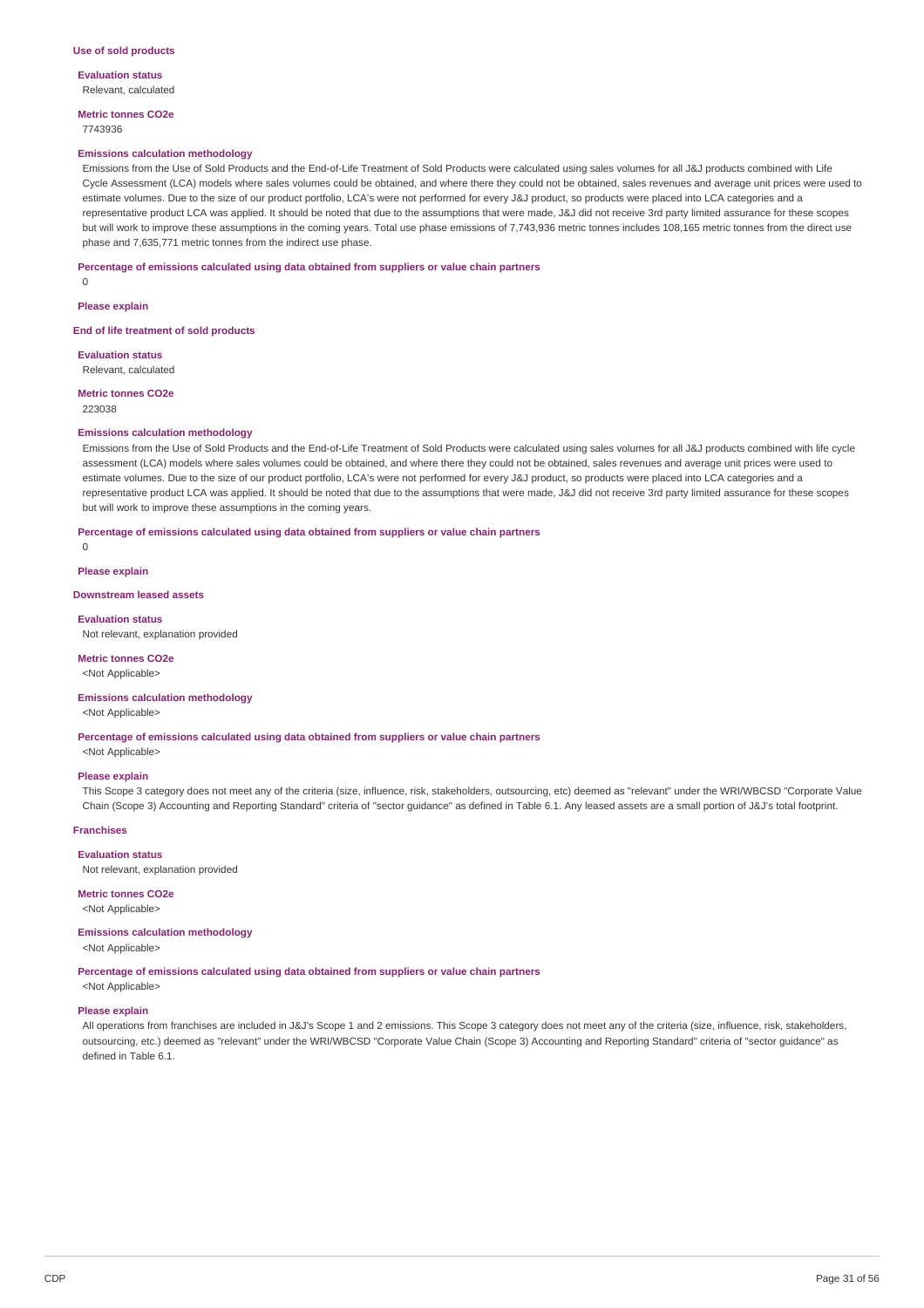### Use of sold products

**Evaluation status**

Relevant, calculated

**Metric tonnes CO2e**

7743936

**Emissions calculation methodology**

Emissions from the Use of Sold Products and the End-of-Life Treatment of Sold Products were calculated using sales volumes for all J&J products combined with Life Cycle Assessment (LCA) models where sales volumes could be obtained, and where there they could not be obtained, sales revenues and average unit prices were used to estimate volumes. Due to the size of our product portfolio, LCA's were not performed for every J&J product, so products were placed into LCA categories and a representative product LCA was applied. It should be noted that due to the assumptions that were made, J&J did not receive 3rd party limited assurance for these scopes but will work to improve these assumptions in the coming years. Total use phase emissions of 7,743,936 metric tonnes includes 108,165 metric tonnes from the direct use phase and 7,635,771 metric tonnes from the indirect use phase.

**Percentage of emissions calculated using data obtained from suppliers or value chain partners**

0

**Please explain**

### End of life treatment of sold products

**Evaluation status**

Relevant, calculated

**Metric tonnes CO2e**

223038

**Emissions calculation methodology**

Emissions from the Use of Sold Products and the End-of-Life Treatment of Sold Products were calculated using sales volumes for all J&J products combined with life cycle assessment (LCA) models where sales volumes could be obtained, and where there they could not be obtained, sales revenues and average unit prices were used to estimate volumes. Due to the size of our product portfolio, LCA's were not performed for every J&J product, so products were placed into LCA categories and a representative product LCA was applied. It should be noted that due to the assumptions that were made, J&J did not receive 3rd party limited assurance for these scopes but will work to improve these assumptions in the coming years.

**Percentage of emissions calculated using data obtained from suppliers or value chain partners**

0

**Please explain**

### Downstream leased assets

**Evaluation status**

Not relevant, explanation provided

**Metric tonnes CO2e**

<Not Applicable>

**Emissions calculation methodology**

<Not Applicable>

**Percentage of emissions calculated using data obtained from suppliers or value chain partners**

<Not Applicable>

**Please explain**

This Scope 3 category does not meet any of the criteria (size, influence, risk, stakeholders, outsourcing, etc) deemed as "relevant" under the WRI/WBCSD "Corporate Value Chain (Scope 3) Accounting and Reporting Standard" criteria of "sector guidance" as defined in Table 6.1. Any leased assets are a small portion of J&J's total footprint.

### Franchises

**Evaluation status**

Not relevant, explanation provided

**Metric tonnes CO2e**

<Not Applicable>

**Emissions calculation methodology**

<Not Applicable>

**Percentage of emissions calculated using data obtained from suppliers or value chain partners**

<Not Applicable>

**Please explain**

All operations from franchises are included in J&J's Scope 1 and 2 emissions. This Scope 3 category does not meet any of the criteria (size, influence, risk, stakeholders, outsourcing, etc.) deemed as "relevant" under the WRI/WBCSD "Corporate Value Chain (Scope 3) Accounting and Reporting Standard" criteria of "sector guidance" as defined in Table 6.1.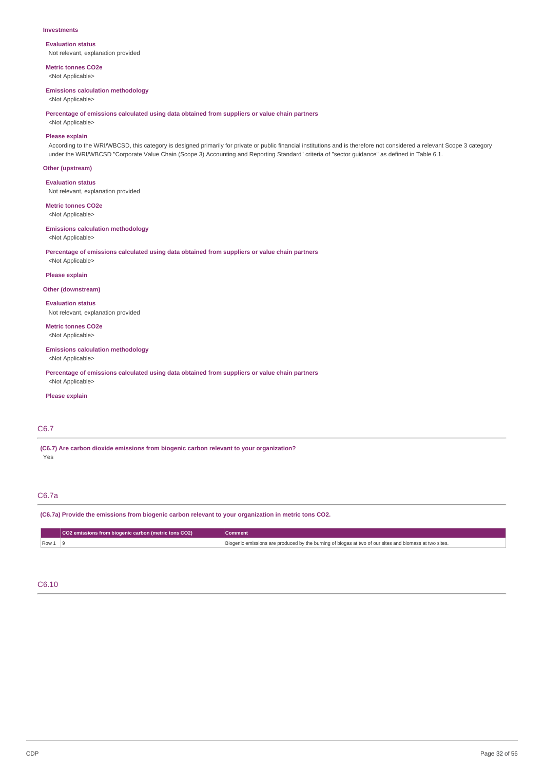**Investments**

**Evaluation status**
Not relevant, explanation provided

**Metric tonnes CO2e**
<Not Applicable>

**Emissions calculation methodology**
<Not Applicable>

**Percentage of emissions calculated using data obtained from suppliers or value chain partners**
<Not Applicable>

**Please explain**
According to the WRI/WBCSD, this category is designed primarily for private or public financial institutions and is therefore not considered a relevant Scope 3 category under the WRI/WBCSD "Corporate Value Chain (Scope 3) Accounting and Reporting Standard" criteria of "sector guidance" as defined in Table 6.1.

**Other (upstream)**

**Evaluation status**
Not relevant, explanation provided

**Metric tonnes CO2e**
<Not Applicable>

**Emissions calculation methodology**
<Not Applicable>

**Percentage of emissions calculated using data obtained from suppliers or value chain partners**
<Not Applicable>

**Please explain**

**Other (downstream)**

**Evaluation status**
Not relevant, explanation provided

**Metric tonnes CO2e**
<Not Applicable>

**Emissions calculation methodology**
<Not Applicable>

**Percentage of emissions calculated using data obtained from suppliers or value chain partners**
<Not Applicable>

**Please explain**

## C6.7

**(C6.7) Are carbon dioxide emissions from biogenic carbon relevant to your organization?**
Yes

## C6.7a

**(C6.7a) Provide the emissions from biogenic carbon relevant to your organization in metric tons CO2.**

| | CO2 emissions from biogenic carbon (metric tons CO2) | Comment |
|---|---|---|
| Row 1 | 9 | Biogenic emissions are produced by the burning of biogas at two of our sites and biomass at two sites. |

## C6.10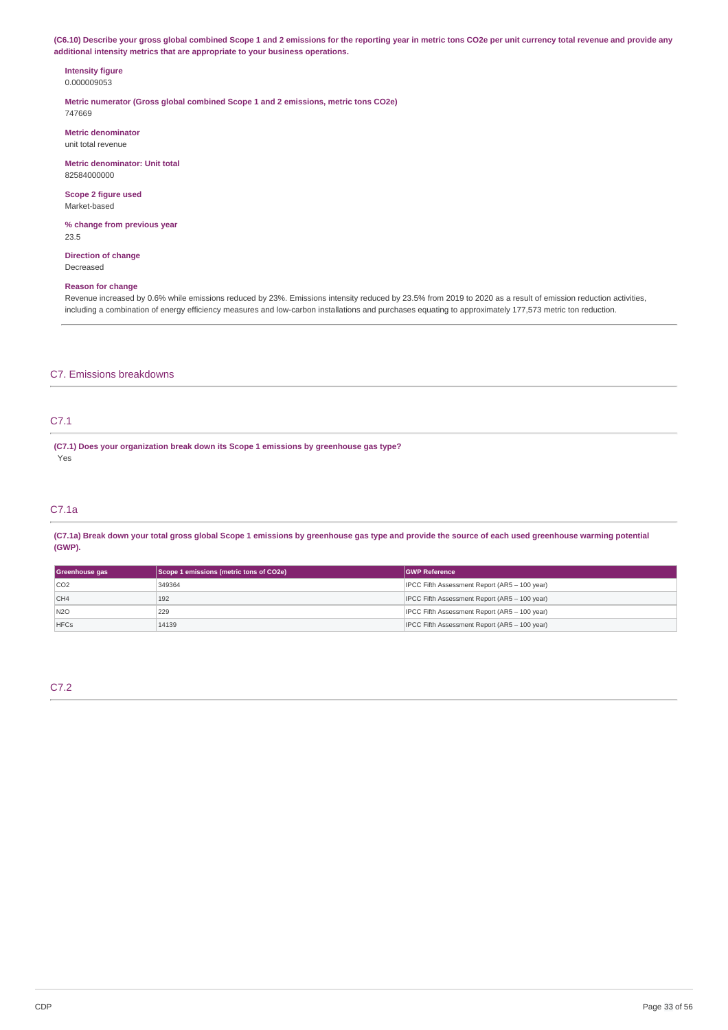**(C6.10) Describe your gross global combined Scope 1 and 2 emissions for the reporting year in metric tons CO2e per unit currency total revenue and provide any additional intensity metrics that are appropriate to your business operations.**

**Intensity figure**
0.000009053

**Metric numerator (Gross global combined Scope 1 and 2 emissions, metric tons CO2e)**
747669

**Metric denominator**
unit total revenue

**Metric denominator: Unit total**
82584000000

**Scope 2 figure used**
Market-based

**% change from previous year**
23.5

**Direction of change**
Decreased

**Reason for change**
Revenue increased by 0.6% while emissions reduced by 23%. Emissions intensity reduced by 23.5% from 2019 to 2020 as a result of emission reduction activities, including a combination of energy efficiency measures and low-carbon installations and purchases equating to approximately 177,573 metric ton reduction.

## C7. Emissions breakdowns

### C7.1

**(C7.1) Does your organization break down its Scope 1 emissions by greenhouse gas type?**
Yes

### C7.1a

**(C7.1a) Break down your total gross global Scope 1 emissions by greenhouse gas type and provide the source of each used greenhouse warming potential (GWP).**

| Greenhouse gas | Scope 1 emissions (metric tons of CO2e) | GWP Reference |
|---|---|---|
| CO2 | 349364 | IPCC Fifth Assessment Report (AR5 – 100 year) |
| CH4 | 192 | IPCC Fifth Assessment Report (AR5 – 100 year) |
| N2O | 229 | IPCC Fifth Assessment Report (AR5 – 100 year) |
| HFCs | 14139 | IPCC Fifth Assessment Report (AR5 – 100 year) |

### C7.2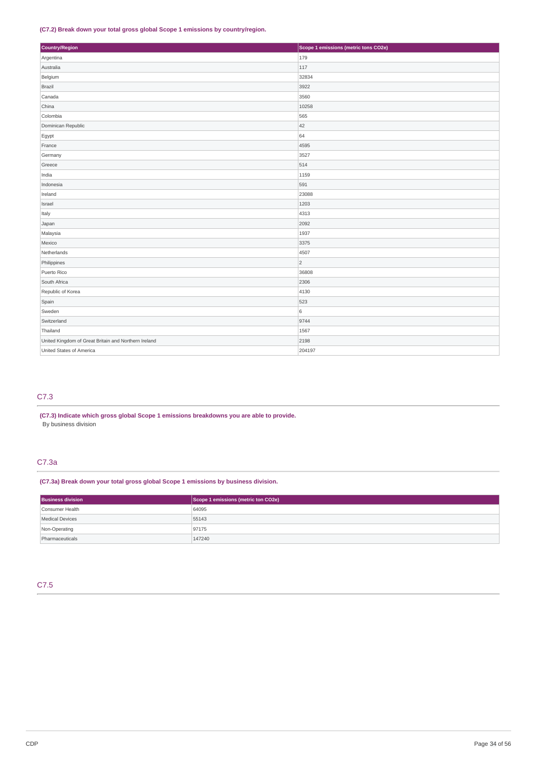**(C7.2) Break down your total gross global Scope 1 emissions by country/region.**

| Country/Region | Scope 1 emissions (metric tons CO2e) |
| --- | --- |
| Argentina | 179 |
| Australia | 117 |
| Belgium | 32834 |
| Brazil | 3922 |
| Canada | 3560 |
| China | 10258 |
| Colombia | 565 |
| Dominican Republic | 42 |
| Egypt | 64 |
| France | 4595 |
| Germany | 3527 |
| Greece | 514 |
| India | 1159 |
| Indonesia | 591 |
| Ireland | 23088 |
| Israel | 1203 |
| Italy | 4313 |
| Japan | 2092 |
| Malaysia | 1937 |
| Mexico | 3375 |
| Netherlands | 4507 |
| Philippines | 2 |
| Puerto Rico | 36808 |
| South Africa | 2306 |
| Republic of Korea | 4130 |
| Spain | 523 |
| Sweden | 6 |
| Switzerland | 9744 |
| Thailand | 1567 |
| United Kingdom of Great Britain and Northern Ireland | 2198 |
| United States of America | 204197 |

## C7.3

**(C7.3) Indicate which gross global Scope 1 emissions breakdowns you are able to provide.**

By business division

## C7.3a

**(C7.3a) Break down your total gross global Scope 1 emissions by business division.**

| Business division | Scope 1 emissions (metric ton CO2e) |
| --- | --- |
| Consumer Health | 64095 |
| Medical Devices | 55143 |
| Non-Operating | 97175 |
| Pharmaceuticals | 147240 |

## C7.5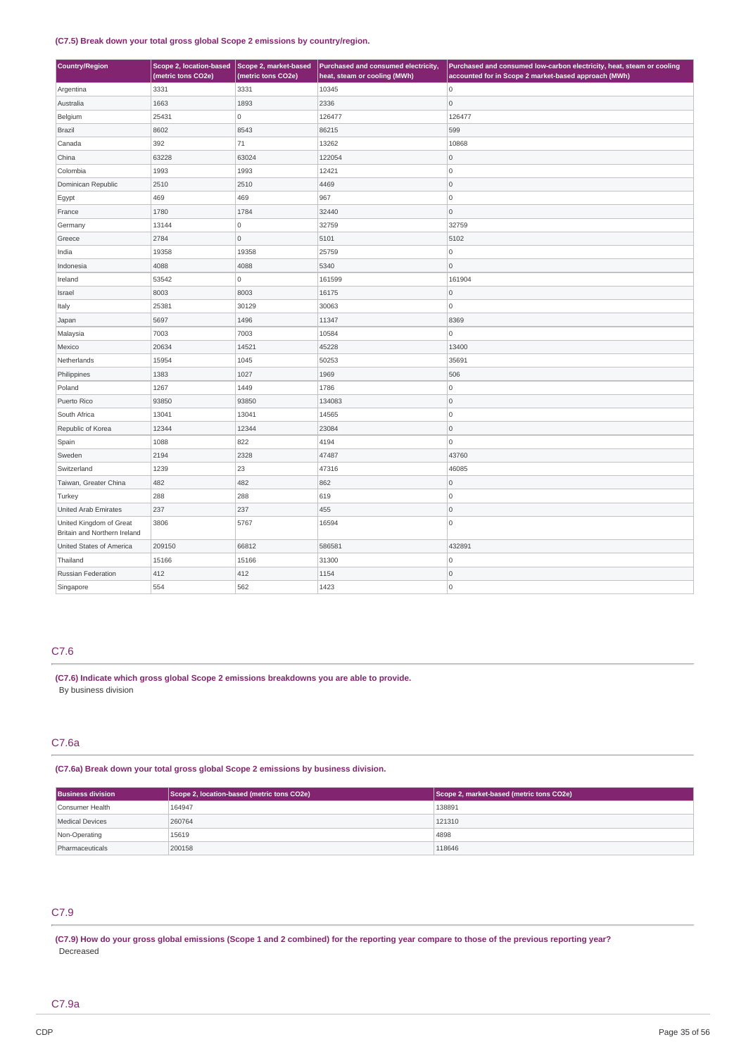**(C7.5) Break down your total gross global Scope 2 emissions by country/region.**

| Country/Region | Scope 2, location-based (metric tons CO2e) | Scope 2, market-based (metric tons CO2e) | Purchased and consumed electricity, heat, steam or cooling (MWh) | Purchased and consumed low-carbon electricity, heat, steam or cooling accounted for in Scope 2 market-based approach (MWh) |
|---|---|---|---|---|
| Argentina | 3331 | 3331 | 10345 | 0 |
| Australia | 1663 | 1893 | 2336 | 0 |
| Belgium | 25431 | 0 | 126477 | 126477 |
| Brazil | 8602 | 8543 | 86215 | 599 |
| Canada | 392 | 71 | 13262 | 10868 |
| China | 63228 | 63024 | 122054 | 0 |
| Colombia | 1993 | 1993 | 12421 | 0 |
| Dominican Republic | 2510 | 2510 | 4469 | 0 |
| Egypt | 469 | 469 | 967 | 0 |
| France | 1780 | 1784 | 32440 | 0 |
| Germany | 13144 | 0 | 32759 | 32759 |
| Greece | 2784 | 0 | 5101 | 5102 |
| India | 19358 | 19358 | 25759 | 0 |
| Indonesia | 4088 | 4088 | 5340 | 0 |
| Ireland | 53542 | 0 | 161599 | 161904 |
| Israel | 8003 | 8003 | 16175 | 0 |
| Italy | 25381 | 30129 | 30063 | 0 |
| Japan | 5697 | 1496 | 11347 | 8369 |
| Malaysia | 7003 | 7003 | 10584 | 0 |
| Mexico | 20634 | 14521 | 45228 | 13400 |
| Netherlands | 15954 | 1045 | 50253 | 35691 |
| Philippines | 1383 | 1027 | 1969 | 506 |
| Poland | 1267 | 1449 | 1786 | 0 |
| Puerto Rico | 93850 | 93850 | 134083 | 0 |
| South Africa | 13041 | 13041 | 14565 | 0 |
| Republic of Korea | 12344 | 12344 | 23084 | 0 |
| Spain | 1088 | 822 | 4194 | 0 |
| Sweden | 2194 | 2328 | 47487 | 43760 |
| Switzerland | 1239 | 23 | 47316 | 46085 |
| Taiwan, Greater China | 482 | 482 | 862 | 0 |
| Turkey | 288 | 288 | 619 | 0 |
| United Arab Emirates | 237 | 237 | 455 | 0 |
| United Kingdom of Great Britain and Northern Ireland | 3806 | 5767 | 16594 | 0 |
| United States of America | 209150 | 66812 | 586581 | 432891 |
| Thailand | 15166 | 15166 | 31300 | 0 |
| Russian Federation | 412 | 412 | 1154 | 0 |
| Singapore | 554 | 562 | 1423 | 0 |

## C7.6

**(C7.6) Indicate which gross global Scope 2 emissions breakdowns you are able to provide.**

By business division

## C7.6a

**(C7.6a) Break down your total gross global Scope 2 emissions by business division.**

| Business division | Scope 2, location-based (metric tons CO2e) | Scope 2, market-based (metric tons CO2e) |
|---|---|---|
| Consumer Health | 164947 | 138891 |
| Medical Devices | 260764 | 121310 |
| Non-Operating | 15619 | 4898 |
| Pharmaceuticals | 200158 | 118646 |

## C7.9

**(C7.9) How do your gross global emissions (Scope 1 and 2 combined) for the reporting year compare to those of the previous reporting year?**

Decreased

## C7.9a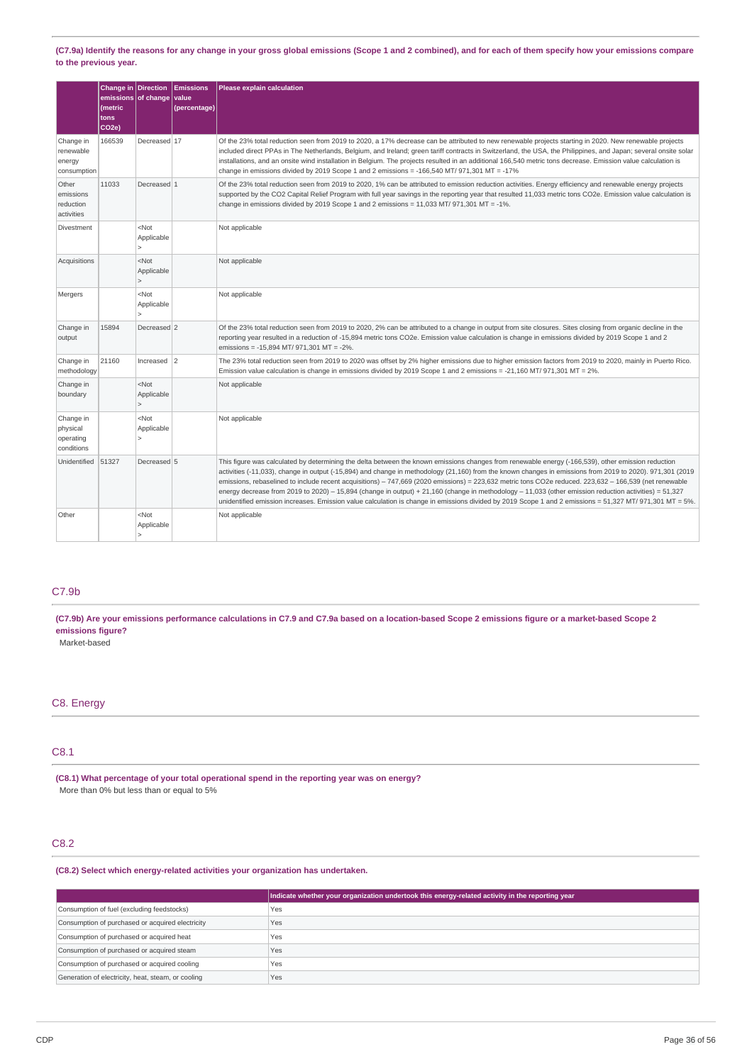**(C7.9a) Identify the reasons for any change in your gross global emissions (Scope 1 and 2 combined), and for each of them specify how your emissions compare to the previous year.**

| | Change in emissions (metric tons CO2e) | Direction of change | Emissions value (percentage) | Please explain calculation |
|---|---|---|---|---|
| Change in renewable energy consumption | 166539 | Decreased | 17 | Of the 23% total reduction seen from 2019 to 2020, a 17% decrease can be attributed to new renewable projects starting in 2020. New renewable projects included direct PPAs in The Netherlands, Belgium, and Ireland; green tariff contracts in Switzerland, the USA, the Philippines, and Japan; several onsite solar installations, and an onsite wind installation in Belgium. The projects resulted in an additional 166,540 metric tons decrease. Emission value calculation is change in emissions divided by 2019 Scope 1 and 2 emissions = -166,540 MT/ 971,301 MT = -17% |
| Other emissions reduction activities | 11033 | Decreased | 1 | Of the 23% total reduction seen from 2019 to 2020, 1% can be attributed to emission reduction activities. Energy efficiency and renewable energy projects supported by the CO2 Capital Relief Program with full year savings in the reporting year that resulted 11,033 metric tons CO2e. Emission value calculation is change in emissions divided by 2019 Scope 1 and 2 emissions = 11,033 MT/ 971,301 MT = -1%. |
| Divestment | | <Not Applicable> | | Not applicable |
| Acquisitions | | <Not Applicable> | | Not applicable |
| Mergers | | <Not Applicable> | | Not applicable |
| Change in output | 15894 | Decreased | 2 | Of the 23% total reduction seen from 2019 to 2020, 2% can be attributed to a change in output from site closures. Sites closing from organic decline in the reporting year resulted in a reduction of -15,894 metric tons CO2e. Emission value calculation is change in emissions divided by 2019 Scope 1 and 2 emissions = -15,894 MT/ 971,301 MT = -2%. |
| Change in methodology | 21160 | Increased | 2 | The 23% total reduction seen from 2019 to 2020 was offset by 2% higher emissions due to higher emission factors from 2019 to 2020, mainly in Puerto Rico. Emission value calculation is change in emissions divided by 2019 Scope 1 and 2 emissions = -21,160 MT/ 971,301 MT = 2%. |
| Change in boundary | | <Not Applicable> | | Not applicable |
| Change in physical operating conditions | | <Not Applicable> | | Not applicable |
| Unidentified | 51327 | Decreased | 5 | This figure was calculated by determining the delta between the known emissions changes from renewable energy (-166,539), other emission reduction activities (-11,033), change in output (-15,894) and change in methodology (21,160) from the known changes in emissions from 2019 to 2020). 971,301 (2019 emissions, rebaselined to include recent acquisitions) – 747,669 (2020 emissions) = 223,632 metric tons CO2e reduced. 223,632 – 166,539 (net renewable energy decrease from 2019 to 2020) – 15,894 (change in output) + 21,160 (change in methodology – 11,033 (other emission reduction activities) = 51,327 unidentified emission increases. Emission value calculation is change in emissions divided by 2019 Scope 1 and 2 emissions = 51,327 MT/ 971,301 MT = 5%. |
| Other | | <Not Applicable> | | Not applicable |

## C7.9b

**(C7.9b) Are your emissions performance calculations in C7.9 and C7.9a based on a location-based Scope 2 emissions figure or a market-based Scope 2 emissions figure?**

Market-based

# C8. Energy

## C8.1

**(C8.1) What percentage of your total operational spend in the reporting year was on energy?**

More than 0% but less than or equal to 5%

## C8.2

**(C8.2) Select which energy-related activities your organization has undertaken.**

| | Indicate whether your organization undertook this energy-related activity in the reporting year |
|---|---|
| Consumption of fuel (excluding feedstocks) | Yes |
| Consumption of purchased or acquired electricity | Yes |
| Consumption of purchased or acquired heat | Yes |
| Consumption of purchased or acquired steam | Yes |
| Consumption of purchased or acquired cooling | Yes |
| Generation of electricity, heat, steam, or cooling | Yes |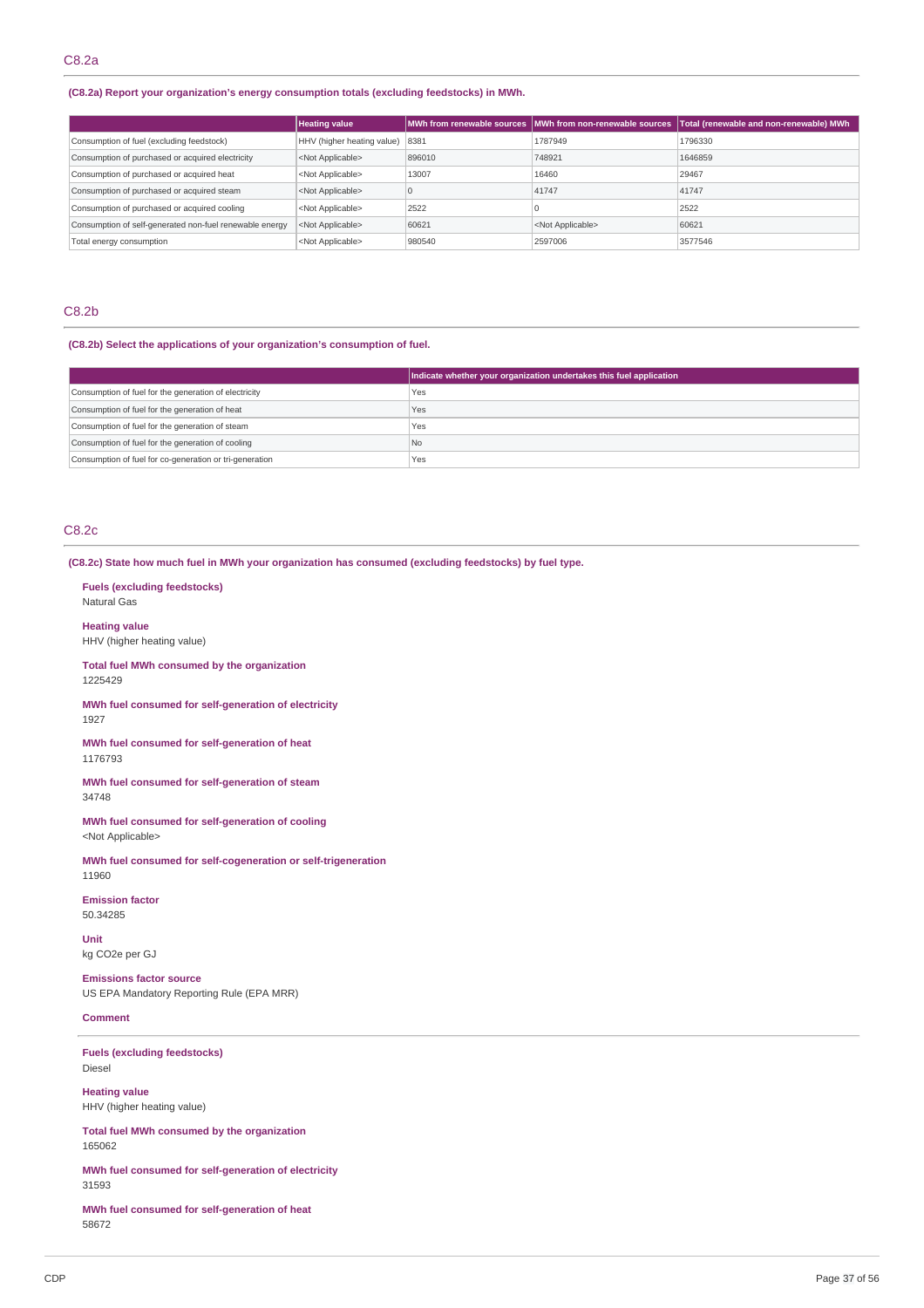## C8.2a

**(C8.2a) Report your organization's energy consumption totals (excluding feedstocks) in MWh.**

| | Heating value | MWh from renewable sources | MWh from non-renewable sources | Total (renewable and non-renewable) MWh |
|---|---|---|---|---|
| Consumption of fuel (excluding feedstock) | HHV (higher heating value) | 8381 | 1787949 | 1796330 |
| Consumption of purchased or acquired electricity | <Not Applicable> | 896010 | 748921 | 1646859 |
| Consumption of purchased or acquired heat | <Not Applicable> | 13007 | 16460 | 29467 |
| Consumption of purchased or acquired steam | <Not Applicable> | 0 | 41747 | 41747 |
| Consumption of purchased or acquired cooling | <Not Applicable> | 2522 | 0 | 2522 |
| Consumption of self-generated non-fuel renewable energy | <Not Applicable> | 60621 | <Not Applicable> | 60621 |
| Total energy consumption | <Not Applicable> | 980540 | 2597006 | 3577546 |

## C8.2b

**(C8.2b) Select the applications of your organization's consumption of fuel.**

| | Indicate whether your organization undertakes this fuel application |
|---|---|
| Consumption of fuel for the generation of electricity | Yes |
| Consumption of fuel for the generation of heat | Yes |
| Consumption of fuel for the generation of steam | Yes |
| Consumption of fuel for the generation of cooling | No |
| Consumption of fuel for co-generation or tri-generation | Yes |

## C8.2c

**(C8.2c) State how much fuel in MWh your organization has consumed (excluding feedstocks) by fuel type.**

**Fuels (excluding feedstocks)**
Natural Gas

**Heating value**
HHV (higher heating value)

**Total fuel MWh consumed by the organization**
1225429

**MWh fuel consumed for self-generation of electricity**
1927

**MWh fuel consumed for self-generation of heat**
1176793

**MWh fuel consumed for self-generation of steam**
34748

**MWh fuel consumed for self-generation of cooling**
<Not Applicable>

**MWh fuel consumed for self-cogeneration or self-trigeneration**
11960

**Emission factor**
50.34285

**Unit**
kg CO2e per GJ

**Emissions factor source**
US EPA Mandatory Reporting Rule (EPA MRR)

**Comment**

---

**Fuels (excluding feedstocks)**
Diesel

**Heating value**
HHV (higher heating value)

**Total fuel MWh consumed by the organization**
165062

**MWh fuel consumed for self-generation of electricity**
31593

**MWh fuel consumed for self-generation of heat**
58672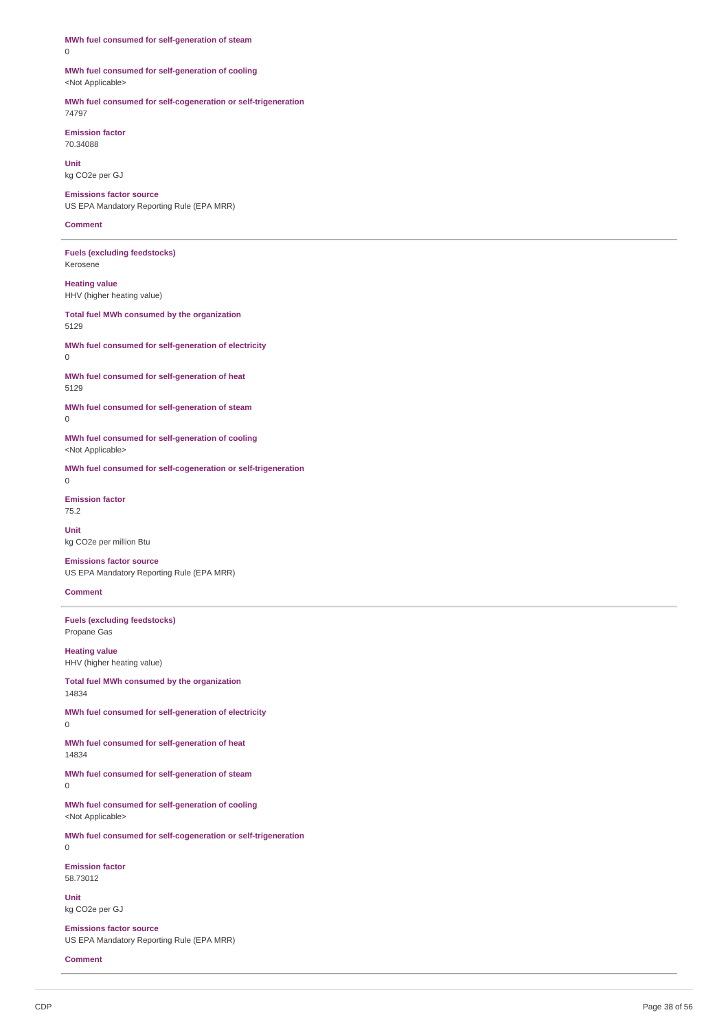**MWh fuel consumed for self-generation of steam**
0

**MWh fuel consumed for self-generation of cooling**
<Not Applicable>

**MWh fuel consumed for self-cogeneration or self-trigeneration**
74797

**Emission factor**
70.34088

**Unit**
kg CO2e per GJ

**Emissions factor source**
US EPA Mandatory Reporting Rule (EPA MRR)

**Comment**

---

**Fuels (excluding feedstocks)**
Kerosene

**Heating value**
HHV (higher heating value)

**Total fuel MWh consumed by the organization**
5129

**MWh fuel consumed for self-generation of electricity**
0

**MWh fuel consumed for self-generation of heat**
5129

**MWh fuel consumed for self-generation of steam**
0

**MWh fuel consumed for self-generation of cooling**
<Not Applicable>

**MWh fuel consumed for self-cogeneration or self-trigeneration**
0

**Emission factor**
75.2

**Unit**
kg CO2e per million Btu

**Emissions factor source**
US EPA Mandatory Reporting Rule (EPA MRR)

**Comment**

---

**Fuels (excluding feedstocks)**
Propane Gas

**Heating value**
HHV (higher heating value)

**Total fuel MWh consumed by the organization**
14834

**MWh fuel consumed for self-generation of electricity**
0

**MWh fuel consumed for self-generation of heat**
14834

**MWh fuel consumed for self-generation of steam**
0

**MWh fuel consumed for self-generation of cooling**
<Not Applicable>

**MWh fuel consumed for self-cogeneration or self-trigeneration**
0

**Emission factor**
58.73012

**Unit**
kg CO2e per GJ

**Emissions factor source**
US EPA Mandatory Reporting Rule (EPA MRR)

**Comment**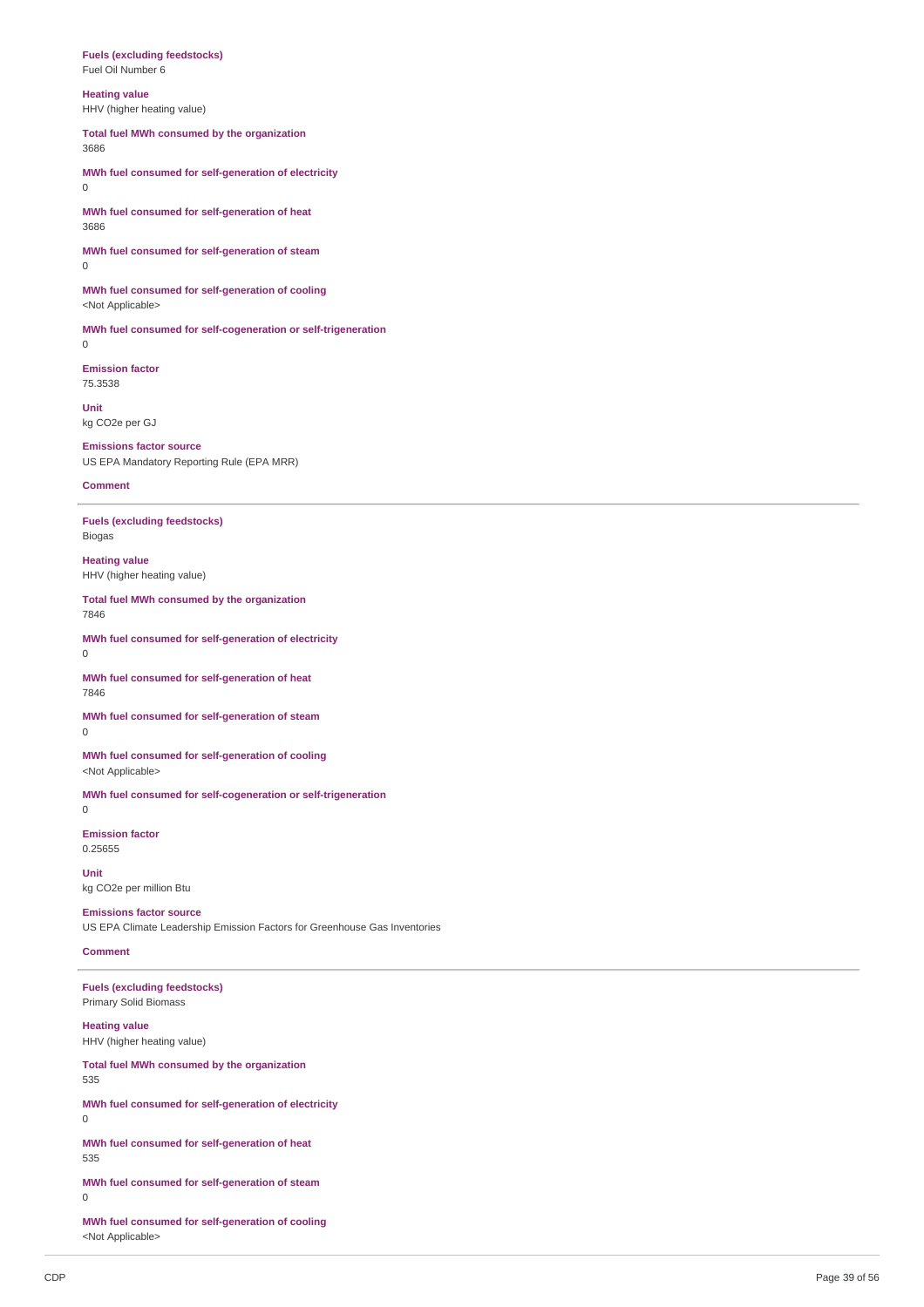**Fuels (excluding feedstocks)**
Fuel Oil Number 6

**Heating value**
HHV (higher heating value)

**Total fuel MWh consumed by the organization**
3686

**MWh fuel consumed for self-generation of electricity**
0

**MWh fuel consumed for self-generation of heat**
3686

**MWh fuel consumed for self-generation of steam**
0

**MWh fuel consumed for self-generation of cooling**
<Not Applicable>

**MWh fuel consumed for self-cogeneration or self-trigeneration**
0

**Emission factor**
75.3538

**Unit**
kg CO2e per GJ

**Emissions factor source**
US EPA Mandatory Reporting Rule (EPA MRR)

**Comment**

---

**Fuels (excluding feedstocks)**
Biogas

**Heating value**
HHV (higher heating value)

**Total fuel MWh consumed by the organization**
7846

**MWh fuel consumed for self-generation of electricity**
0

**MWh fuel consumed for self-generation of heat**
7846

**MWh fuel consumed for self-generation of steam**
0

**MWh fuel consumed for self-generation of cooling**
<Not Applicable>

**MWh fuel consumed for self-cogeneration or self-trigeneration**
0

**Emission factor**
0.25655

**Unit**
kg CO2e per million Btu

**Emissions factor source**
US EPA Climate Leadership Emission Factors for Greenhouse Gas Inventories

**Comment**

---

**Fuels (excluding feedstocks)**
Primary Solid Biomass

**Heating value**
HHV (higher heating value)

**Total fuel MWh consumed by the organization**
535

**MWh fuel consumed for self-generation of electricity**
0

**MWh fuel consumed for self-generation of heat**
535

**MWh fuel consumed for self-generation of steam**
0

**MWh fuel consumed for self-generation of cooling**
<Not Applicable>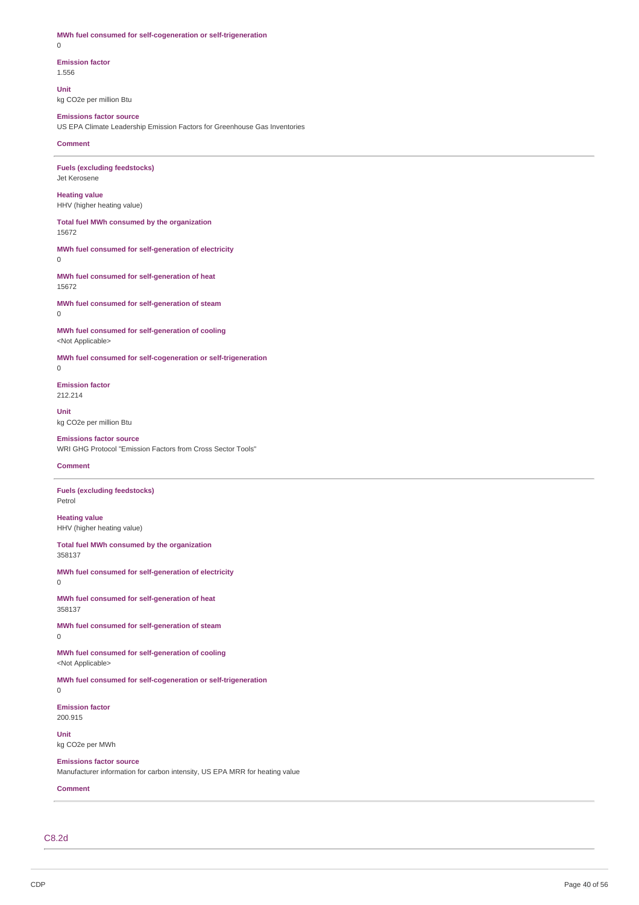**MWh fuel consumed for self-cogeneration or self-trigeneration**
0

**Emission factor**
1.556

**Unit**
kg CO2e per million Btu

**Emissions factor source**
US EPA Climate Leadership Emission Factors for Greenhouse Gas Inventories

**Comment**

---

**Fuels (excluding feedstocks)**
Jet Kerosene

**Heating value**
HHV (higher heating value)

**Total fuel MWh consumed by the organization**
15672

**MWh fuel consumed for self-generation of electricity**
0

**MWh fuel consumed for self-generation of heat**
15672

**MWh fuel consumed for self-generation of steam**
0

**MWh fuel consumed for self-generation of cooling**
<Not Applicable>

**MWh fuel consumed for self-cogeneration or self-trigeneration**
0

**Emission factor**
212.214

**Unit**
kg CO2e per million Btu

**Emissions factor source**
WRI GHG Protocol "Emission Factors from Cross Sector Tools"

**Comment**

---

**Fuels (excluding feedstocks)**
Petrol

**Heating value**
HHV (higher heating value)

**Total fuel MWh consumed by the organization**
358137

**MWh fuel consumed for self-generation of electricity**
0

**MWh fuel consumed for self-generation of heat**
358137

**MWh fuel consumed for self-generation of steam**
0

**MWh fuel consumed for self-generation of cooling**
<Not Applicable>

**MWh fuel consumed for self-cogeneration or self-trigeneration**
0

**Emission factor**
200.915

**Unit**
kg CO2e per MWh

**Emissions factor source**
Manufacturer information for carbon intensity, US EPA MRR for heating value

**Comment**

---

## C8.2d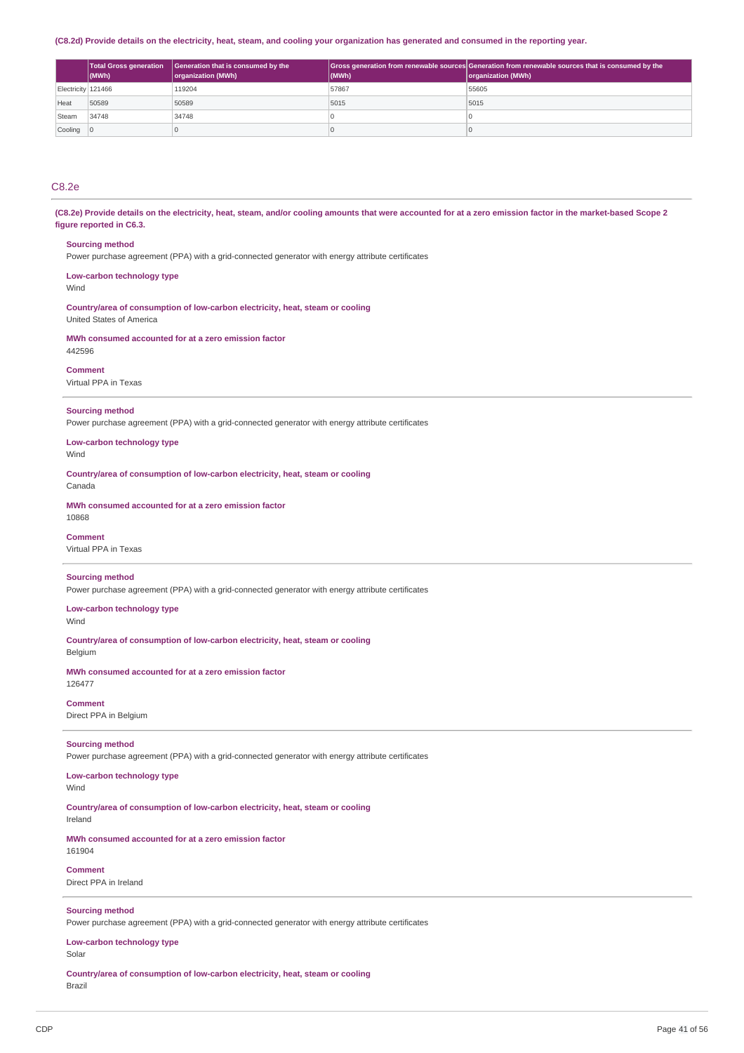**(C8.2d) Provide details on the electricity, heat, steam, and cooling your organization has generated and consumed in the reporting year.**

| | Total Gross generation (MWh) | Generation that is consumed by the organization (MWh) | Gross generation from renewable sources (MWh) | Generation from renewable sources that is consumed by the organization (MWh) |
|---|---|---|---|---|
| Electricity | 121466 | 119204 | 57867 | 55605 |
| Heat | 50589 | 50589 | 5015 | 5015 |
| Steam | 34748 | 34748 | 0 | 0 |
| Cooling | 0 | 0 | 0 | 0 |

## C8.2e

**(C8.2e) Provide details on the electricity, heat, steam, and/or cooling amounts that were accounted for at a zero emission factor in the market-based Scope 2 figure reported in C6.3.**

**Sourcing method**
Power purchase agreement (PPA) with a grid-connected generator with energy attribute certificates

**Low-carbon technology type**
Wind

**Country/area of consumption of low-carbon electricity, heat, steam or cooling**
United States of America

**MWh consumed accounted for at a zero emission factor**
442596

**Comment**
Virtual PPA in Texas

---

**Sourcing method**
Power purchase agreement (PPA) with a grid-connected generator with energy attribute certificates

**Low-carbon technology type**
Wind

**Country/area of consumption of low-carbon electricity, heat, steam or cooling**
Canada

**MWh consumed accounted for at a zero emission factor**
10868

**Comment**
Virtual PPA in Texas

---

**Sourcing method**
Power purchase agreement (PPA) with a grid-connected generator with energy attribute certificates

**Low-carbon technology type**
Wind

**Country/area of consumption of low-carbon electricity, heat, steam or cooling**
Belgium

**MWh consumed accounted for at a zero emission factor**
126477

**Comment**
Direct PPA in Belgium

---

**Sourcing method**
Power purchase agreement (PPA) with a grid-connected generator with energy attribute certificates

**Low-carbon technology type**
Wind

**Country/area of consumption of low-carbon electricity, heat, steam or cooling**
Ireland

**MWh consumed accounted for at a zero emission factor**
161904

**Comment**
Direct PPA in Ireland

---

**Sourcing method**
Power purchase agreement (PPA) with a grid-connected generator with energy attribute certificates

**Low-carbon technology type**
Solar

**Country/area of consumption of low-carbon electricity, heat, steam or cooling**
Brazil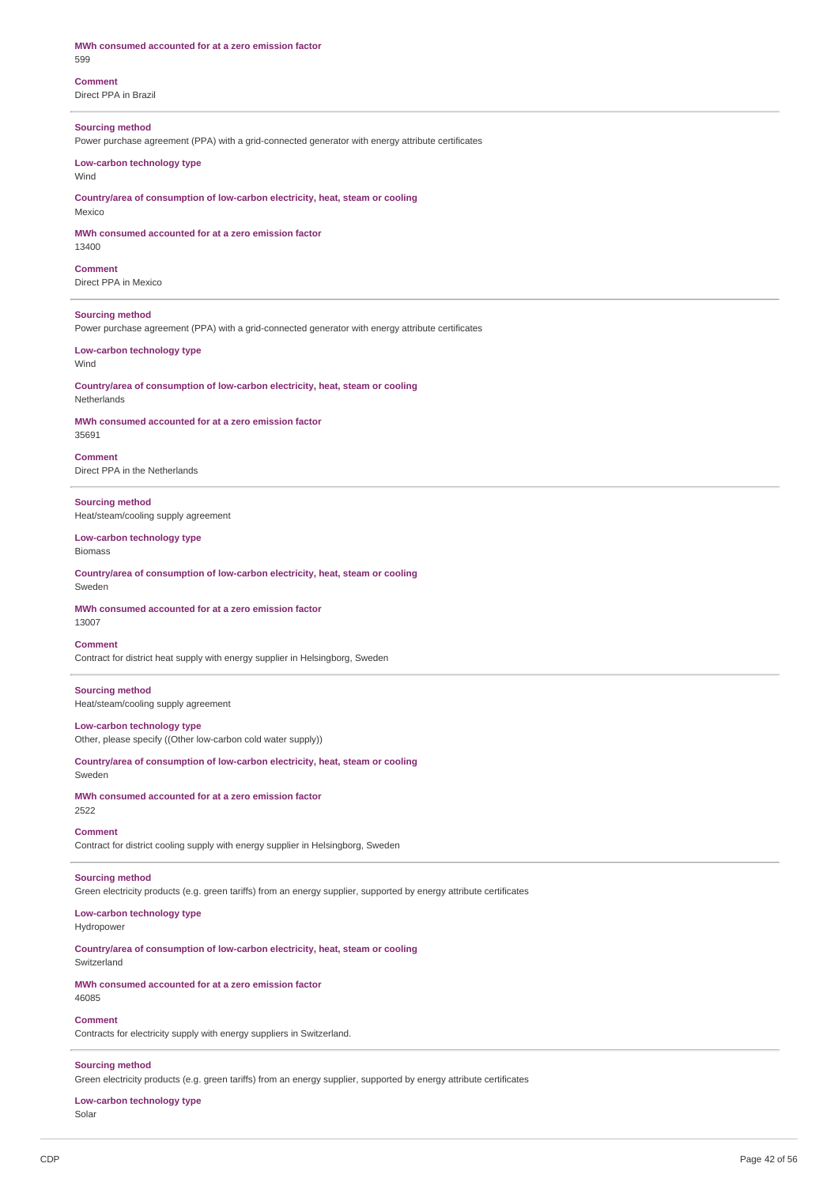**MWh consumed accounted for at a zero emission factor**
599

**Comment**
Direct PPA in Brazil

---

**Sourcing method**
Power purchase agreement (PPA) with a grid-connected generator with energy attribute certificates

**Low-carbon technology type**
Wind

**Country/area of consumption of low-carbon electricity, heat, steam or cooling**
Mexico

**MWh consumed accounted for at a zero emission factor**
13400

**Comment**
Direct PPA in Mexico

---

**Sourcing method**
Power purchase agreement (PPA) with a grid-connected generator with energy attribute certificates

**Low-carbon technology type**
Wind

**Country/area of consumption of low-carbon electricity, heat, steam or cooling**
Netherlands

**MWh consumed accounted for at a zero emission factor**
35691

**Comment**
Direct PPA in the Netherlands

---

**Sourcing method**
Heat/steam/cooling supply agreement

**Low-carbon technology type**
Biomass

**Country/area of consumption of low-carbon electricity, heat, steam or cooling**
Sweden

**MWh consumed accounted for at a zero emission factor**
13007

**Comment**
Contract for district heat supply with energy supplier in Helsingborg, Sweden

---

**Sourcing method**
Heat/steam/cooling supply agreement

**Low-carbon technology type**
Other, please specify ((Other low-carbon cold water supply))

**Country/area of consumption of low-carbon electricity, heat, steam or cooling**
Sweden

**MWh consumed accounted for at a zero emission factor**
2522

**Comment**
Contract for district cooling supply with energy supplier in Helsingborg, Sweden

---

**Sourcing method**
Green electricity products (e.g. green tariffs) from an energy supplier, supported by energy attribute certificates

**Low-carbon technology type**
Hydropower

**Country/area of consumption of low-carbon electricity, heat, steam or cooling**
Switzerland

**MWh consumed accounted for at a zero emission factor**
46085

**Comment**
Contracts for electricity supply with energy suppliers in Switzerland.

---

**Sourcing method**
Green electricity products (e.g. green tariffs) from an energy supplier, supported by energy attribute certificates

**Low-carbon technology type**
Solar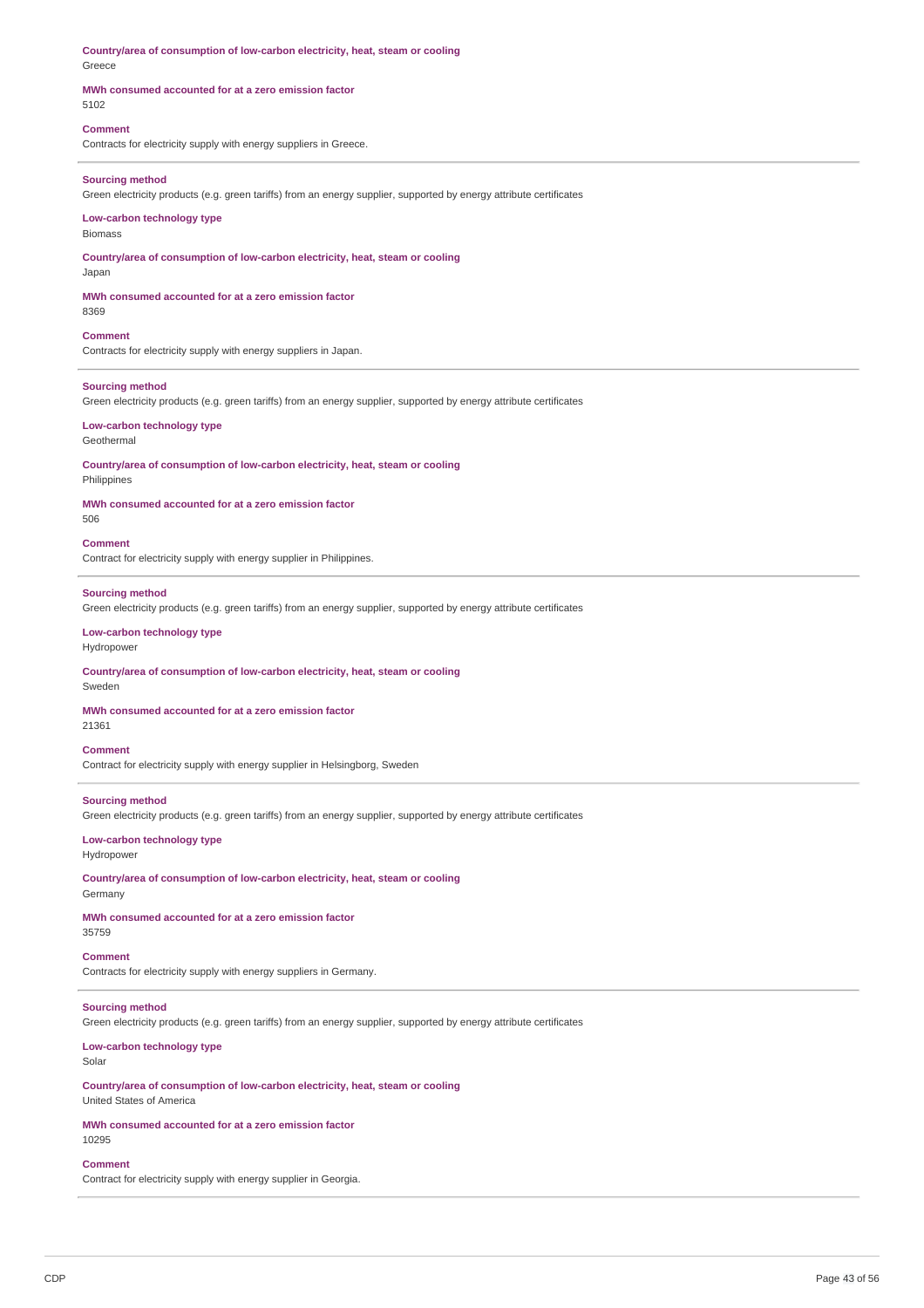**Country/area of consumption of low-carbon electricity, heat, steam or cooling**
Greece

**MWh consumed accounted for at a zero emission factor**
5102

**Comment**
Contracts for electricity supply with energy suppliers in Greece.

---

**Sourcing method**
Green electricity products (e.g. green tariffs) from an energy supplier, supported by energy attribute certificates

**Low-carbon technology type**
Biomass

**Country/area of consumption of low-carbon electricity, heat, steam or cooling**
Japan

**MWh consumed accounted for at a zero emission factor**
8369

**Comment**
Contracts for electricity supply with energy suppliers in Japan.

---

**Sourcing method**
Green electricity products (e.g. green tariffs) from an energy supplier, supported by energy attribute certificates

**Low-carbon technology type**
Geothermal

**Country/area of consumption of low-carbon electricity, heat, steam or cooling**
Philippines

**MWh consumed accounted for at a zero emission factor**
506

**Comment**
Contract for electricity supply with energy supplier in Philippines.

---

**Sourcing method**
Green electricity products (e.g. green tariffs) from an energy supplier, supported by energy attribute certificates

**Low-carbon technology type**
Hydropower

**Country/area of consumption of low-carbon electricity, heat, steam or cooling**
Sweden

**MWh consumed accounted for at a zero emission factor**
21361

**Comment**
Contract for electricity supply with energy supplier in Helsingborg, Sweden

---

**Sourcing method**
Green electricity products (e.g. green tariffs) from an energy supplier, supported by energy attribute certificates

**Low-carbon technology type**
Hydropower

**Country/area of consumption of low-carbon electricity, heat, steam or cooling**
Germany

**MWh consumed accounted for at a zero emission factor**
35759

**Comment**
Contracts for electricity supply with energy suppliers in Germany.

---

**Sourcing method**
Green electricity products (e.g. green tariffs) from an energy supplier, supported by energy attribute certificates

**Low-carbon technology type**
Solar

**Country/area of consumption of low-carbon electricity, heat, steam or cooling**
United States of America

**MWh consumed accounted for at a zero emission factor**
10295

**Comment**
Contract for electricity supply with energy supplier in Georgia.

---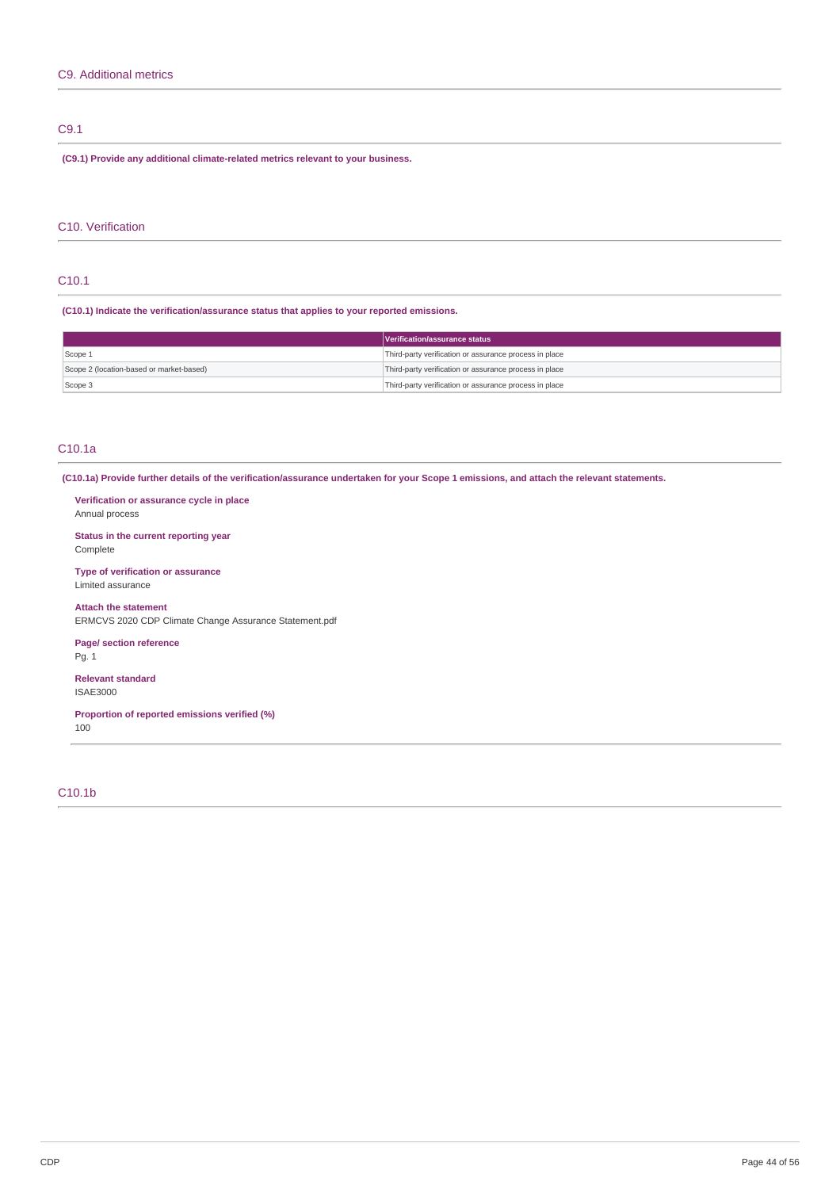## C9. Additional metrics

### C9.1

**(C9.1) Provide any additional climate-related metrics relevant to your business.**

## C10. Verification

### C10.1

**(C10.1) Indicate the verification/assurance status that applies to your reported emissions.**

| | Verification/assurance status |
|---|---|
| Scope 1 | Third-party verification or assurance process in place |
| Scope 2 (location-based or market-based) | Third-party verification or assurance process in place |
| Scope 3 | Third-party verification or assurance process in place |

### C10.1a

**(C10.1a) Provide further details of the verification/assurance undertaken for your Scope 1 emissions, and attach the relevant statements.**

**Verification or assurance cycle in place**
Annual process

**Status in the current reporting year**
Complete

**Type of verification or assurance**
Limited assurance

**Attach the statement**
ERMCVS 2020 CDP Climate Change Assurance Statement.pdf

**Page/ section reference**
Pg. 1

**Relevant standard**
ISAE3000

**Proportion of reported emissions verified (%)**
100

### C10.1b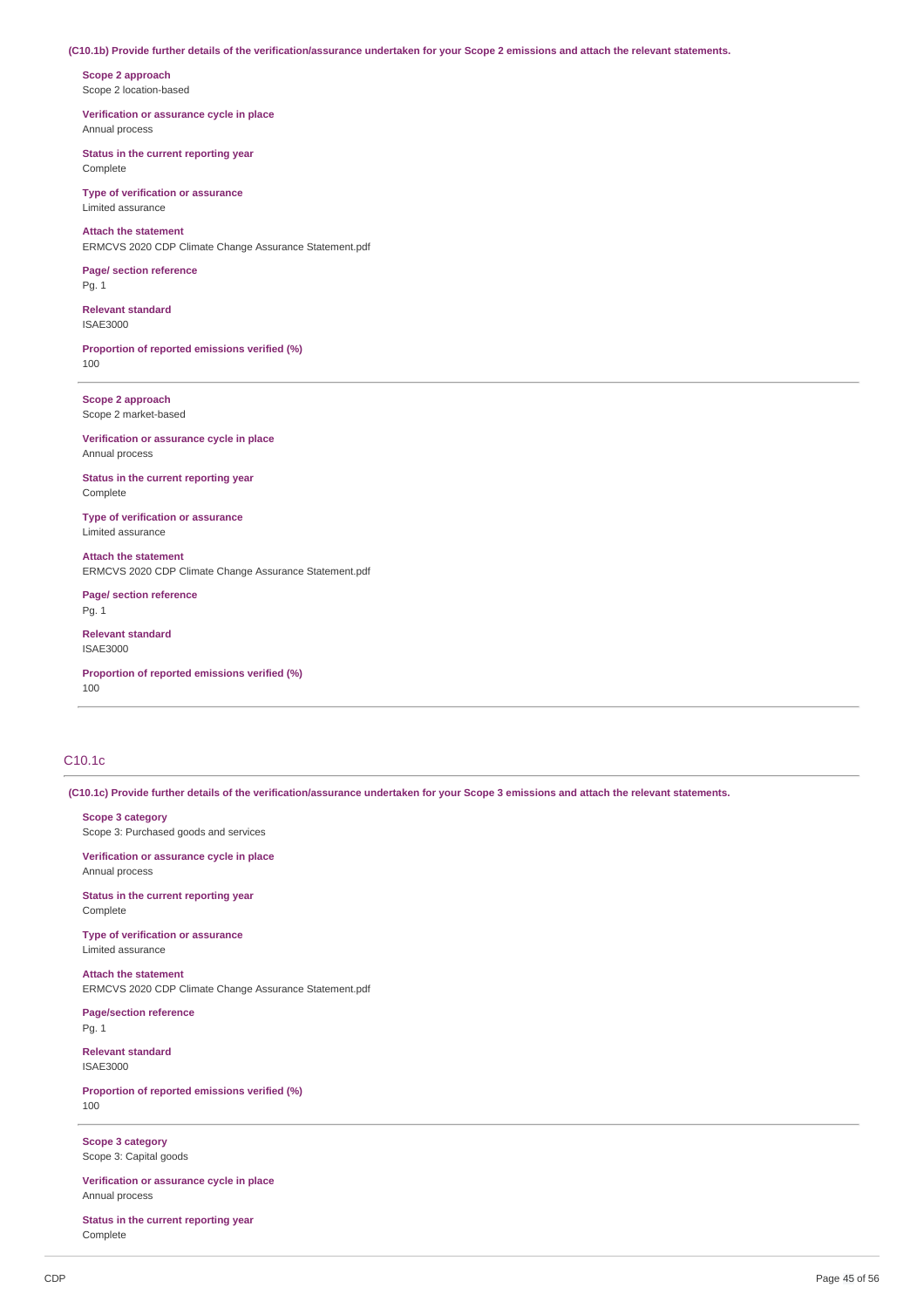(C10.1b) Provide further details of the verification/assurance undertaken for your Scope 2 emissions and attach the relevant statements.

**Scope 2 approach**
Scope 2 location-based

**Verification or assurance cycle in place**
Annual process

**Status in the current reporting year**
Complete

**Type of verification or assurance**
Limited assurance

**Attach the statement**
ERMCVS 2020 CDP Climate Change Assurance Statement.pdf

**Page/ section reference**
Pg. 1

**Relevant standard**
ISAE3000

**Proportion of reported emissions verified (%)**
100

---

**Scope 2 approach**
Scope 2 market-based

**Verification or assurance cycle in place**
Annual process

**Status in the current reporting year**
Complete

**Type of verification or assurance**
Limited assurance

**Attach the statement**
ERMCVS 2020 CDP Climate Change Assurance Statement.pdf

**Page/ section reference**
Pg. 1

**Relevant standard**
ISAE3000

**Proportion of reported emissions verified (%)**
100

---

## C10.1c

(C10.1c) Provide further details of the verification/assurance undertaken for your Scope 3 emissions and attach the relevant statements.

**Scope 3 category**
Scope 3: Purchased goods and services

**Verification or assurance cycle in place**
Annual process

**Status in the current reporting year**
Complete

**Type of verification or assurance**
Limited assurance

**Attach the statement**
ERMCVS 2020 CDP Climate Change Assurance Statement.pdf

**Page/section reference**
Pg. 1

**Relevant standard**
ISAE3000

**Proportion of reported emissions verified (%)**
100

---

**Scope 3 category**
Scope 3: Capital goods

**Verification or assurance cycle in place**
Annual process

**Status in the current reporting year**
Complete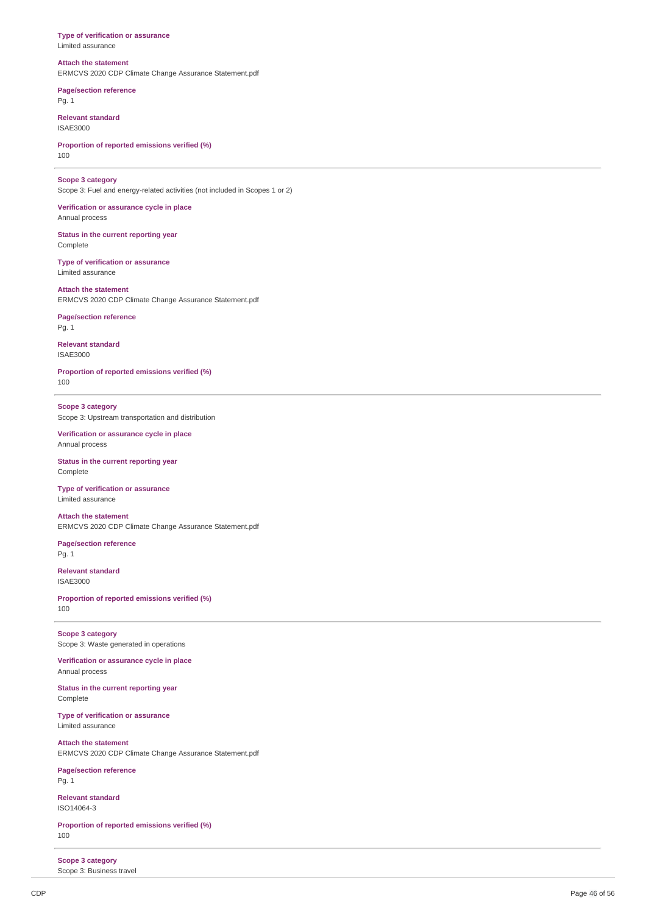**Type of verification or assurance**
Limited assurance

**Attach the statement**
ERMCVS 2020 CDP Climate Change Assurance Statement.pdf

**Page/section reference**
Pg. 1

**Relevant standard**
ISAE3000

**Proportion of reported emissions verified (%)**
100

---

**Scope 3 category**
Scope 3: Fuel and energy-related activities (not included in Scopes 1 or 2)

**Verification or assurance cycle in place**
Annual process

**Status in the current reporting year**
Complete

**Type of verification or assurance**
Limited assurance

**Attach the statement**
ERMCVS 2020 CDP Climate Change Assurance Statement.pdf

**Page/section reference**
Pg. 1

**Relevant standard**
ISAE3000

**Proportion of reported emissions verified (%)**
100

---

**Scope 3 category**
Scope 3: Upstream transportation and distribution

**Verification or assurance cycle in place**
Annual process

**Status in the current reporting year**
Complete

**Type of verification or assurance**
Limited assurance

**Attach the statement**
ERMCVS 2020 CDP Climate Change Assurance Statement.pdf

**Page/section reference**
Pg. 1

**Relevant standard**
ISAE3000

**Proportion of reported emissions verified (%)**
100

---

**Scope 3 category**
Scope 3: Waste generated in operations

**Verification or assurance cycle in place**
Annual process

**Status in the current reporting year**
Complete

**Type of verification or assurance**
Limited assurance

**Attach the statement**
ERMCVS 2020 CDP Climate Change Assurance Statement.pdf

**Page/section reference**
Pg. 1

**Relevant standard**
ISO14064-3

**Proportion of reported emissions verified (%)**
100

---

**Scope 3 category**
Scope 3: Business travel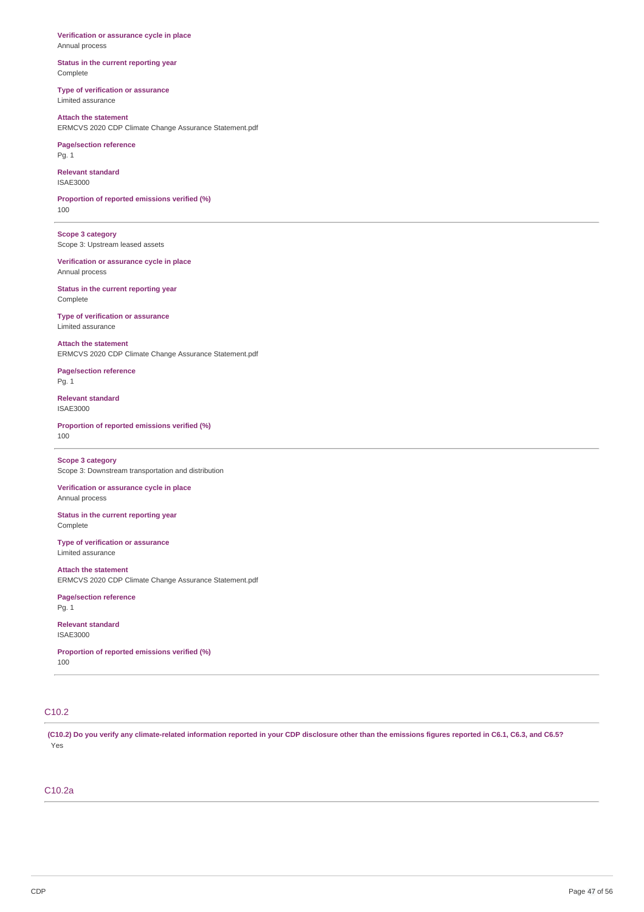**Verification or assurance cycle in place**
Annual process

**Status in the current reporting year**
Complete

**Type of verification or assurance**
Limited assurance

**Attach the statement**
ERMCVS 2020 CDP Climate Change Assurance Statement.pdf

**Page/section reference**
Pg. 1

**Relevant standard**
ISAE3000

**Proportion of reported emissions verified (%)**
100

---

**Scope 3 category**
Scope 3: Upstream leased assets

**Verification or assurance cycle in place**
Annual process

**Status in the current reporting year**
Complete

**Type of verification or assurance**
Limited assurance

**Attach the statement**
ERMCVS 2020 CDP Climate Change Assurance Statement.pdf

**Page/section reference**
Pg. 1

**Relevant standard**
ISAE3000

**Proportion of reported emissions verified (%)**
100

---

**Scope 3 category**
Scope 3: Downstream transportation and distribution

**Verification or assurance cycle in place**
Annual process

**Status in the current reporting year**
Complete

**Type of verification or assurance**
Limited assurance

**Attach the statement**
ERMCVS 2020 CDP Climate Change Assurance Statement.pdf

**Page/section reference**
Pg. 1

**Relevant standard**
ISAE3000

**Proportion of reported emissions verified (%)**
100

---

## C10.2

**(C10.2) Do you verify any climate-related information reported in your CDP disclosure other than the emissions figures reported in C6.1, C6.3, and C6.5?**
Yes

## C10.2a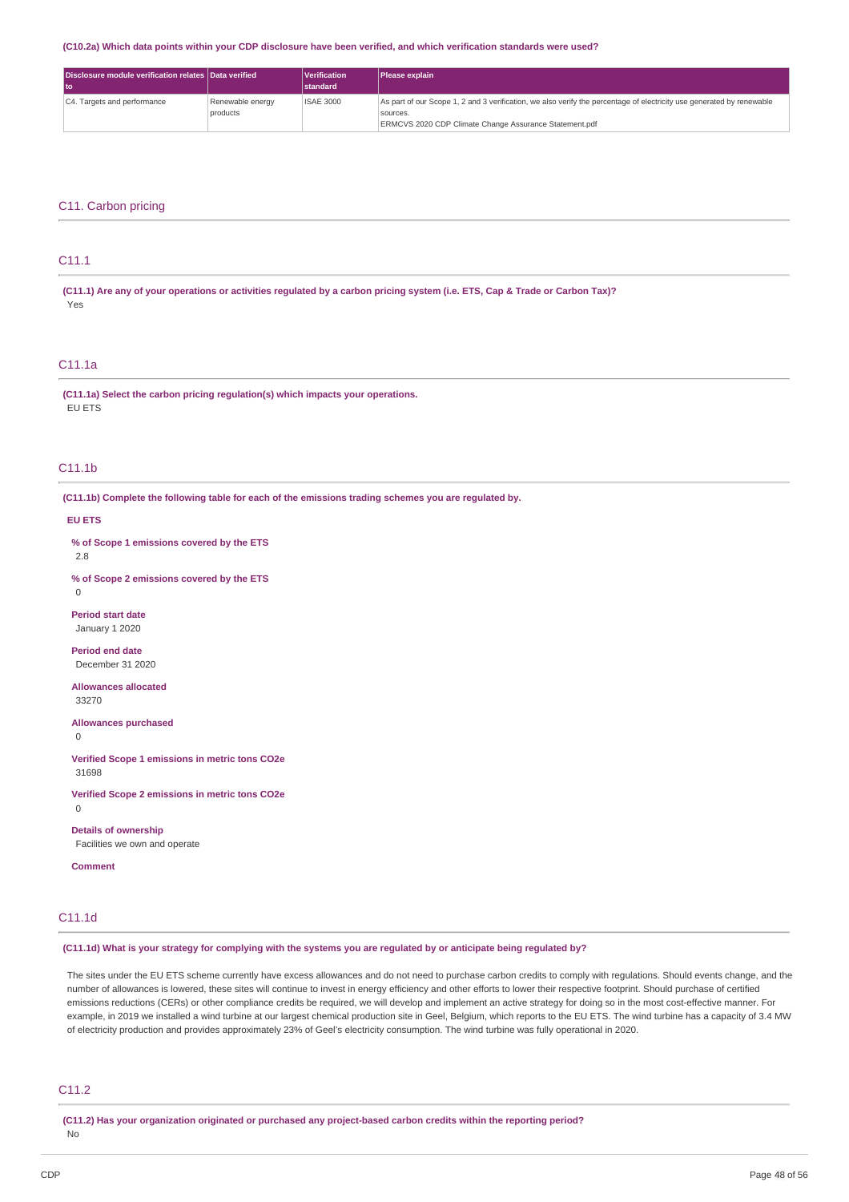**(C10.2a) Which data points within your CDP disclosure have been verified, and which verification standards were used?**

| Disclosure module verification relates to | Data verified | Verification standard | Please explain |
|---|---|---|---|
| C4. Targets and performance | Renewable energy products | ISAE 3000 | As part of our Scope 1, 2 and 3 verification, we also verify the percentage of electricity use generated by renewable sources. ERMCVS 2020 CDP Climate Change Assurance Statement.pdf |

## C11. Carbon pricing

### C11.1

**(C11.1) Are any of your operations or activities regulated by a carbon pricing system (i.e. ETS, Cap & Trade or Carbon Tax)?**

Yes

### C11.1a

**(C11.1a) Select the carbon pricing regulation(s) which impacts your operations.**

EU ETS

### C11.1b

**(C11.1b) Complete the following table for each of the emissions trading schemes you are regulated by.**

**EU ETS**

**% of Scope 1 emissions covered by the ETS**

2.8

**% of Scope 2 emissions covered by the ETS**

0

**Period start date**

January 1 2020

**Period end date**

December 31 2020

**Allowances allocated**

33270

**Allowances purchased**

0

**Verified Scope 1 emissions in metric tons CO2e**

31698

**Verified Scope 2 emissions in metric tons CO2e**

0

**Details of ownership**

Facilities we own and operate

**Comment**

### C11.1d

**(C11.1d) What is your strategy for complying with the systems you are regulated by or anticipate being regulated by?**

The sites under the EU ETS scheme currently have excess allowances and do not need to purchase carbon credits to comply with regulations. Should events change, and the number of allowances is lowered, these sites will continue to invest in energy efficiency and other efforts to lower their respective footprint. Should purchase of certified emissions reductions (CERs) or other compliance credits be required, we will develop and implement an active strategy for doing so in the most cost-effective manner. For example, in 2019 we installed a wind turbine at our largest chemical production site in Geel, Belgium, which reports to the EU ETS. The wind turbine has a capacity of 3.4 MW of electricity production and provides approximately 23% of Geel's electricity consumption. The wind turbine was fully operational in 2020.

### C11.2

**(C11.2) Has your organization originated or purchased any project-based carbon credits within the reporting period?**

No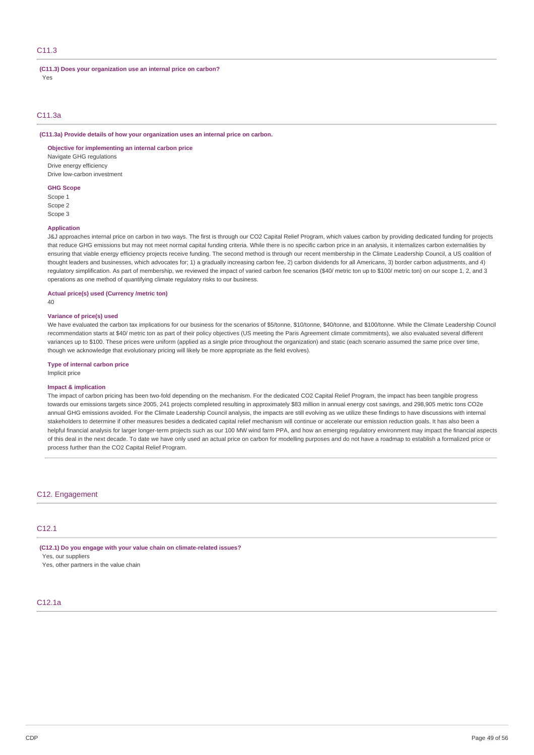## C11.3

**(C11.3) Does your organization use an internal price on carbon?**

Yes

## C11.3a

**(C11.3a) Provide details of how your organization uses an internal price on carbon.**

**Objective for implementing an internal carbon price**

Navigate GHG regulations
Drive energy efficiency
Drive low-carbon investment

**GHG Scope**

Scope 1
Scope 2
Scope 3

**Application**

J&J approaches internal price on carbon in two ways. The first is through our CO2 Capital Relief Program, which values carbon by providing dedicated funding for projects that reduce GHG emissions but may not meet normal capital funding criteria. While there is no specific carbon price in an analysis, it internalizes carbon externalities by ensuring that viable energy efficiency projects receive funding. The second method is through our recent membership in the Climate Leadership Council, a US coalition of thought leaders and businesses, which advocates for; 1) a gradually increasing carbon fee, 2) carbon dividends for all Americans, 3) border carbon adjustments, and 4) regulatory simplification. As part of membership, we reviewed the impact of varied carbon fee scenarios ($40/ metric ton up to $100/ metric ton) on our scope 1, 2, and 3 operations as one method of quantifying climate regulatory risks to our business.

**Actual price(s) used (Currency /metric ton)**

40

**Variance of price(s) used**

We have evaluated the carbon tax implications for our business for the scenarios of $5/tonne, $10/tonne, $40/tonne, and $100/tonne. While the Climate Leadership Council recommendation starts at $40/ metric ton as part of their policy objectives (US meeting the Paris Agreement climate commitments), we also evaluated several different variances up to $100. These prices were uniform (applied as a single price throughout the organization) and static (each scenario assumed the same price over time, though we acknowledge that evolutionary pricing will likely be more appropriate as the field evolves).

**Type of internal carbon price**

Implicit price

**Impact & implication**

The impact of carbon pricing has been two-fold depending on the mechanism. For the dedicated CO2 Capital Relief Program, the impact has been tangible progress towards our emissions targets since 2005, 241 projects completed resulting in approximately $83 million in annual energy cost savings, and 298,905 metric tons CO2e annual GHG emissions avoided. For the Climate Leadership Council analysis, the impacts are still evolving as we utilize these findings to have discussions with internal stakeholders to determine if other measures besides a dedicated capital relief mechanism will continue or accelerate our emission reduction goals. It has also been a helpful financial analysis for larger longer-term projects such as our 100 MW wind farm PPA, and how an emerging regulatory environment may impact the financial aspects of this deal in the next decade. To date we have only used an actual price on carbon for modelling purposes and do not have a roadmap to establish a formalized price or process further than the CO2 Capital Relief Program.

# C12. Engagement

## C12.1

**(C12.1) Do you engage with your value chain on climate-related issues?**

Yes, our suppliers
Yes, other partners in the value chain

## C12.1a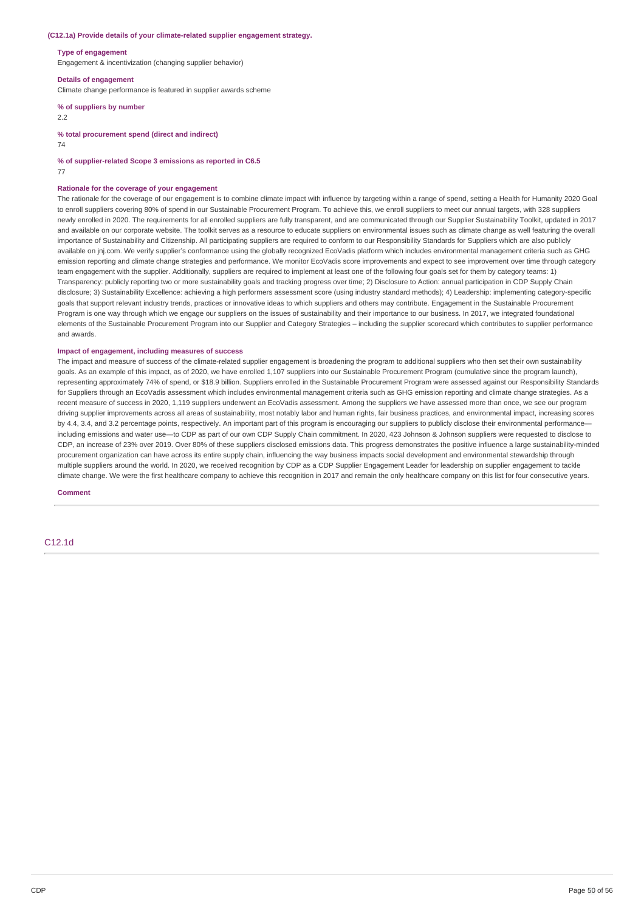**(C12.1a) Provide details of your climate-related supplier engagement strategy.**

**Type of engagement**

Engagement & incentivization (changing supplier behavior)

**Details of engagement**

Climate change performance is featured in supplier awards scheme

**% of suppliers by number**

2.2

**% total procurement spend (direct and indirect)**

74

**% of supplier-related Scope 3 emissions as reported in C6.5**

77

**Rationale for the coverage of your engagement**

The rationale for the coverage of our engagement is to combine climate impact with influence by targeting within a range of spend, setting a Health for Humanity 2020 Goal to enroll suppliers covering 80% of spend in our Sustainable Procurement Program. To achieve this, we enroll suppliers to meet our annual targets, with 328 suppliers newly enrolled in 2020. The requirements for all enrolled suppliers are fully transparent, and are communicated through our Supplier Sustainability Toolkit, updated in 2017 and available on our corporate website. The toolkit serves as a resource to educate suppliers on environmental issues such as climate change as well featuring the overall importance of Sustainability and Citizenship. All participating suppliers are required to conform to our Responsibility Standards for Suppliers which are also publicly available on jnj.com. We verify supplier's conformance using the globally recognized EcoVadis platform which includes environmental management criteria such as GHG emission reporting and climate change strategies and performance. We monitor EcoVadis score improvements and expect to see improvement over time through category team engagement with the supplier. Additionally, suppliers are required to implement at least one of the following four goals set for them by category teams: 1) Transparency: publicly reporting two or more sustainability goals and tracking progress over time; 2) Disclosure to Action: annual participation in CDP Supply Chain disclosure; 3) Sustainability Excellence: achieving a high performers assessment score (using industry standard methods); 4) Leadership: implementing category-specific goals that support relevant industry trends, practices or innovative ideas to which suppliers and others may contribute. Engagement in the Sustainable Procurement Program is one way through which we engage our suppliers on the issues of sustainability and their importance to our business. In 2017, we integrated foundational elements of the Sustainable Procurement Program into our Supplier and Category Strategies – including the supplier scorecard which contributes to supplier performance and awards.

**Impact of engagement, including measures of success**

The impact and measure of success of the climate-related supplier engagement is broadening the program to additional suppliers who then set their own sustainability goals. As an example of this impact, as of 2020, we have enrolled 1,107 suppliers into our Sustainable Procurement Program (cumulative since the program launch), representing approximately 74% of spend, or $18.9 billion. Suppliers enrolled in the Sustainable Procurement Program were assessed against our Responsibility Standards for Suppliers through an EcoVadis assessment which includes environmental management criteria such as GHG emission reporting and climate change strategies. As a recent measure of success in 2020, 1,119 suppliers underwent an EcoVadis assessment. Among the suppliers we have assessed more than once, we see our program driving supplier improvements across all areas of sustainability, most notably labor and human rights, fair business practices, and environmental impact, increasing scores by 4.4, 3.4, and 3.2 percentage points, respectively. An important part of this program is encouraging our suppliers to publicly disclose their environmental performance—including emissions and water use—to CDP as part of our own CDP Supply Chain commitment. In 2020, 423 Johnson & Johnson suppliers were requested to disclose to CDP, an increase of 23% over 2019. Over 80% of these suppliers disclosed emissions data. This progress demonstrates the positive influence a large sustainability-minded procurement organization can have across its entire supply chain, influencing the way business impacts social development and environmental stewardship through multiple suppliers around the world. In 2020, we received recognition by CDP as a CDP Supplier Engagement Leader for leadership on supplier engagement to tackle climate change. We were the first healthcare company to achieve this recognition in 2017 and remain the only healthcare company on this list for four consecutive years.

**Comment**

## C12.1d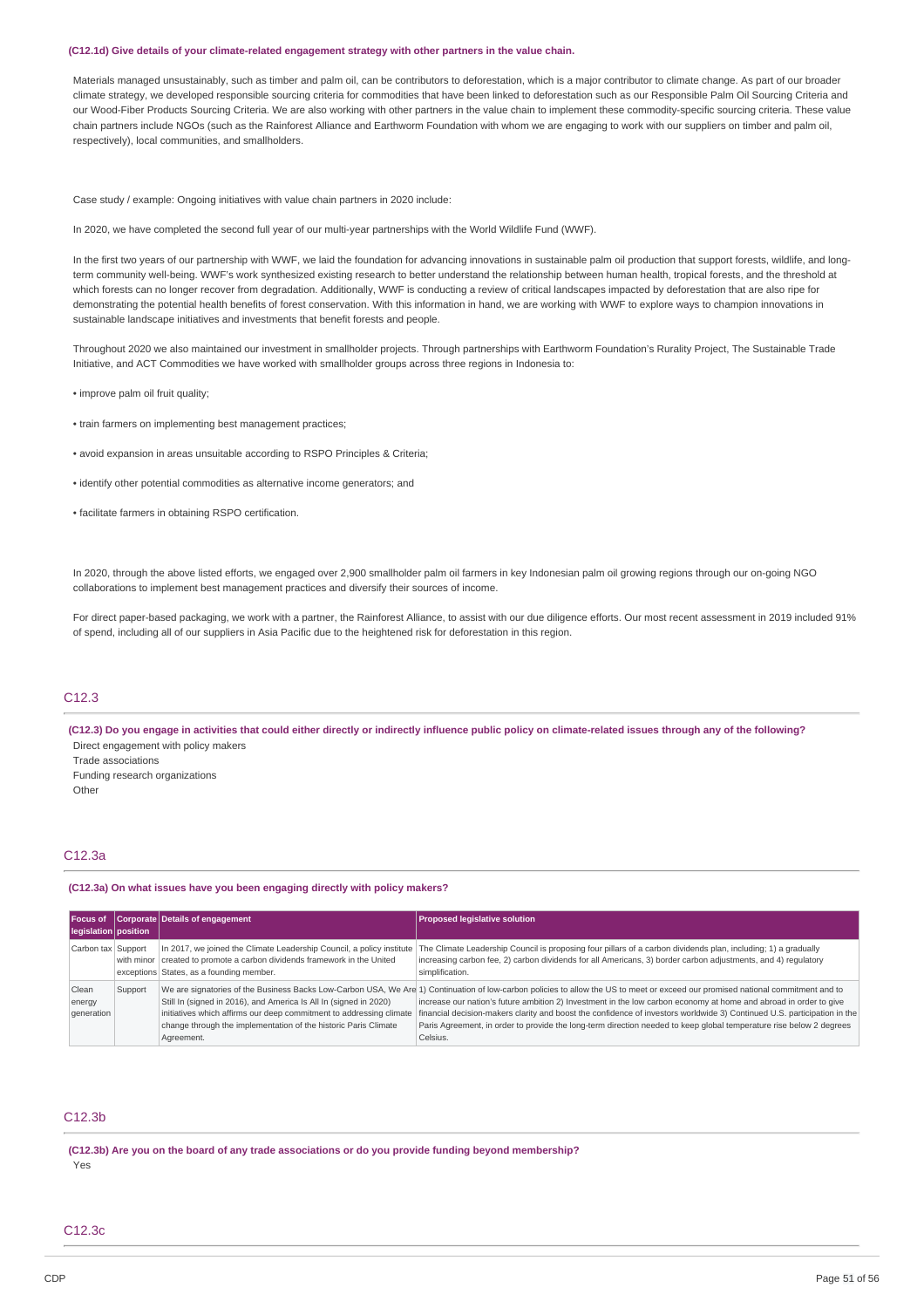**(C12.1d) Give details of your climate-related engagement strategy with other partners in the value chain.**

Materials managed unsustainably, such as timber and palm oil, can be contributors to deforestation, which is a major contributor to climate change. As part of our broader climate strategy, we developed responsible sourcing criteria for commodities that have been linked to deforestation such as our Responsible Palm Oil Sourcing Criteria and our Wood-Fiber Products Sourcing Criteria. We are also working with other partners in the value chain to implement these commodity-specific sourcing criteria. These value chain partners include NGOs (such as the Rainforest Alliance and Earthworm Foundation with whom we are engaging to work with our suppliers on timber and palm oil, respectively), local communities, and smallholders.

Case study / example: Ongoing initiatives with value chain partners in 2020 include:

In 2020, we have completed the second full year of our multi-year partnerships with the World Wildlife Fund (WWF).

In the first two years of our partnership with WWF, we laid the foundation for advancing innovations in sustainable palm oil production that support forests, wildlife, and long-term community well-being. WWF's work synthesized existing research to better understand the relationship between human health, tropical forests, and the threshold at which forests can no longer recover from degradation. Additionally, WWF is conducting a review of critical landscapes impacted by deforestation that are also ripe for demonstrating the potential health benefits of forest conservation. With this information in hand, we are working with WWF to explore ways to champion innovations in sustainable landscape initiatives and investments that benefit forests and people.

Throughout 2020 we also maintained our investment in smallholder projects. Through partnerships with Earthworm Foundation's Rurality Project, The Sustainable Trade Initiative, and ACT Commodities we have worked with smallholder groups across three regions in Indonesia to:

• improve palm oil fruit quality;

• train farmers on implementing best management practices;

• avoid expansion in areas unsuitable according to RSPO Principles & Criteria;

• identify other potential commodities as alternative income generators; and

• facilitate farmers in obtaining RSPO certification.

In 2020, through the above listed efforts, we engaged over 2,900 smallholder palm oil farmers in key Indonesian palm oil growing regions through our on-going NGO collaborations to implement best management practices and diversify their sources of income.

For direct paper-based packaging, we work with a partner, the Rainforest Alliance, to assist with our due diligence efforts. Our most recent assessment in 2019 included 91% of spend, including all of our suppliers in Asia Pacific due to the heightened risk for deforestation in this region.

## C12.3

**(C12.3) Do you engage in activities that could either directly or indirectly influence public policy on climate-related issues through any of the following?**

Direct engagement with policy makers
Trade associations
Funding research organizations
Other

## C12.3a

**(C12.3a) On what issues have you been engaging directly with policy makers?**

| Focus of legislation | Corporate position | Details of engagement | Proposed legislative solution |
|---|---|---|---|
| Carbon tax | Support with minor exceptions | In 2017, we joined the Climate Leadership Council, a policy institute created to promote a carbon dividends framework in the United States, as a founding member. | The Climate Leadership Council is proposing four pillars of a carbon dividends plan, including; 1) a gradually increasing carbon fee, 2) carbon dividends for all Americans, 3) border carbon adjustments, and 4) regulatory simplification. |
| Clean energy generation | Support | We are signatories of the Business Backs Low-Carbon USA, We Are Still In (signed in 2016), and America Is All In (signed in 2020) initiatives which affirms our deep commitment to addressing climate change through the implementation of the historic Paris Climate Agreement. | 1) Continuation of low-carbon policies to allow the US to meet or exceed our promised national commitment and to increase our nation's future ambition 2) Investment in the low carbon economy at home and abroad in order to give financial decision-makers clarity and boost the confidence of investors worldwide 3) Continued U.S. participation in the Paris Agreement, in order to provide the long-term direction needed to keep global temperature rise below 2 degrees Celsius. |

## C12.3b

**(C12.3b) Are you on the board of any trade associations or do you provide funding beyond membership?**

Yes

## C12.3c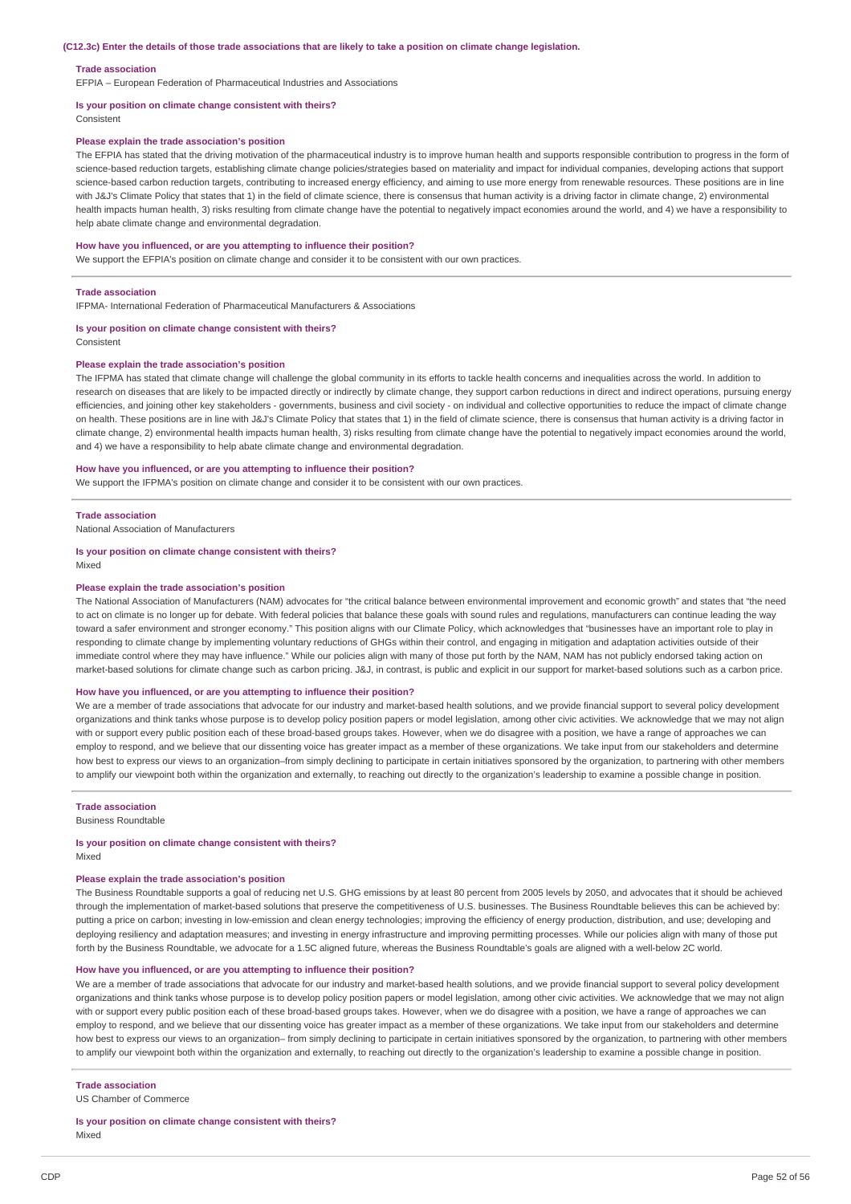### (C12.3c) Enter the details of those trade associations that are likely to take a position on climate change legislation.

**Trade association**

EFPIA – European Federation of Pharmaceutical Industries and Associations

**Is your position on climate change consistent with theirs?**

Consistent

**Please explain the trade association's position**

The EFPIA has stated that the driving motivation of the pharmaceutical industry is to improve human health and supports responsible contribution to progress in the form of science-based reduction targets, establishing climate change policies/strategies based on materiality and impact for individual companies, developing actions that support science-based carbon reduction targets, contributing to increased energy efficiency, and aiming to use more energy from renewable resources. These positions are in line with J&J's Climate Policy that states that 1) in the field of climate science, there is consensus that human activity is a driving factor in climate change, 2) environmental health impacts human health, 3) risks resulting from climate change have the potential to negatively impact economies around the world, and 4) we have a responsibility to help abate climate change and environmental degradation.

**How have you influenced, or are you attempting to influence their position?**

We support the EFPIA's position on climate change and consider it to be consistent with our own practices.

---

**Trade association**

IFPMA- International Federation of Pharmaceutical Manufacturers & Associations

**Is your position on climate change consistent with theirs?**

Consistent

**Please explain the trade association's position**

The IFPMA has stated that climate change will challenge the global community in its efforts to tackle health concerns and inequalities across the world. In addition to research on diseases that are likely to be impacted directly or indirectly by climate change, they support carbon reductions in direct and indirect operations, pursuing energy efficiencies, and joining other key stakeholders - governments, business and civil society - on individual and collective opportunities to reduce the impact of climate change on health. These positions are in line with J&J's Climate Policy that states that 1) in the field of climate science, there is consensus that human activity is a driving factor in climate change, 2) environmental health impacts human health, 3) risks resulting from climate change have the potential to negatively impact economies around the world, and 4) we have a responsibility to help abate climate change and environmental degradation.

**How have you influenced, or are you attempting to influence their position?**

We support the IFPMA's position on climate change and consider it to be consistent with our own practices.

---

**Trade association**

National Association of Manufacturers

**Is your position on climate change consistent with theirs?**

Mixed

**Please explain the trade association's position**

The National Association of Manufacturers (NAM) advocates for "the critical balance between environmental improvement and economic growth" and states that "the need to act on climate is no longer up for debate. With federal policies that balance these goals with sound rules and regulations, manufacturers can continue leading the way toward a safer environment and stronger economy." This position aligns with our Climate Policy, which acknowledges that "businesses have an important role to play in responding to climate change by implementing voluntary reductions of GHGs within their control, and engaging in mitigation and adaptation activities outside of their immediate control where they may have influence." While our policies align with many of those put forth by the NAM, NAM has not publicly endorsed taking action on market-based solutions for climate change such as carbon pricing. J&J, in contrast, is public and explicit in our support for market-based solutions such as a carbon price.

**How have you influenced, or are you attempting to influence their position?**

We are a member of trade associations that advocate for our industry and market-based health solutions, and we provide financial support to several policy development organizations and think tanks whose purpose is to develop policy position papers or model legislation, among other civic activities. We acknowledge that we may not align with or support every public position each of these broad-based groups takes. However, when we do disagree with a position, we have a range of approaches we can employ to respond, and we believe that our dissenting voice has greater impact as a member of these organizations. We take input from our stakeholders and determine how best to express our views to an organization–from simply declining to participate in certain initiatives sponsored by the organization, to partnering with other members to amplify our viewpoint both within the organization and externally, to reaching out directly to the organization's leadership to examine a possible change in position.

---

**Trade association**

Business Roundtable

**Is your position on climate change consistent with theirs?**

Mixed

**Please explain the trade association's position**

The Business Roundtable supports a goal of reducing net U.S. GHG emissions by at least 80 percent from 2005 levels by 2050, and advocates that it should be achieved through the implementation of market-based solutions that preserve the competitiveness of U.S. businesses. The Business Roundtable believes this can be achieved by: putting a price on carbon; investing in low-emission and clean energy technologies; improving the efficiency of energy production, distribution, and use; developing and deploying resiliency and adaptation measures; and investing in energy infrastructure and improving permitting processes. While our policies align with many of those put forth by the Business Roundtable, we advocate for a 1.5C aligned future, whereas the Business Roundtable's goals are aligned with a well-below 2C world.

**How have you influenced, or are you attempting to influence their position?**

We are a member of trade associations that advocate for our industry and market-based health solutions, and we provide financial support to several policy development organizations and think tanks whose purpose is to develop policy position papers or model legislation, among other civic activities. We acknowledge that we may not align with or support every public position each of these broad-based groups takes. However, when we do disagree with a position, we have a range of approaches we can employ to respond, and we believe that our dissenting voice has greater impact as a member of these organizations. We take input from our stakeholders and determine how best to express our views to an organization– from simply declining to participate in certain initiatives sponsored by the organization, to partnering with other members to amplify our viewpoint both within the organization and externally, to reaching out directly to the organization's leadership to examine a possible change in position.

---

**Trade association**

US Chamber of Commerce

**Is your position on climate change consistent with theirs?**

Mixed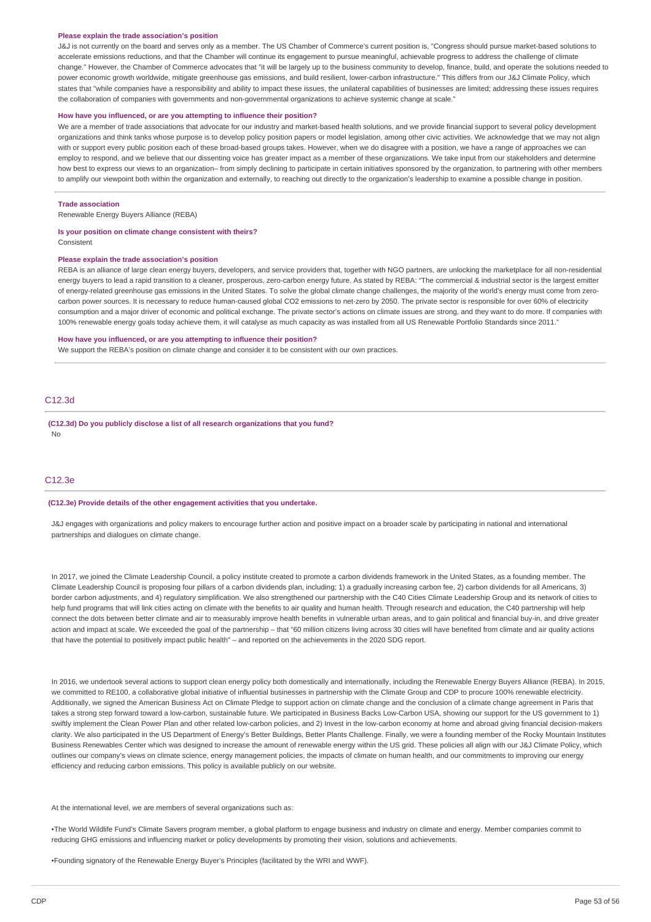**Please explain the trade association's position**

J&J is not currently on the board and serves only as a member. The US Chamber of Commerce's current position is, "Congress should pursue market-based solutions to accelerate emissions reductions, and that the Chamber will continue its engagement to pursue meaningful, achievable progress to address the challenge of climate change." However, the Chamber of Commerce advocates that "it will be largely up to the business community to develop, finance, build, and operate the solutions needed to power economic growth worldwide, mitigate greenhouse gas emissions, and build resilient, lower-carbon infrastructure." This differs from our J&J Climate Policy, which states that "while companies have a responsibility and ability to impact these issues, the unilateral capabilities of businesses are limited; addressing these issues requires the collaboration of companies with governments and non-governmental organizations to achieve systemic change at scale."

**How have you influenced, or are you attempting to influence their position?**

We are a member of trade associations that advocate for our industry and market-based health solutions, and we provide financial support to several policy development organizations and think tanks whose purpose is to develop policy position papers or model legislation, among other civic activities. We acknowledge that we may not align with or support every public position each of these broad-based groups takes. However, when we do disagree with a position, we have a range of approaches we can employ to respond, and we believe that our dissenting voice has greater impact as a member of these organizations. We take input from our stakeholders and determine how best to express our views to an organization– from simply declining to participate in certain initiatives sponsored by the organization, to partnering with other members to amplify our viewpoint both within the organization and externally, to reaching out directly to the organization's leadership to examine a possible change in position.

**Trade association**

Renewable Energy Buyers Alliance (REBA)

**Is your position on climate change consistent with theirs?**

Consistent

**Please explain the trade association's position**

REBA is an alliance of large clean energy buyers, developers, and service providers that, together with NGO partners, are unlocking the marketplace for all non-residential energy buyers to lead a rapid transition to a cleaner, prosperous, zero-carbon energy future. As stated by REBA: "The commercial & industrial sector is the largest emitter of energy-related greenhouse gas emissions in the United States. To solve the global climate change challenges, the majority of the world's energy must come from zero-carbon power sources. It is necessary to reduce human-caused global $CO_2$ emissions to net-zero by 2050. The private sector is responsible for over 60% of electricity consumption and a major driver of economic and political exchange. The private sector's actions on climate issues are strong, and they want to do more. If companies with 100% renewable energy goals today achieve them, it will catalyse as much capacity as was installed from all US Renewable Portfolio Standards since 2011."

**How have you influenced, or are you attempting to influence their position?**

We support the REBA's position on climate change and consider it to be consistent with our own practices.

## C12.3d

**(C12.3d) Do you publicly disclose a list of all research organizations that you fund?**

No

## C12.3e

**(C12.3e) Provide details of the other engagement activities that you undertake.**

J&J engages with organizations and policy makers to encourage further action and positive impact on a broader scale by participating in national and international partnerships and dialogues on climate change.

In 2017, we joined the Climate Leadership Council, a policy institute created to promote a carbon dividends framework in the United States, as a founding member. The Climate Leadership Council is proposing four pillars of a carbon dividends plan, including; 1) a gradually increasing carbon fee, 2) carbon dividends for all Americans, 3) border carbon adjustments, and 4) regulatory simplification. We also strengthened our partnership with the C40 Cities Climate Leadership Group and its network of cities to help fund programs that will link cities acting on climate with the benefits to air quality and human health. Through research and education, the C40 partnership will help connect the dots between better climate and air to measurably improve health benefits in vulnerable urban areas, and to gain political and financial buy-in, and drive greater action and impact at scale. We exceeded the goal of the partnership – that "60 million citizens living across 30 cities will have benefited from climate and air quality actions that have the potential to positively impact public health" – and reported on the achievements in the 2020 SDG report.

In 2016, we undertook several actions to support clean energy policy both domestically and internationally, including the Renewable Energy Buyers Alliance (REBA). In 2015, we committed to RE100, a collaborative global initiative of influential businesses in partnership with the Climate Group and CDP to procure 100% renewable electricity. Additionally, we signed the American Business Act on Climate Pledge to support action on climate change and the conclusion of a climate change agreement in Paris that takes a strong step forward toward a low-carbon, sustainable future. We participated in Business Backs Low-Carbon USA, showing our support for the US government to 1) swiftly implement the Clean Power Plan and other related low-carbon policies, and 2) Invest in the low-carbon economy at home and abroad giving financial decision-makers clarity. We also participated in the US Department of Energy's Better Buildings, Better Plants Challenge. Finally, we were a founding member of the Rocky Mountain Institutes Business Renewables Center which was designed to increase the amount of renewable energy within the US grid. These policies all align with our J&J Climate Policy, which outlines our company's views on climate science, energy management policies, the impacts of climate on human health, and our commitments to improving our energy efficiency and reducing carbon emissions. This policy is available publicly on our website.

At the international level, we are members of several organizations such as:

•The World Wildlife Fund's Climate Savers program member, a global platform to engage business and industry on climate and energy. Member companies commit to reducing GHG emissions and influencing market or policy developments by promoting their vision, solutions and achievements.

•Founding signatory of the Renewable Energy Buyer's Principles (facilitated by the WRI and WWF).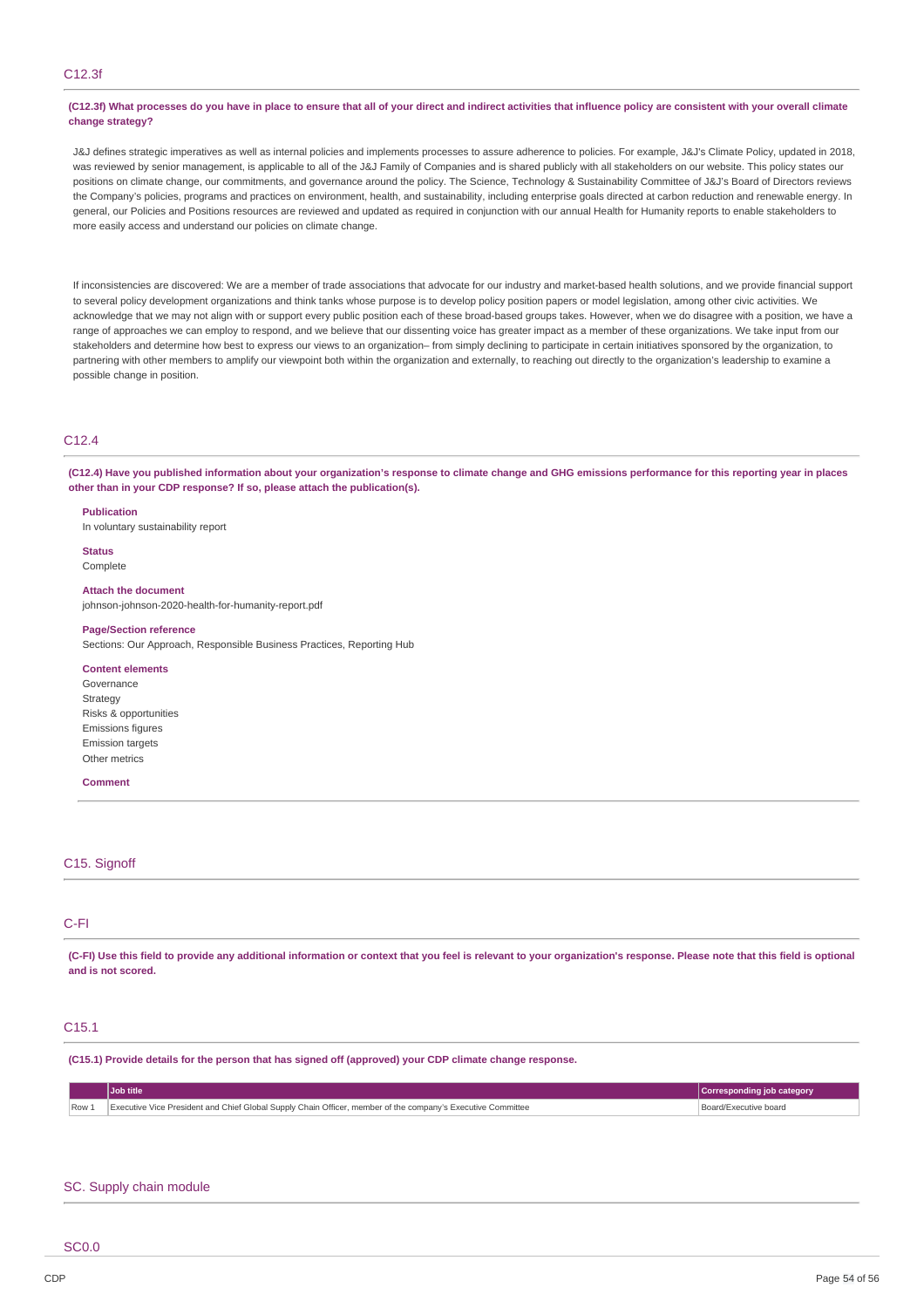## C12.3f

**(C12.3f) What processes do you have in place to ensure that all of your direct and indirect activities that influence policy are consistent with your overall climate change strategy?**

J&J defines strategic imperatives as well as internal policies and implements processes to assure adherence to policies. For example, J&J's Climate Policy, updated in 2018, was reviewed by senior management, is applicable to all of the J&J Family of Companies and is shared publicly with all stakeholders on our website. This policy states our positions on climate change, our commitments, and governance around the policy. The Science, Technology & Sustainability Committee of J&J's Board of Directors reviews the Company's policies, programs and practices on environment, health, and sustainability, including enterprise goals directed at carbon reduction and renewable energy. In general, our Policies and Positions resources are reviewed and updated as required in conjunction with our annual Health for Humanity reports to enable stakeholders to more easily access and understand our policies on climate change.

If inconsistencies are discovered: We are a member of trade associations that advocate for our industry and market-based health solutions, and we provide financial support to several policy development organizations and think tanks whose purpose is to develop policy position papers or model legislation, among other civic activities. We acknowledge that we may not align with or support every public position each of these broad-based groups takes. However, when we do disagree with a position, we have a range of approaches we can employ to respond, and we believe that our dissenting voice has greater impact as a member of these organizations. We take input from our stakeholders and determine how best to express our views to an organization– from simply declining to participate in certain initiatives sponsored by the organization, to partnering with other members to amplify our viewpoint both within the organization and externally, to reaching out directly to the organization's leadership to examine a possible change in position.

## C12.4

**(C12.4) Have you published information about your organization's response to climate change and GHG emissions performance for this reporting year in places other than in your CDP response? If so, please attach the publication(s).**

**Publication**
In voluntary sustainability report

**Status**
Complete

**Attach the document**
johnson-johnson-2020-health-for-humanity-report.pdf

**Page/Section reference**
Sections: Our Approach, Responsible Business Practices, Reporting Hub

**Content elements**
Governance
Strategy
Risks & opportunities
Emissions figures
Emission targets
Other metrics

**Comment**

## C15. Signoff

## C-FI

**(C-FI) Use this field to provide any additional information or context that you feel is relevant to your organization's response. Please note that this field is optional and is not scored.**

## C15.1

**(C15.1) Provide details for the person that has signed off (approved) your CDP climate change response.**

| | Job title | Corresponding job category |
|---|---|---|
| Row 1 | Executive Vice President and Chief Global Supply Chain Officer, member of the company's Executive Committee | Board/Executive board |

## SC. Supply chain module

## SC0.0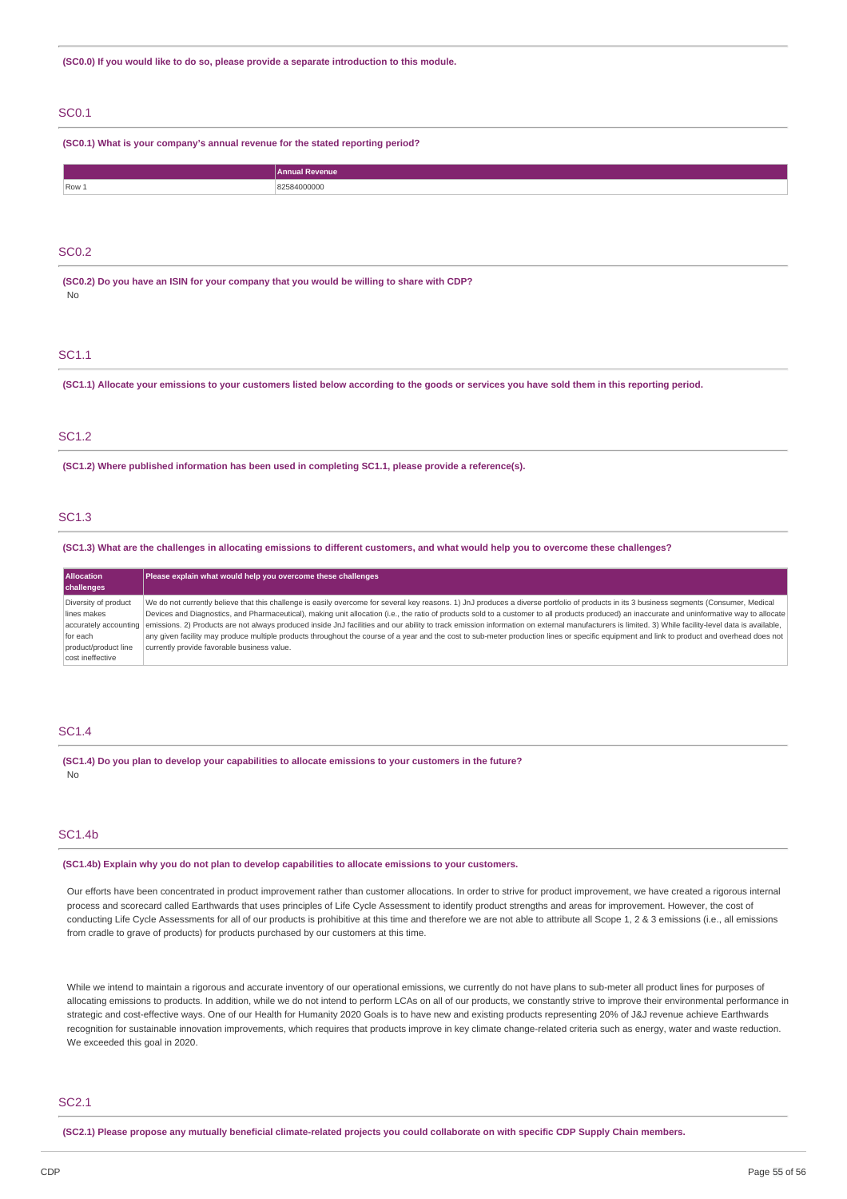**(SC0.0) If you would like to do so, please provide a separate introduction to this module.**

## SC0.1

**(SC0.1) What is your company's annual revenue for the stated reporting period?**

| | Annual Revenue |
|---|---|
| Row 1 | 82584000000 |

## SC0.2

**(SC0.2) Do you have an ISIN for your company that you would be willing to share with CDP?**

No

## SC1.1

**(SC1.1) Allocate your emissions to your customers listed below according to the goods or services you have sold them in this reporting period.**

## SC1.2

**(SC1.2) Where published information has been used in completing SC1.1, please provide a reference(s).**

## SC1.3

**(SC1.3) What are the challenges in allocating emissions to different customers, and what would help you to overcome these challenges?**

| Allocation challenges | Please explain what would help you overcome these challenges |
|---|---|
| Diversity of product lines makes accurately accounting for each product/product line cost ineffective | We do not currently believe that this challenge is easily overcome for several key reasons. 1) JnJ produces a diverse portfolio of products in its 3 business segments (Consumer, Medical Devices and Diagnostics, and Pharmaceutical), making unit allocation (i.e., the ratio of products sold to a customer to all products produced) an inaccurate and uninformative way to allocate emissions. 2) Products are not always produced inside JnJ facilities and our ability to track emission information on external manufacturers is limited. 3) While facility-level data is available, any given facility may produce multiple products throughout the course of a year and the cost to sub-meter production lines or specific equipment and link to product and overhead does not currently provide favorable business value. |

## SC1.4

**(SC1.4) Do you plan to develop your capabilities to allocate emissions to your customers in the future?**

No

## SC1.4b

**(SC1.4b) Explain why you do not plan to develop capabilities to allocate emissions to your customers.**

Our efforts have been concentrated in product improvement rather than customer allocations. In order to strive for product improvement, we have created a rigorous internal process and scorecard called Earthwards that uses principles of Life Cycle Assessment to identify product strengths and areas for improvement. However, the cost of conducting Life Cycle Assessments for all of our products is prohibitive at this time and therefore we are not able to attribute all Scope 1, 2 & 3 emissions (i.e., all emissions from cradle to grave of products) for products purchased by our customers at this time.

While we intend to maintain a rigorous and accurate inventory of our operational emissions, we currently do not have plans to sub-meter all product lines for purposes of allocating emissions to products. In addition, while we do not intend to perform LCAs on all of our products, we constantly strive to improve their environmental performance in strategic and cost-effective ways. One of our Health for Humanity 2020 Goals is to have new and existing products representing 20% of J&J revenue achieve Earthwards recognition for sustainable innovation improvements, which requires that products improve in key climate change-related criteria such as energy, water and waste reduction. We exceeded this goal in 2020.

## SC2.1

**(SC2.1) Please propose any mutually beneficial climate-related projects you could collaborate on with specific CDP Supply Chain members.**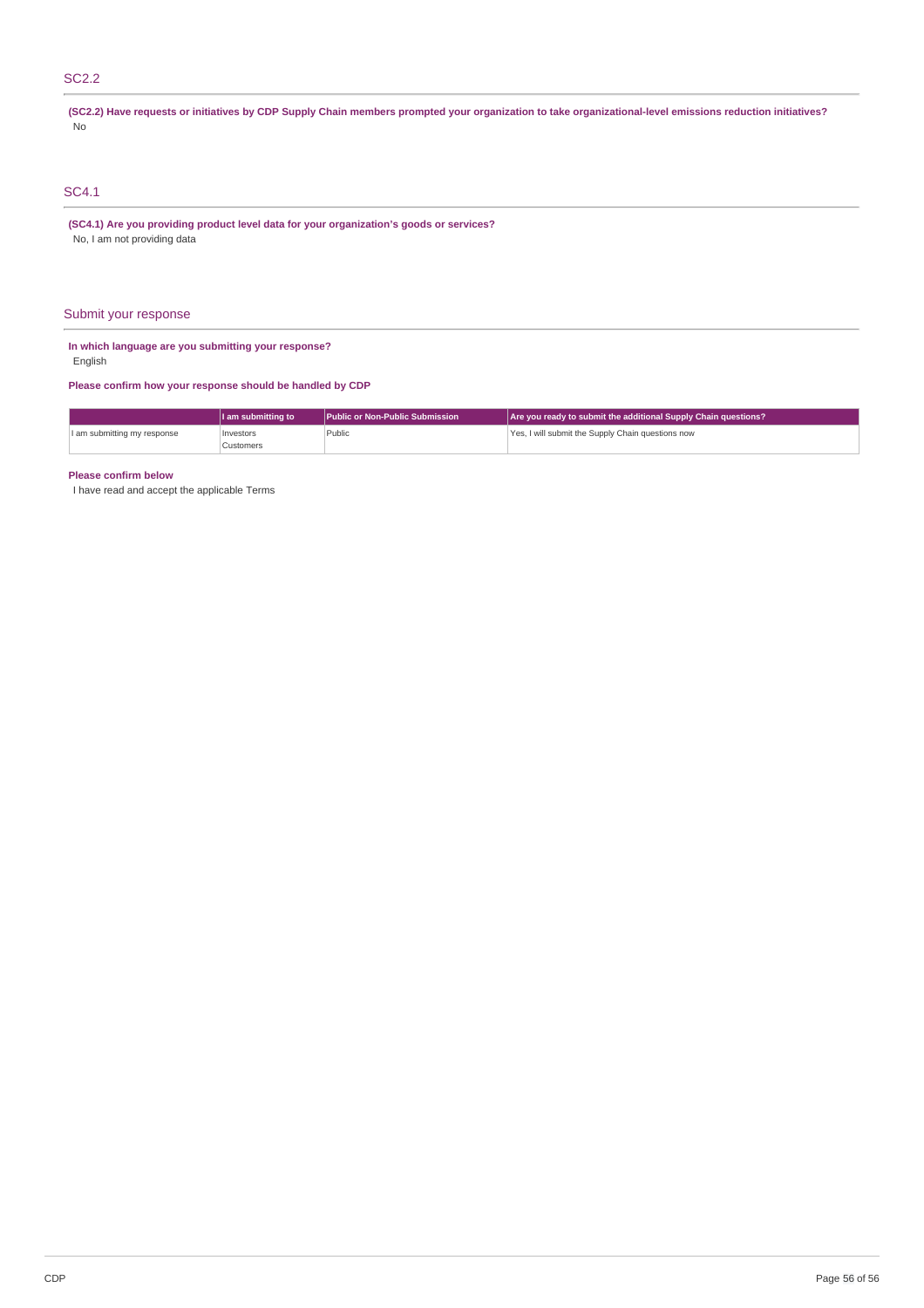## SC2.2

**(SC2.2) Have requests or initiatives by CDP Supply Chain members prompted your organization to take organizational-level emissions reduction initiatives?**

No

## SC4.1

**(SC4.1) Are you providing product level data for your organization's goods or services?**

No, I am not providing data

## Submit your response

**In which language are you submitting your response?**

English

**Please confirm how your response should be handled by CDP**

| | I am submitting to | Public or Non-Public Submission | Are you ready to submit the additional Supply Chain questions? |
|---|---|---|---|
| I am submitting my response | Investors<br>Customers | Public | Yes, I will submit the Supply Chain questions now |

**Please confirm below**

I have read and accept the applicable Terms